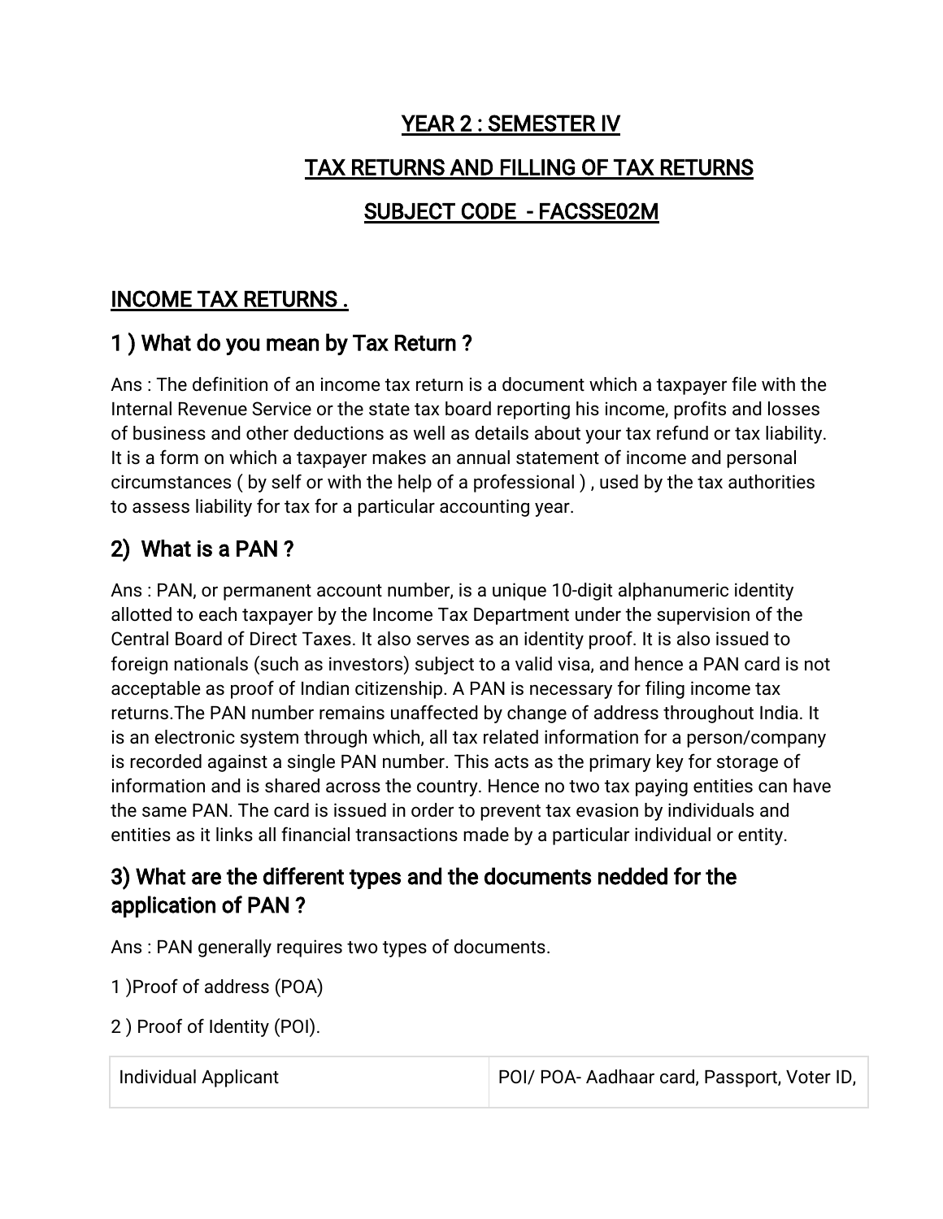# YEAR 2 : SEMESTER IV

# TAX RETURNS AND FILLING OF TAX RETURNS

# SUBJECT CODE - FACSSE02M

## INCOME TAX RETURNS .

## 1 ) What do you mean by Tax Return ?

Ans : The definition of an income tax return is a document which a taxpayer file with the Internal Revenue Service or the state tax board reporting his income, profits and losses of business and other deductions as well as details about your tax refund or tax liability. It is a form on which a taxpayer makes an annual statement of income and personal circumstances ( by self or with the help of a professional ) , used by the tax authorities to assess liability for tax for a particular accounting year.

## 2) What is a PAN ?

Ans : PAN, or permanent account number, is a unique 10-digit alphanumeric identity allotted to each taxpayer by the Income Tax Department under the supervision of the Central Board of Direct Taxes. It also serves as an identity proof. It is also issued to foreign nationals (such as investors) subject to a valid visa, and hence a PAN card is not acceptable as proof of Indian citizenship. A PAN is necessary for filing income tax returns.The PAN number remains unaffected by change of address throughout India. It is an electronic system through which, all tax related information for a person/company is recorded against a single PAN number. This acts as the primary key for storage of information and is shared across the country. Hence no two tax paying entities can have the same PAN. The card is issued in order to prevent tax evasion by individuals and entities as it links all financial transactions made by a particular individual or entity.

## 3) What are the different types and the documents nedded for the application of PAN ?

Ans : PAN generally requires two types of documents.

1 )Proof of address (POA)

2 ) Proof of Identity (POI).

| Individual Applicant | POI/ POA- Aadhaar card, Passport, Voter ID, |
|---|---|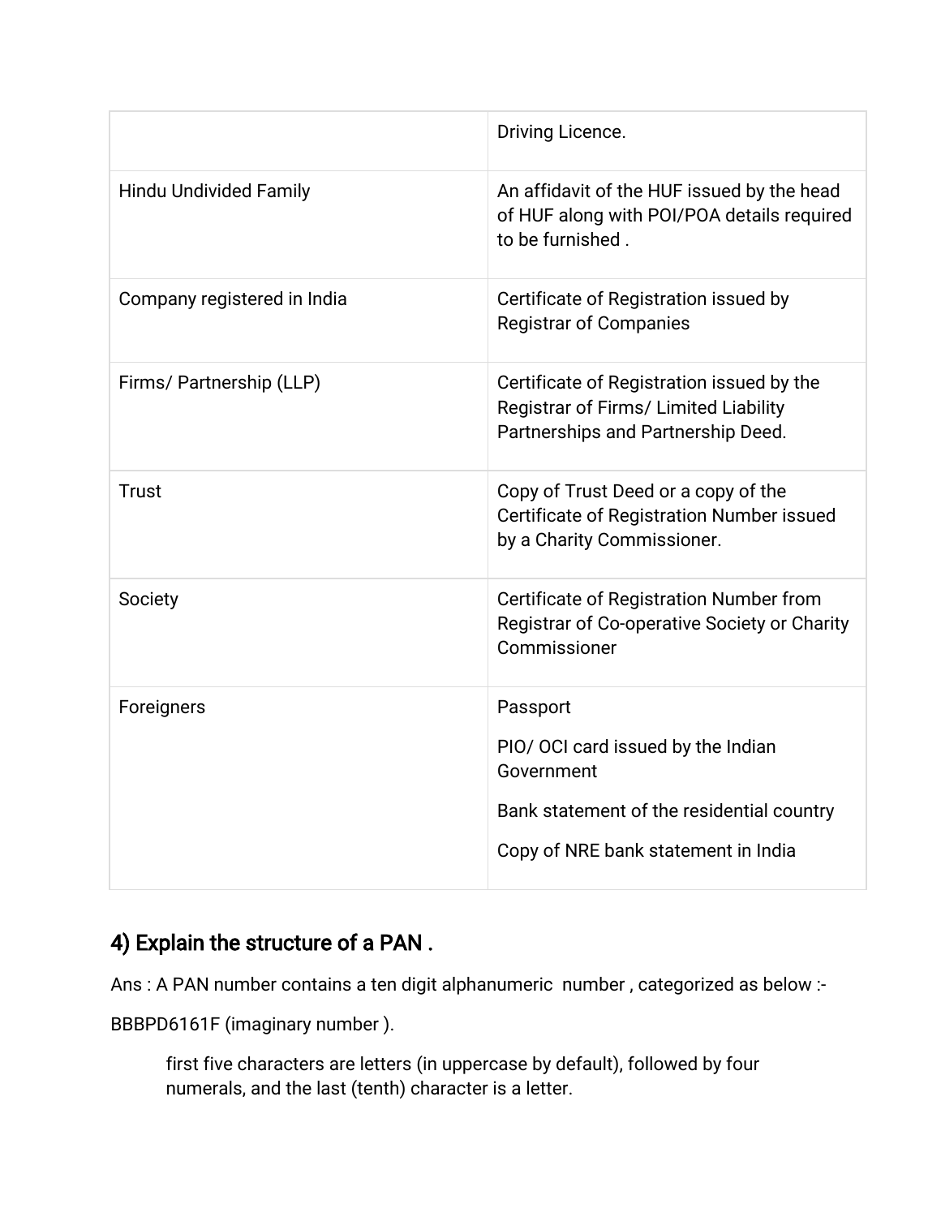| | |
|---|---|
| | Driving Licence. |
| Hindu Undivided Family | An affidavit of the HUF issued by the head of HUF along with POI/POA details required to be furnished . |
| Company registered in India | Certificate of Registration issued by Registrar of Companies |
| Firms/ Partnership (LLP) | Certificate of Registration issued by the Registrar of Firms/ Limited Liability Partnerships and Partnership Deed. |
| Trust | Copy of Trust Deed or a copy of the Certificate of Registration Number issued by a Charity Commissioner. |
| Society | Certificate of Registration Number from Registrar of Co-operative Society or Charity Commissioner |
| Foreigners | Passport<br>PIO/ OCI card issued by the Indian Government<br>Bank statement of the residential country<br>Copy of NRE bank statement in India |

## 4) Explain the structure of a PAN .

Ans : A PAN number contains a ten digit alphanumeric number , categorized as below :-

BBBPD6161F (imaginary number ).

> first five characters are letters (in uppercase by default), followed by four numerals, and the last (tenth) character is a letter.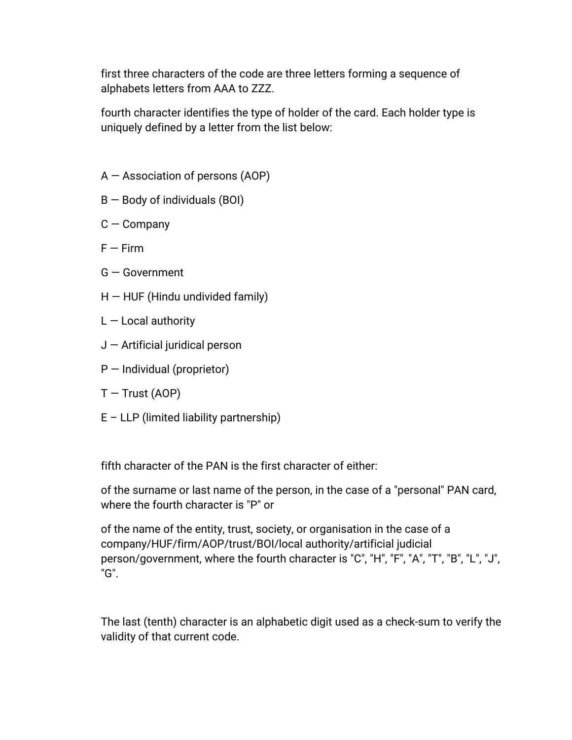first three characters of the code are three letters forming a sequence of alphabets letters from AAA to ZZZ.

fourth character identifies the type of holder of the card. Each holder type is uniquely defined by a letter from the list below:

A — Association of persons (AOP)

B — Body of individuals (BOI)

C — Company

F — Firm

G — Government

H — HUF (Hindu undivided family)

L — Local authority

J — Artificial juridical person

P — Individual (proprietor)

T — Trust (AOP)

E – LLP (limited liability partnership)

fifth character of the PAN is the first character of either:

of the surname or last name of the person, in the case of a "personal" PAN card, where the fourth character is "P" or

of the name of the entity, trust, society, or organisation in the case of a company/HUF/firm/AOP/trust/BOI/local authority/artificial judicial person/government, where the fourth character is "C", "H", "F", "A", "T", "B", "L", "J", "G".

The last (tenth) character is an alphabetic digit used as a check-sum to verify the validity of that current code.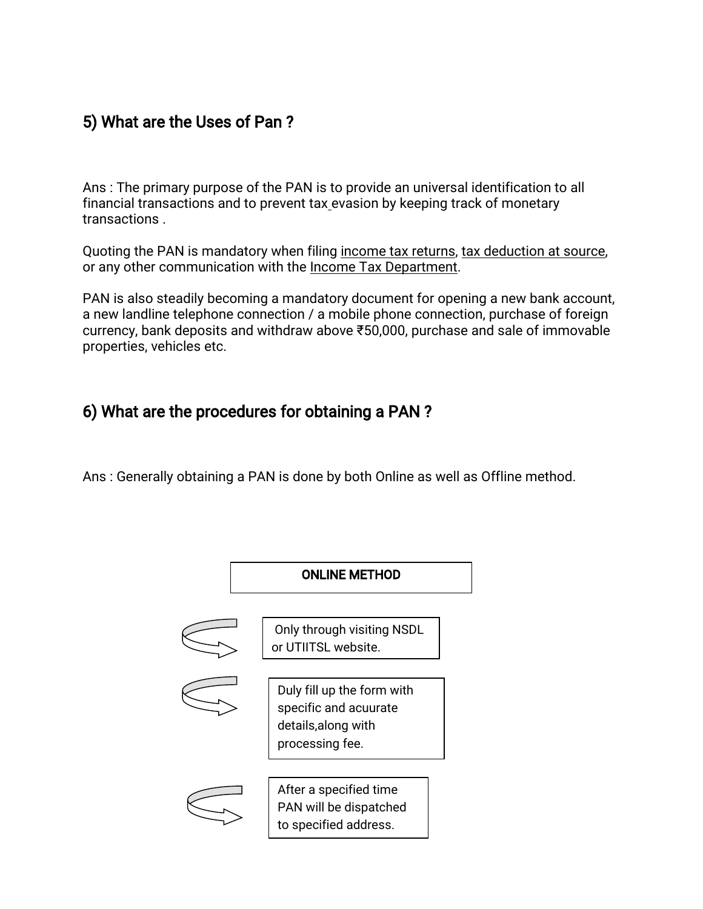## 5) What are the Uses of Pan ?

Ans : The primary purpose of the PAN is to provide an universal identification to all financial transactions and to prevent tax evasion by keeping track of monetary transactions .

Quoting the PAN is mandatory when filing income tax returns, tax deduction at source, or any other communication with the Income Tax Department.

PAN is also steadily becoming a mandatory document for opening a new bank account, a new landline telephone connection / a mobile phone connection, purchase of foreign currency, bank deposits and withdraw above ₹50,000, purchase and sale of immovable properties, vehicles etc.

## 6) What are the procedures for obtaining a PAN ?

Ans : Generally obtaining a PAN is done by both Online as well as Offline method.

**ONLINE METHOD**

- Only through visiting NSDL or UTIITSL website.
- Duly fill up the form with specific and acuurate details,along with processing fee.
- After a specified time PAN will be dispatched to specified address.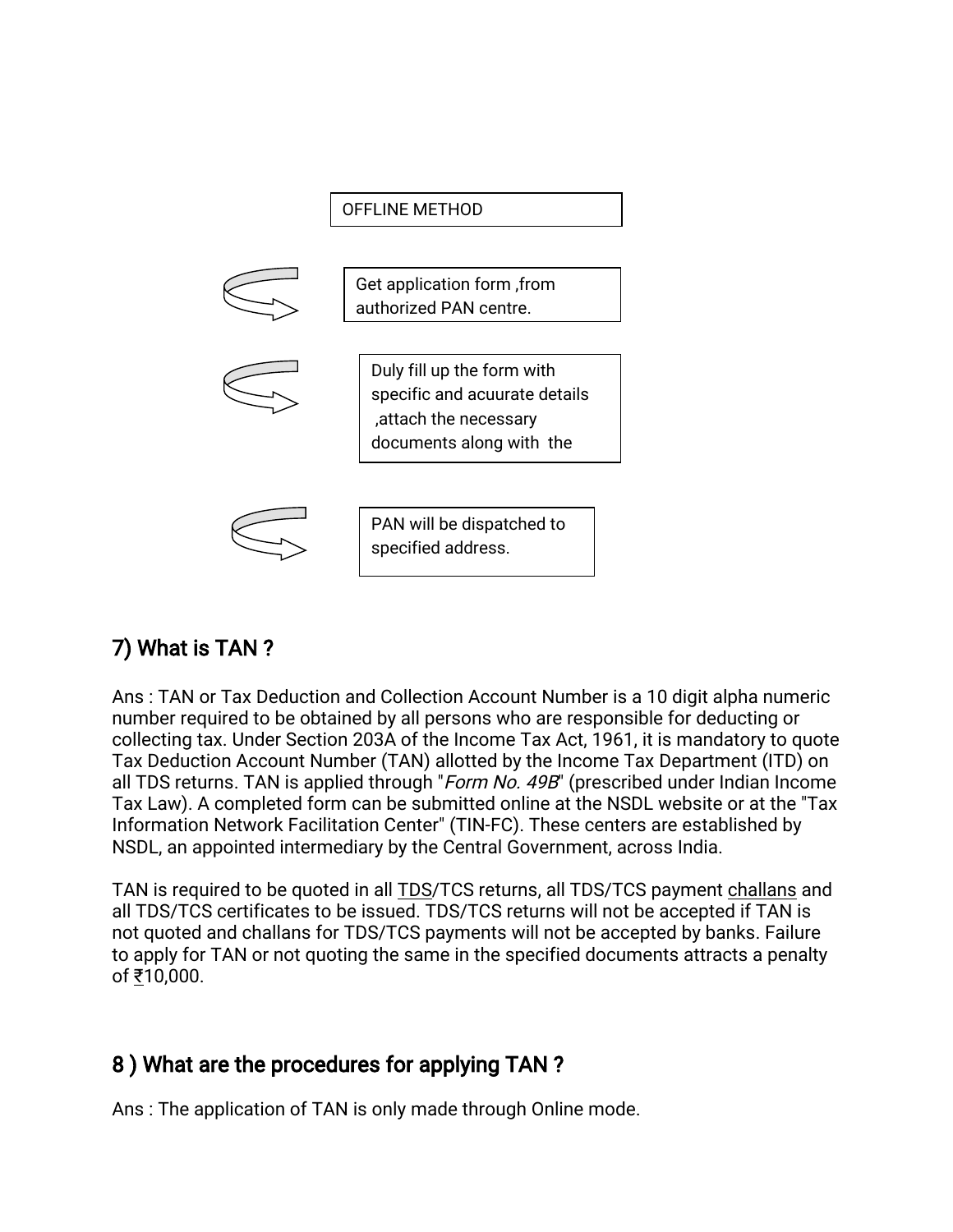OFFLINE METHOD

Get application form ,from authorized PAN centre.

Duly fill up the form with specific and acuurate details ,attach the necessary documents along with the

PAN will be dispatched to specified address.

## 7) What is TAN ?

Ans : TAN or Tax Deduction and Collection Account Number is a 10 digit alpha numeric number required to be obtained by all persons who are responsible for deducting or collecting tax. Under Section 203A of the Income Tax Act, 1961, it is mandatory to quote Tax Deduction Account Number (TAN) allotted by the Income Tax Department (ITD) on all TDS returns. TAN is applied through "*Form No. 49B*" (prescribed under Indian Income Tax Law). A completed form can be submitted online at the NSDL website or at the "Tax Information Network Facilitation Center" (TIN-FC). These centers are established by NSDL, an appointed intermediary by the Central Government, across India.

TAN is required to be quoted in all TDS/TCS returns, all TDS/TCS payment challans and all TDS/TCS certificates to be issued. TDS/TCS returns will not be accepted if TAN is not quoted and challans for TDS/TCS payments will not be accepted by banks. Failure to apply for TAN or not quoting the same in the specified documents attracts a penalty of ₹10,000.

## 8 ) What are the procedures for applying TAN ?

Ans : The application of TAN is only made through Online mode.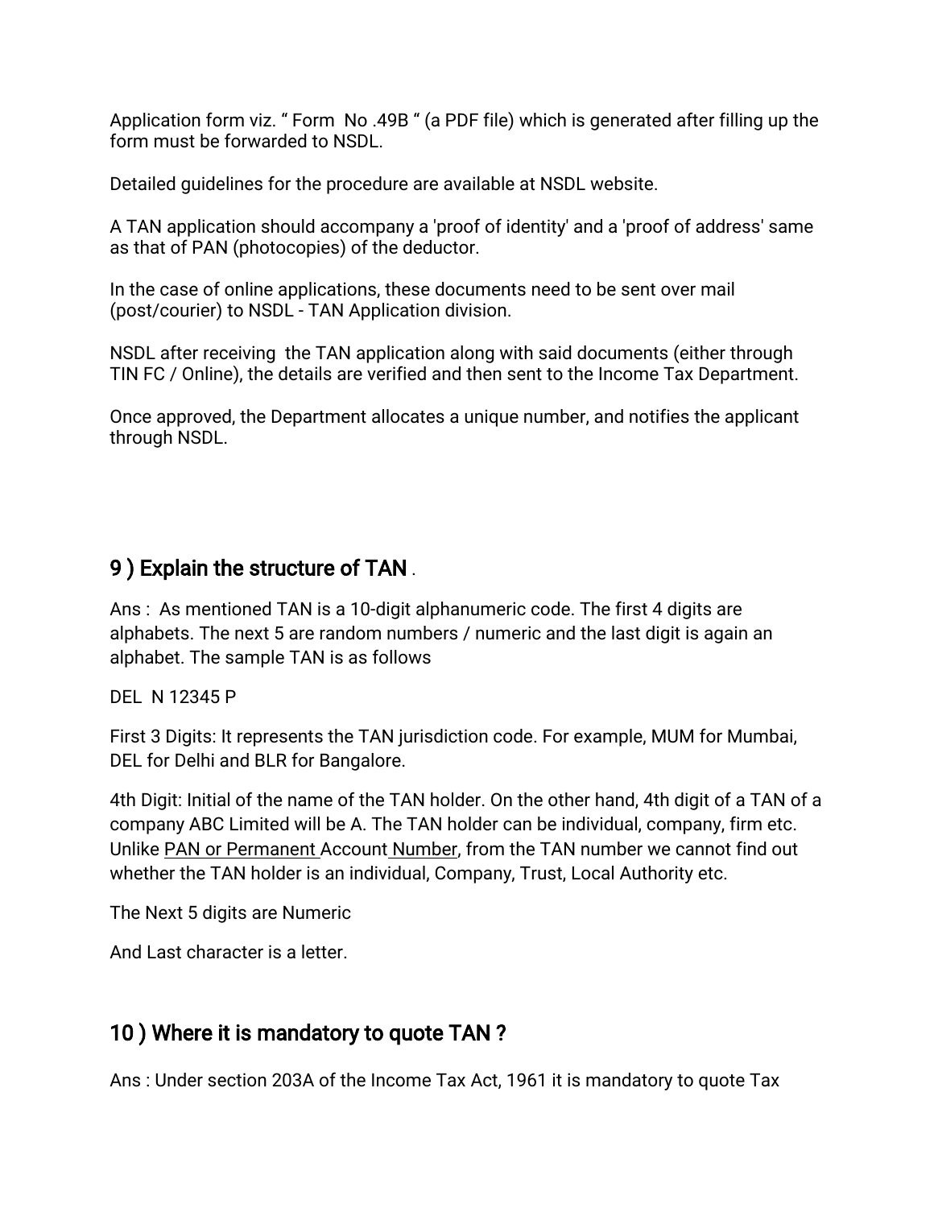Application form viz. " Form No .49B " (a PDF file) which is generated after filling up the form must be forwarded to NSDL.

Detailed guidelines for the procedure are available at NSDL website.

A TAN application should accompany a 'proof of identity' and a 'proof of address' same as that of PAN (photocopies) of the deductor.

In the case of online applications, these documents need to be sent over mail (post/courier) to NSDL - TAN Application division.

NSDL after receiving the TAN application along with said documents (either through TIN FC / Online), the details are verified and then sent to the Income Tax Department.

Once approved, the Department allocates a unique number, and notifies the applicant through NSDL.

## 9 ) Explain the structure of TAN .

Ans : As mentioned TAN is a 10-digit alphanumeric code. The first 4 digits are alphabets. The next 5 are random numbers / numeric and the last digit is again an alphabet. The sample TAN is as follows

DEL N 12345 P

First 3 Digits: It represents the TAN jurisdiction code. For example, MUM for Mumbai, DEL for Delhi and BLR for Bangalore.

4th Digit: Initial of the name of the TAN holder. On the other hand, 4th digit of a TAN of a company ABC Limited will be A. The TAN holder can be individual, company, firm etc. Unlike PAN or Permanent Account Number, from the TAN number we cannot find out whether the TAN holder is an individual, Company, Trust, Local Authority etc.

The Next 5 digits are Numeric

And Last character is a letter.

## 10 ) Where it is mandatory to quote TAN ?

Ans : Under section 203A of the Income Tax Act, 1961 it is mandatory to quote Tax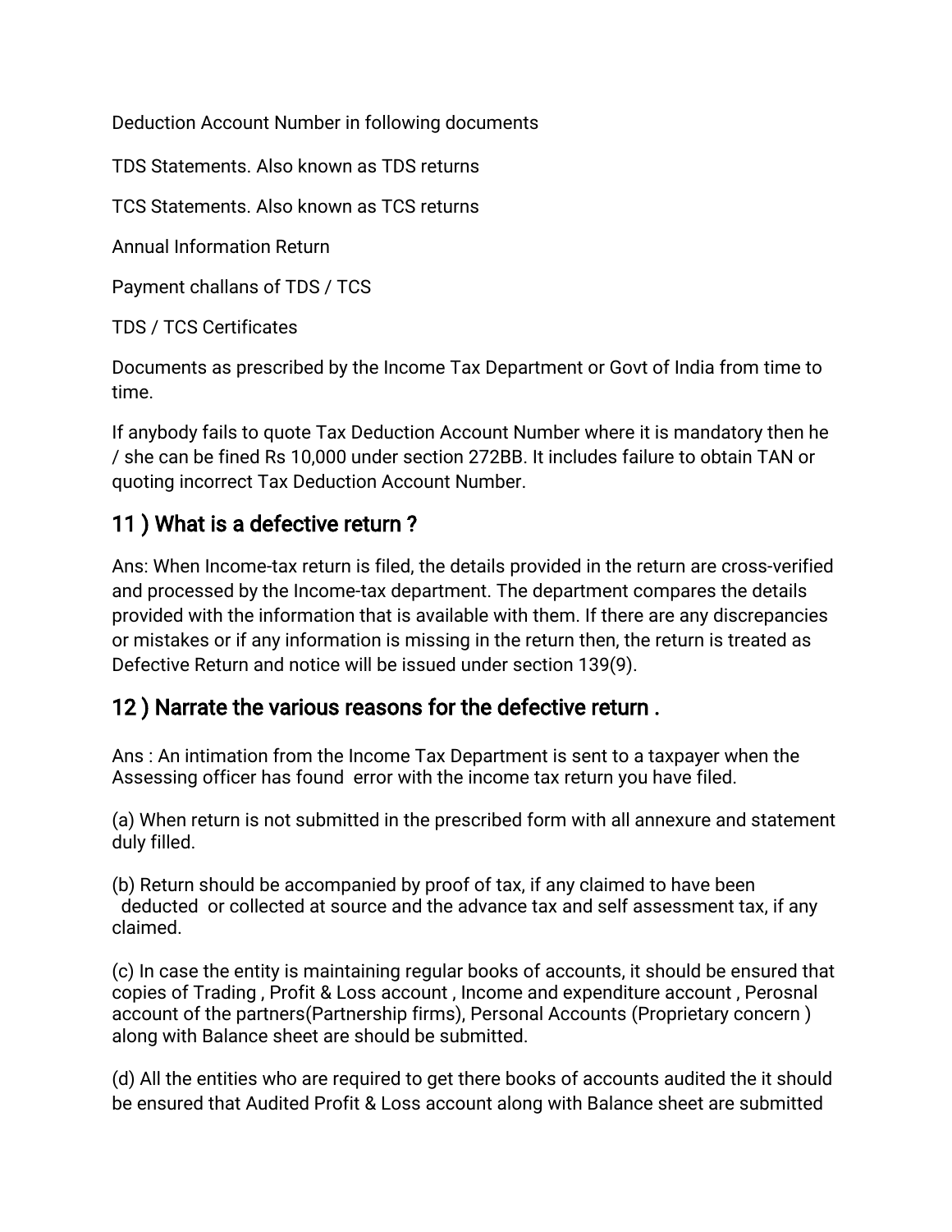Deduction Account Number in following documents

TDS Statements. Also known as TDS returns

TCS Statements. Also known as TCS returns

Annual Information Return

Payment challans of TDS / TCS

TDS / TCS Certificates

Documents as prescribed by the Income Tax Department or Govt of India from time to time.

If anybody fails to quote Tax Deduction Account Number where it is mandatory then he / she can be fined Rs 10,000 under section 272BB. It includes failure to obtain TAN or quoting incorrect Tax Deduction Account Number.

## 11 ) What is a defective return ?

Ans: When Income-tax return is filed, the details provided in the return are cross-verified and processed by the Income-tax department. The department compares the details provided with the information that is available with them. If there are any discrepancies or mistakes or if any information is missing in the return then, the return is treated as Defective Return and notice will be issued under section 139(9).

## 12 ) Narrate the various reasons for the defective return .

Ans : An intimation from the Income Tax Department is sent to a taxpayer when the Assessing officer has found error with the income tax return you have filed.

(a) When return is not submitted in the prescribed form with all annexure and statement duly filled.

(b) Return should be accompanied by proof of tax, if any claimed to have been deducted or collected at source and the advance tax and self assessment tax, if any claimed.

(c) In case the entity is maintaining regular books of accounts, it should be ensured that copies of Trading , Profit & Loss account , Income and expenditure account , Perosnal account of the partners(Partnership firms), Personal Accounts (Proprietary concern ) along with Balance sheet are should be submitted.

(d) All the entities who are required to get there books of accounts audited the it should be ensured that Audited Profit & Loss account along with Balance sheet are submitted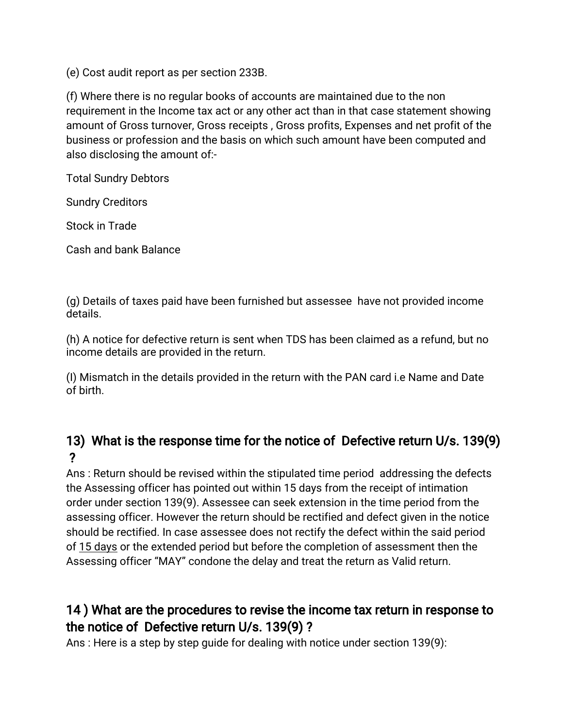(e) Cost audit report as per section 233B.

(f) Where there is no regular books of accounts are maintained due to the non requirement in the Income tax act or any other act than in that case statement showing amount of Gross turnover, Gross receipts , Gross profits, Expenses and net profit of the business or profession and the basis on which such amount have been computed and also disclosing the amount of:-

Total Sundry Debtors

Sundry Creditors

Stock in Trade

Cash and bank Balance

(g) Details of taxes paid have been furnished but assessee have not provided income details.

(h) A notice for defective return is sent when TDS has been claimed as a refund, but no income details are provided in the return.

(I) Mismatch in the details provided in the return with the PAN card i.e Name and Date of birth.

## 13) What is the response time for the notice of Defective return U/s. 139(9) ?

Ans : Return should be revised within the stipulated time period addressing the defects the Assessing officer has pointed out within 15 days from the receipt of intimation order under section 139(9). Assessee can seek extension in the time period from the assessing officer. However the return should be rectified and defect given in the notice should be rectified. In case assessee does not rectify the defect within the said period of 15 days or the extended period but before the completion of assessment then the Assessing officer "MAY" condone the delay and treat the return as Valid return.

## 14 ) What are the procedures to revise the income tax return in response to the notice of Defective return U/s. 139(9) ?

Ans : Here is a step by step guide for dealing with notice under section 139(9):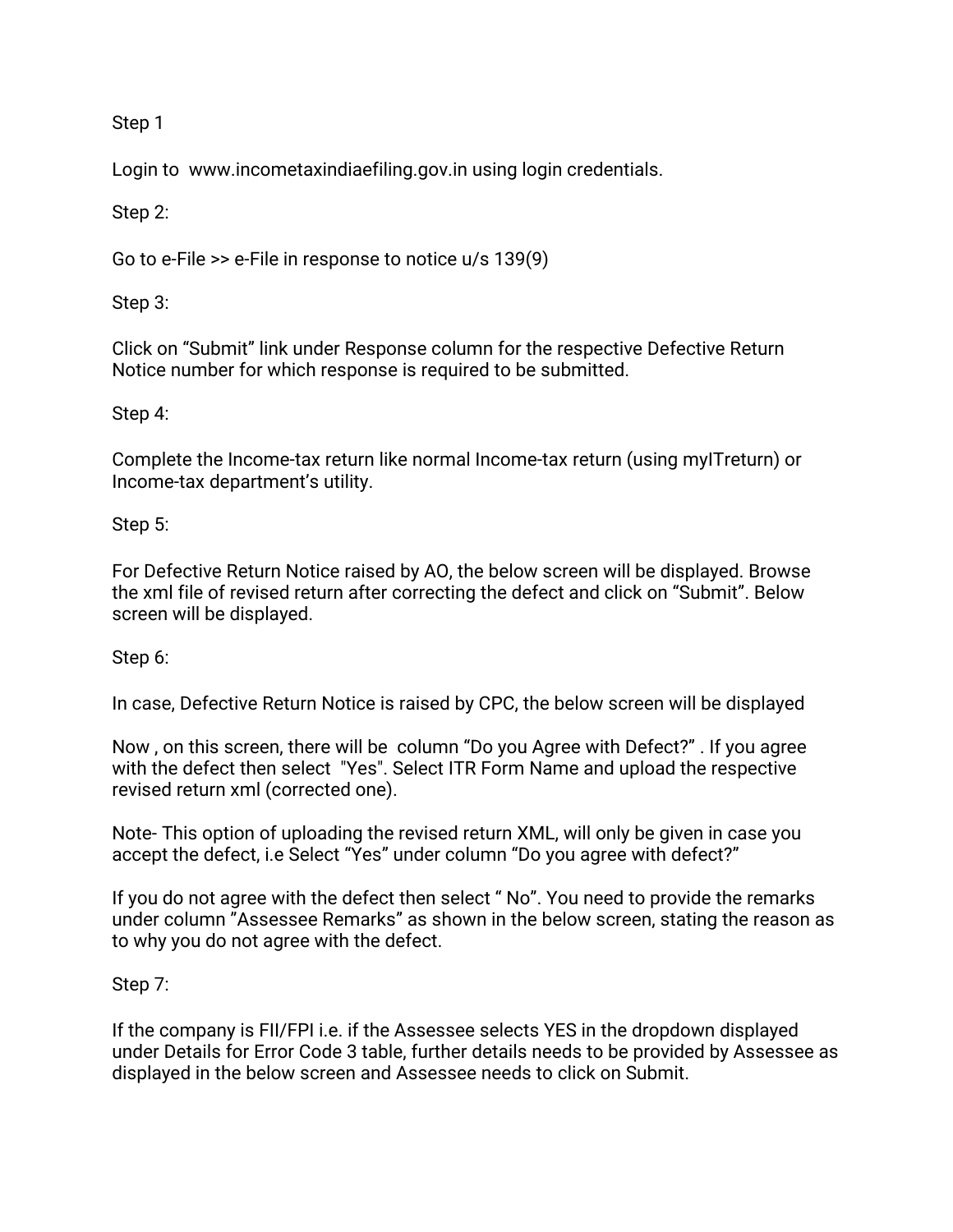Step 1

Login to  www.incometaxindiaefiling.gov.in using login credentials.

Step 2:

Go to e-File >> e-File in response to notice u/s 139(9)

Step 3:

Click on “Submit” link under Response column for the respective Defective Return Notice number for which response is required to be submitted.

Step 4:

Complete the Income-tax return like normal Income-tax return (using myITreturn) or Income-tax department’s utility.

Step 5:

For Defective Return Notice raised by AO, the below screen will be displayed. Browse the xml file of revised return after correcting the defect and click on “Submit”. Below screen will be displayed.

Step 6:

In case, Defective Return Notice is raised by CPC, the below screen will be displayed

Now , on this screen, there will be  column “Do you Agree with Defect?” . If you agree with the defect then select  "Yes". Select ITR Form Name and upload the respective revised return xml (corrected one).

Note- This option of uploading the revised return XML, will only be given in case you accept the defect, i.e Select “Yes” under column “Do you agree with defect?”

If you do not agree with the defect then select “ No”. You need to provide the remarks under column ”Assessee Remarks” as shown in the below screen, stating the reason as to why you do not agree with the defect.

Step 7:

If the company is FII/FPI i.e. if the Assessee selects YES in the dropdown displayed under Details for Error Code 3 table, further details needs to be provided by Assessee as displayed in the below screen and Assessee needs to click on Submit.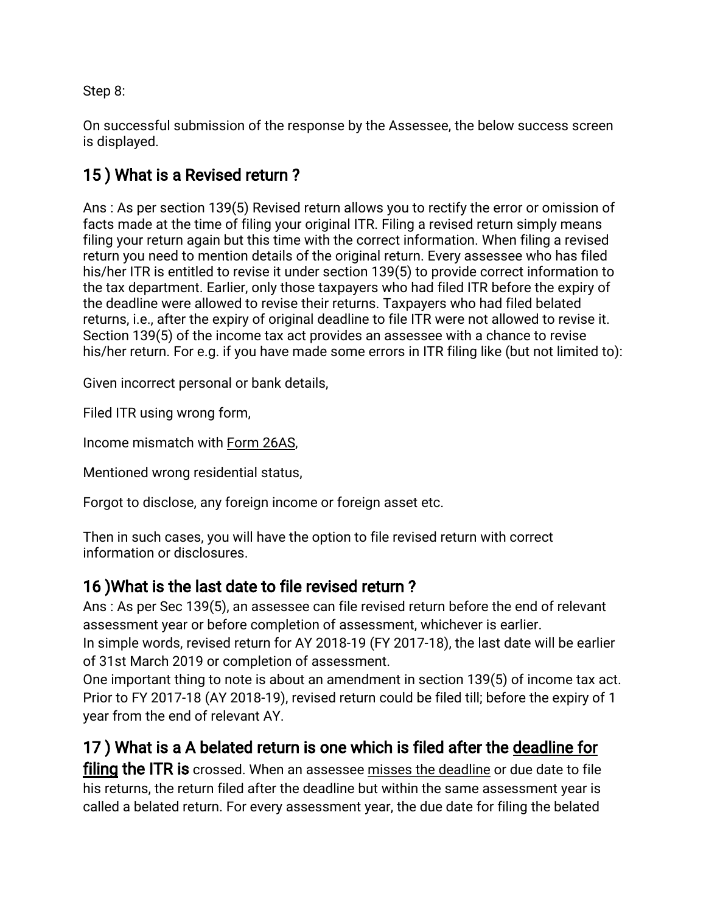Step 8:

On successful submission of the response by the Assessee, the below success screen is displayed.

## 15 ) What is a Revised return ?

Ans : As per section 139(5) Revised return allows you to rectify the error or omission of facts made at the time of filing your original ITR. Filing a revised return simply means filing your return again but this time with the correct information. When filing a revised return you need to mention details of the original return. Every assessee who has filed his/her ITR is entitled to revise it under section 139(5) to provide correct information to the tax department. Earlier, only those taxpayers who had filed ITR before the expiry of the deadline were allowed to revise their returns. Taxpayers who had filed belated returns, i.e., after the expiry of original deadline to file ITR were not allowed to revise it. Section 139(5) of the income tax act provides an assessee with a chance to revise his/her return. For e.g. if you have made some errors in ITR filing like (but not limited to):

Given incorrect personal or bank details,

Filed ITR using wrong form,

Income mismatch with Form 26AS,

Mentioned wrong residential status,

Forgot to disclose, any foreign income or foreign asset etc.

Then in such cases, you will have the option to file revised return with correct information or disclosures.

## 16 )What is the last date to file revised return ?

Ans : As per Sec 139(5), an assessee can file revised return before the end of relevant assessment year or before completion of assessment, whichever is earlier.
In simple words, revised return for AY 2018-19 (FY 2017-18), the last date will be earlier of 31st March 2019 or completion of assessment.
One important thing to note is about an amendment in section 139(5) of income tax act. Prior to FY 2017-18 (AY 2018-19), revised return could be filed till; before the expiry of 1 year from the end of relevant AY.

## 17 ) What is a A belated return is one which is filed after the deadline for filing the ITR is crossed.

When an assessee misses the deadline or due date to file his returns, the return filed after the deadline but within the same assessment year is called a belated return. For every assessment year, the due date for filing the belated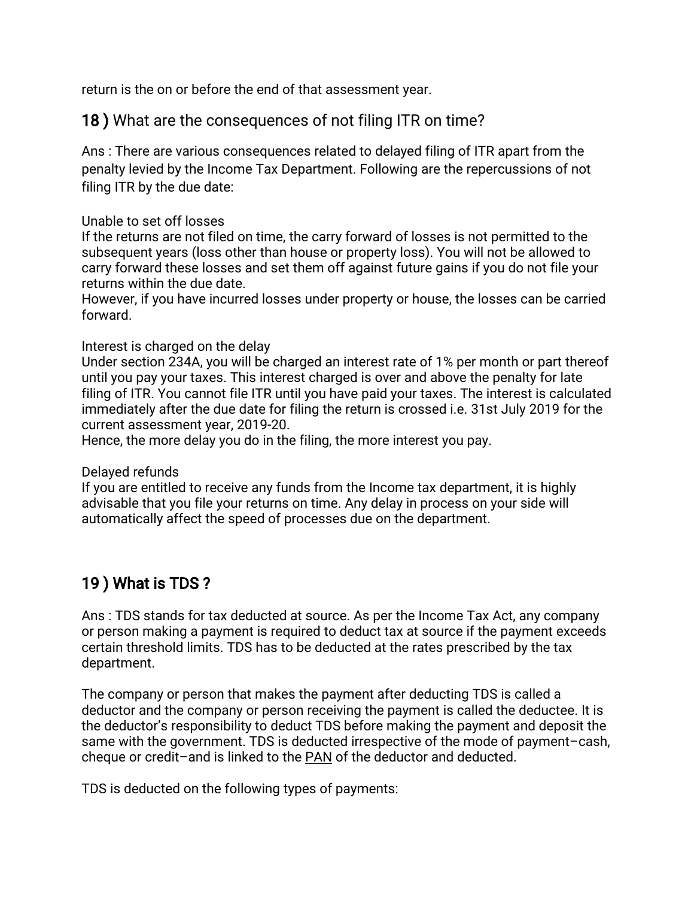return is the on or before the end of that assessment year.

## 18 ) What are the consequences of not filing ITR on time?

Ans : There are various consequences related to delayed filing of ITR apart from the penalty levied by the Income Tax Department. Following are the repercussions of not filing ITR by the due date:

Unable to set off losses
If the returns are not filed on time, the carry forward of losses is not permitted to the subsequent years (loss other than house or property loss). You will not be allowed to carry forward these losses and set them off against future gains if you do not file your returns within the due date.
However, if you have incurred losses under property or house, the losses can be carried forward.

Interest is charged on the delay
Under section 234A, you will be charged an interest rate of 1% per month or part thereof until you pay your taxes. This interest charged is over and above the penalty for late filing of ITR. You cannot file ITR until you have paid your taxes. The interest is calculated immediately after the due date for filing the return is crossed i.e. 31st July 2019 for the current assessment year, 2019-20.
Hence, the more delay you do in the filing, the more interest you pay.

Delayed refunds
If you are entitled to receive any funds from the Income tax department, it is highly advisable that you file your returns on time. Any delay in process on your side will automatically affect the speed of processes due on the department.

## 19 ) What is TDS ?

Ans : TDS stands for tax deducted at source. As per the Income Tax Act, any company or person making a payment is required to deduct tax at source if the payment exceeds certain threshold limits. TDS has to be deducted at the rates prescribed by the tax department.

The company or person that makes the payment after deducting TDS is called a deductor and the company or person receiving the payment is called the deductee. It is the deductor's responsibility to deduct TDS before making the payment and deposit the same with the government. TDS is deducted irrespective of the mode of payment–cash, cheque or credit–and is linked to the PAN of the deductor and deducted.

TDS is deducted on the following types of payments: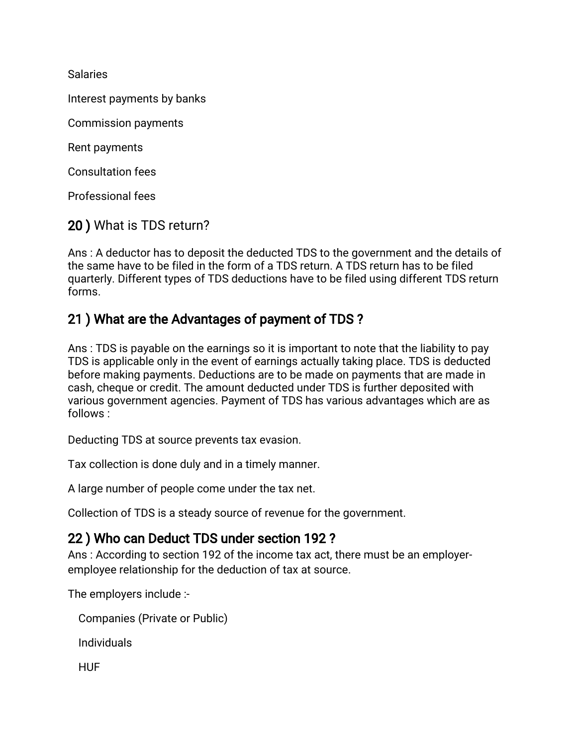Salaries

Interest payments by banks

Commission payments

Rent payments

Consultation fees

Professional fees

## 20 ) What is TDS return?

Ans : A deductor has to deposit the deducted TDS to the government and the details of the same have to be filed in the form of a TDS return. A TDS return has to be filed quarterly. Different types of TDS deductions have to be filed using different TDS return forms.

## 21 ) What are the Advantages of payment of TDS ?

Ans : TDS is payable on the earnings so it is important to note that the liability to pay TDS is applicable only in the event of earnings actually taking place. TDS is deducted before making payments. Deductions are to be made on payments that are made in cash, cheque or credit. The amount deducted under TDS is further deposited with various government agencies. Payment of TDS has various advantages which are as follows :

Deducting TDS at source prevents tax evasion.

Tax collection is done duly and in a timely manner.

A large number of people come under the tax net.

Collection of TDS is a steady source of revenue for the government.

## 22 ) Who can Deduct TDS under section 192 ?

Ans : According to section 192 of the income tax act, there must be an employer-employee relationship for the deduction of tax at source.

The employers include :-

- Companies (Private or Public)
- Individuals
- HUF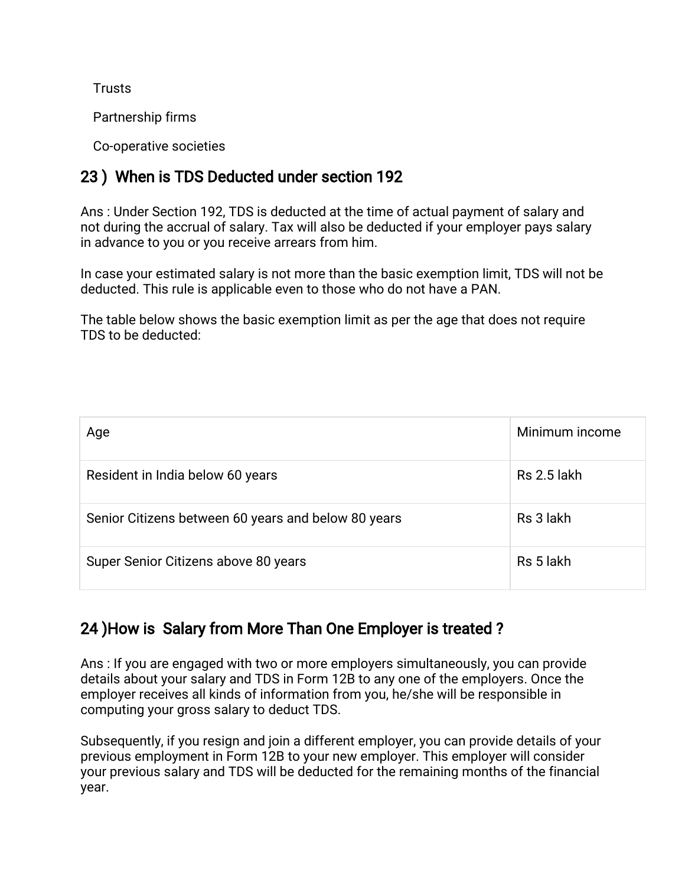Trusts

Partnership firms

Co-operative societies

## 23 )  When is TDS Deducted under section 192

Ans : Under Section 192, TDS is deducted at the time of actual payment of salary and not during the accrual of salary. Tax will also be deducted if your employer pays salary in advance to you or you receive arrears from him.

In case your estimated salary is not more than the basic exemption limit, TDS will not be deducted. This rule is applicable even to those who do not have a PAN.

The table below shows the basic exemption limit as per the age that does not require TDS to be deducted:

| Age | Minimum income |
| --- | --- |
| Resident in India below 60 years | Rs 2.5 lakh |
| Senior Citizens between 60 years and below 80 years | Rs 3 lakh |
| Super Senior Citizens above 80 years | Rs 5 lakh |

## 24 )How is  Salary from More Than One Employer is treated ?

Ans : If you are engaged with two or more employers simultaneously, you can provide details about your salary and TDS in Form 12B to any one of the employers. Once the employer receives all kinds of information from you, he/she will be responsible in computing your gross salary to deduct TDS.

Subsequently, if you resign and join a different employer, you can provide details of your previous employment in Form 12B to your new employer. This employer will consider your previous salary and TDS will be deducted for the remaining months of the financial year.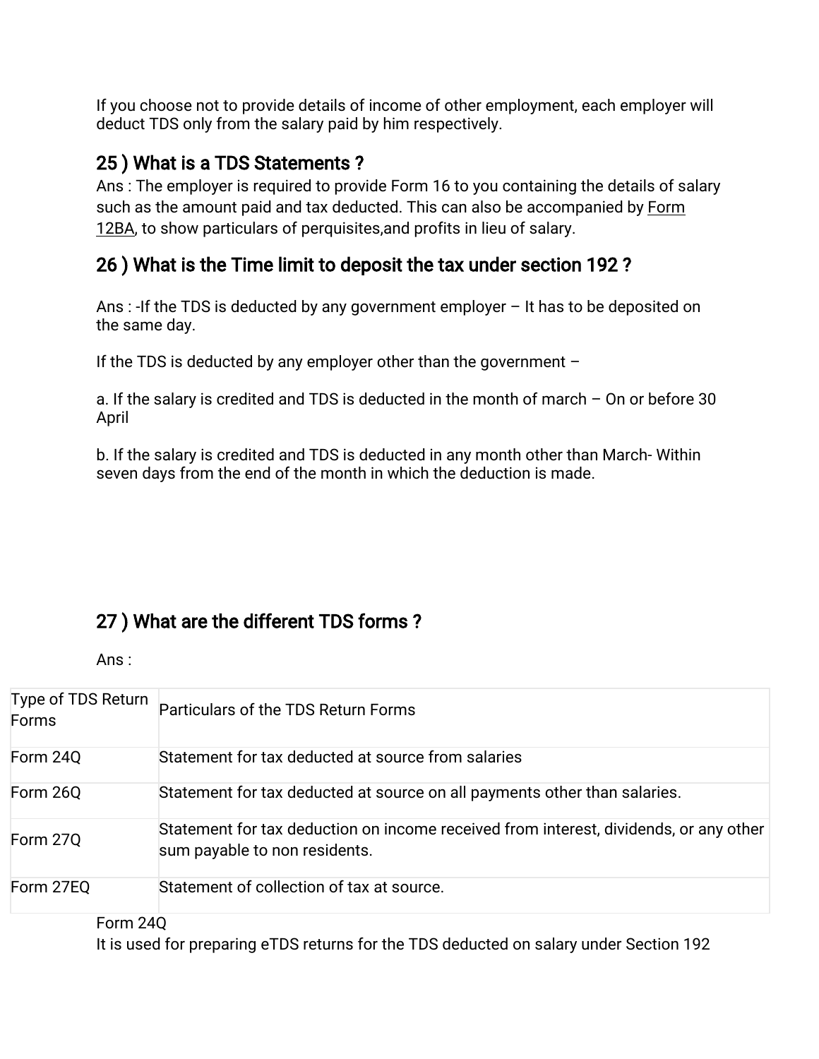If you choose not to provide details of income of other employment, each employer will deduct TDS only from the salary paid by him respectively.

## 25 ) What is a TDS Statements ?

Ans : The employer is required to provide Form 16 to you containing the details of salary such as the amount paid and tax deducted. This can also be accompanied by Form 12BA, to show particulars of perquisites,and profits in lieu of salary.

## 26 ) What is the Time limit to deposit the tax under section 192 ?

Ans : -If the TDS is deducted by any government employer – It has to be deposited on the same day.

If the TDS is deducted by any employer other than the government –

a. If the salary is credited and TDS is deducted in the month of march – On or before 30 April

b. If the salary is credited and TDS is deducted in any month other than March- Within seven days from the end of the month in which the deduction is made.

## 27 ) What are the different TDS forms ?

Ans :

| Type of TDS Return Forms | Particulars of the TDS Return Forms |
|---|---|
| Form 24Q | Statement for tax deducted at source from salaries |
| Form 26Q | Statement for tax deducted at source on all payments other than salaries. |
| Form 27Q | Statement for tax deduction on income received from interest, dividends, or any other sum payable to non residents. |
| Form 27EQ | Statement of collection of tax at source. |

Form 24Q
It is used for preparing eTDS returns for the TDS deducted on salary under Section 192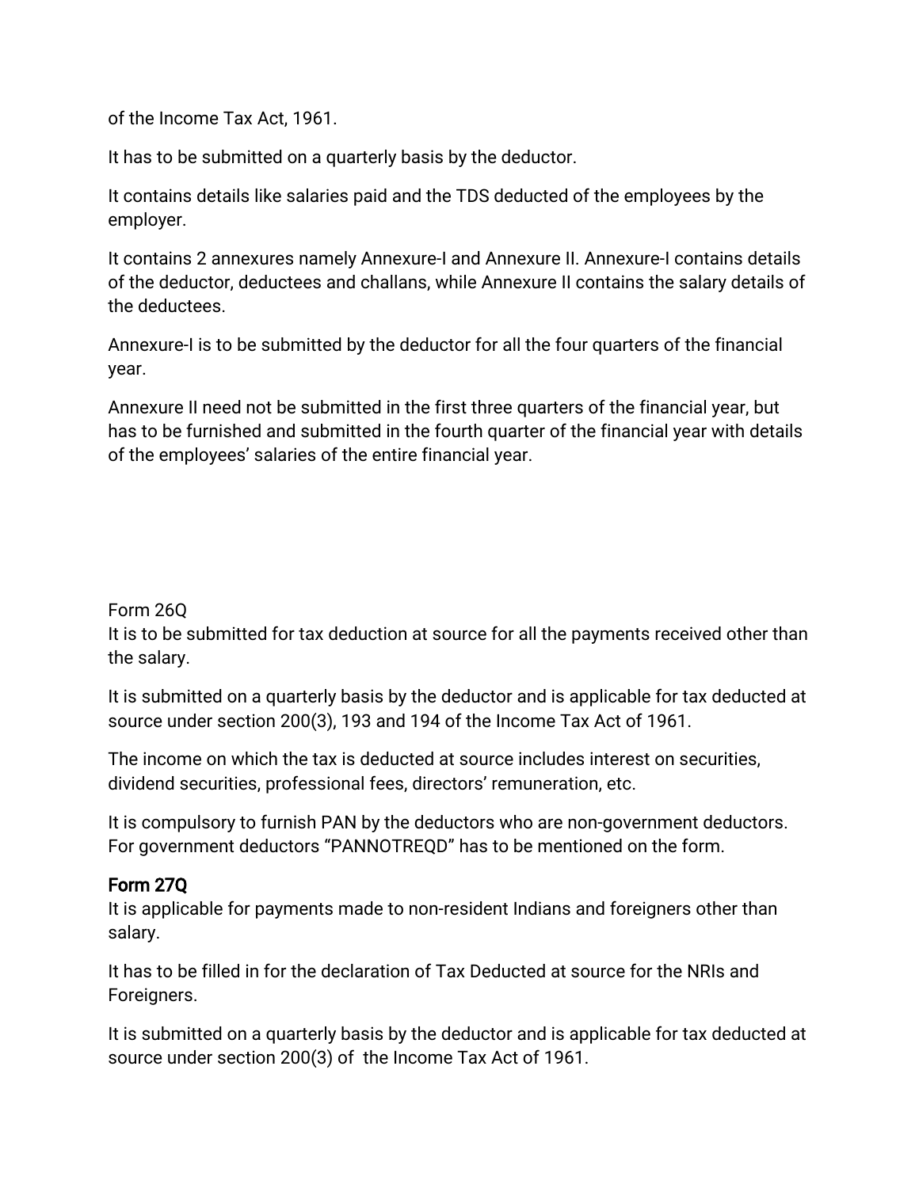of the Income Tax Act, 1961.

It has to be submitted on a quarterly basis by the deductor.

It contains details like salaries paid and the TDS deducted of the employees by the employer.

It contains 2 annexures namely Annexure-I and Annexure II. Annexure-I contains details of the deductor, deductees and challans, while Annexure II contains the salary details of the deductees.

Annexure-I is to be submitted by the deductor for all the four quarters of the financial year.

Annexure II need not be submitted in the first three quarters of the financial year, but has to be furnished and submitted in the fourth quarter of the financial year with details of the employees' salaries of the entire financial year.

Form 26Q

It is to be submitted for tax deduction at source for all the payments received other than the salary.

It is submitted on a quarterly basis by the deductor and is applicable for tax deducted at source under section 200(3), 193 and 194 of the Income Tax Act of 1961.

The income on which the tax is deducted at source includes interest on securities, dividend securities, professional fees, directors' remuneration, etc.

It is compulsory to furnish PAN by the deductors who are non-government deductors. For government deductors "PANNOTREQD" has to be mentioned on the form.

## Form 27Q

It is applicable for payments made to non-resident Indians and foreigners other than salary.

It has to be filled in for the declaration of Tax Deducted at source for the NRIs and Foreigners.

It is submitted on a quarterly basis by the deductor and is applicable for tax deducted at source under section 200(3) of the Income Tax Act of 1961.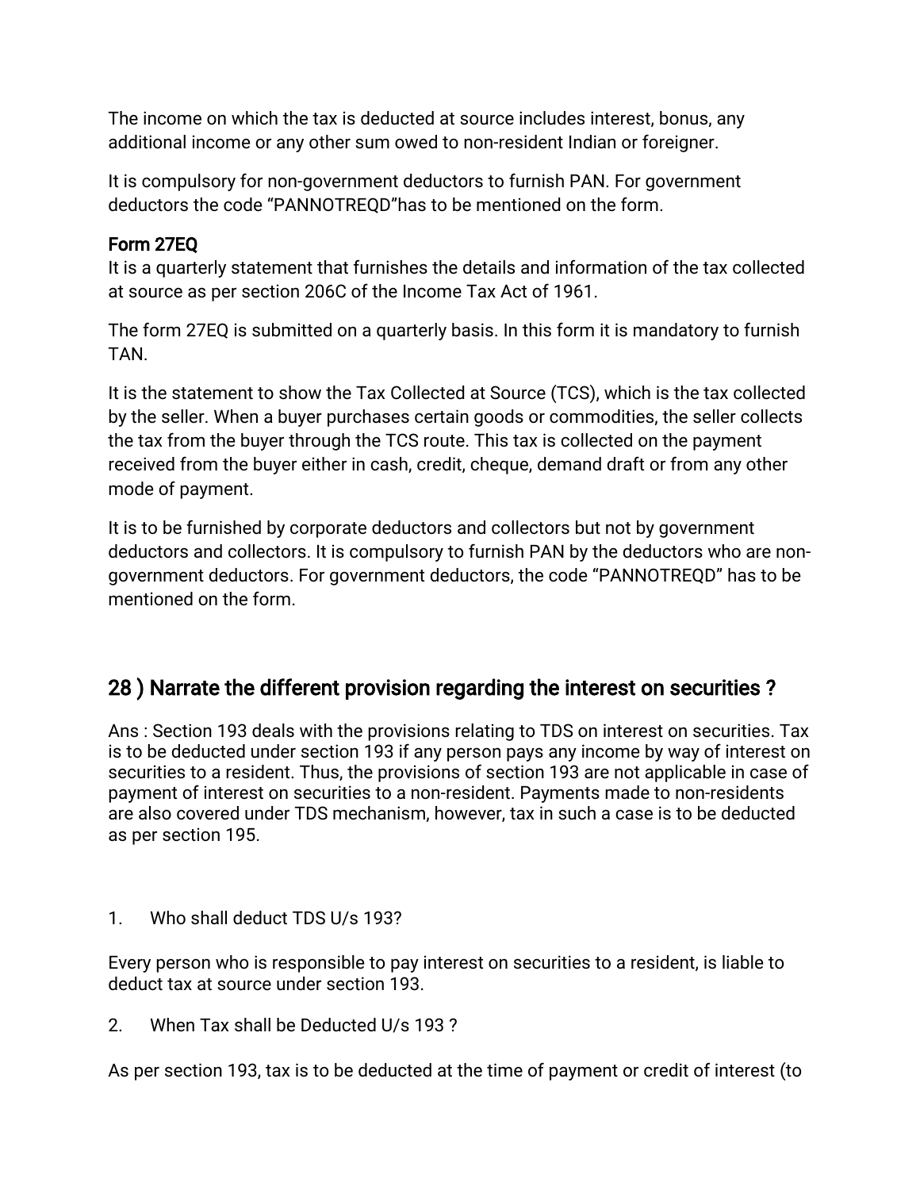The income on which the tax is deducted at source includes interest, bonus, any additional income or any other sum owed to non-resident Indian or foreigner.

It is compulsory for non-government deductors to furnish PAN. For government deductors the code "PANNOTREQD"has to be mentioned on the form.

### Form 27EQ

It is a quarterly statement that furnishes the details and information of the tax collected at source as per section 206C of the Income Tax Act of 1961.

The form 27EQ is submitted on a quarterly basis. In this form it is mandatory to furnish TAN.

It is the statement to show the Tax Collected at Source (TCS), which is the tax collected by the seller. When a buyer purchases certain goods or commodities, the seller collects the tax from the buyer through the TCS route. This tax is collected on the payment received from the buyer either in cash, credit, cheque, demand draft or from any other mode of payment.

It is to be furnished by corporate deductors and collectors but not by government deductors and collectors. It is compulsory to furnish PAN by the deductors who are non-government deductors. For government deductors, the code "PANNOTREQD" has to be mentioned on the form.

## 28 ) Narrate the different provision regarding the interest on securities ?

Ans : Section 193 deals with the provisions relating to TDS on interest on securities. Tax is to be deducted under section 193 if any person pays any income by way of interest on securities to a resident. Thus, the provisions of section 193 are not applicable in case of payment of interest on securities to a non-resident. Payments made to non-residents are also covered under TDS mechanism, however, tax in such a case is to be deducted as per section 195.

1. Who shall deduct TDS U/s 193?

Every person who is responsible to pay interest on securities to a resident, is liable to deduct tax at source under section 193.

2. When Tax shall be Deducted U/s 193 ?

As per section 193, tax is to be deducted at the time of payment or credit of interest (to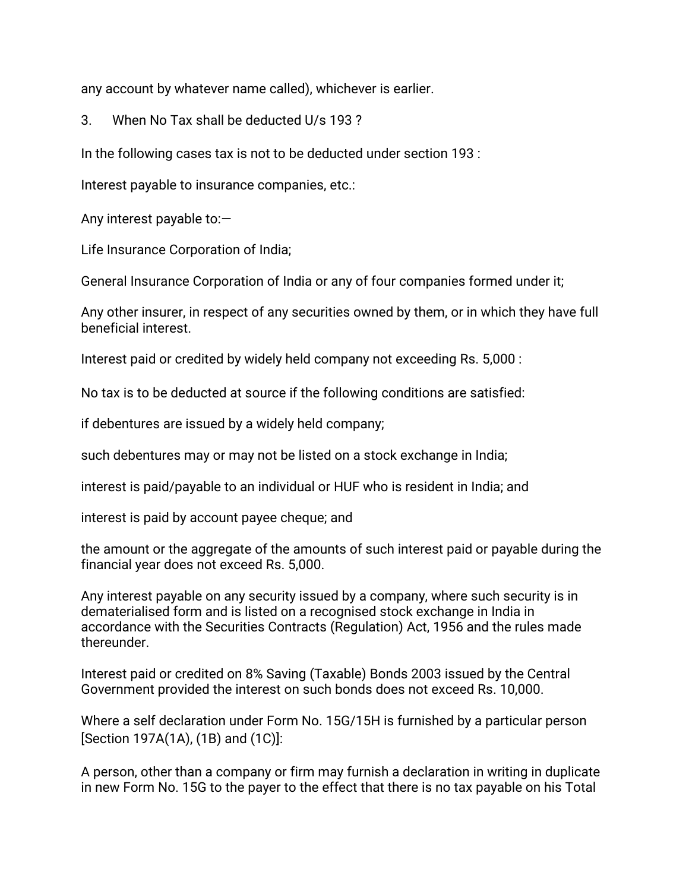any account by whatever name called), whichever is earlier.

3. When No Tax shall be deducted U/s 193 ?

In the following cases tax is not to be deducted under section 193 :

Interest payable to insurance companies, etc.:

Any interest payable to:—

Life Insurance Corporation of India;

General Insurance Corporation of India or any of four companies formed under it;

Any other insurer, in respect of any securities owned by them, or in which they have full beneficial interest.

Interest paid or credited by widely held company not exceeding Rs. 5,000 :

No tax is to be deducted at source if the following conditions are satisfied:

if debentures are issued by a widely held company;

such debentures may or may not be listed on a stock exchange in India;

interest is paid/payable to an individual or HUF who is resident in India; and

interest is paid by account payee cheque; and

the amount or the aggregate of the amounts of such interest paid or payable during the financial year does not exceed Rs. 5,000.

Any interest payable on any security issued by a company, where such security is in dematerialised form and is listed on a recognised stock exchange in India in accordance with the Securities Contracts (Regulation) Act, 1956 and the rules made thereunder.

Interest paid or credited on 8% Saving (Taxable) Bonds 2003 issued by the Central Government provided the interest on such bonds does not exceed Rs. 10,000.

Where a self declaration under Form No. 15G/15H is furnished by a particular person [Section 197A(1A), (1B) and (1C)]:

A person, other than a company or firm may furnish a declaration in writing in duplicate in new Form No. 15G to the payer to the effect that there is no tax payable on his Total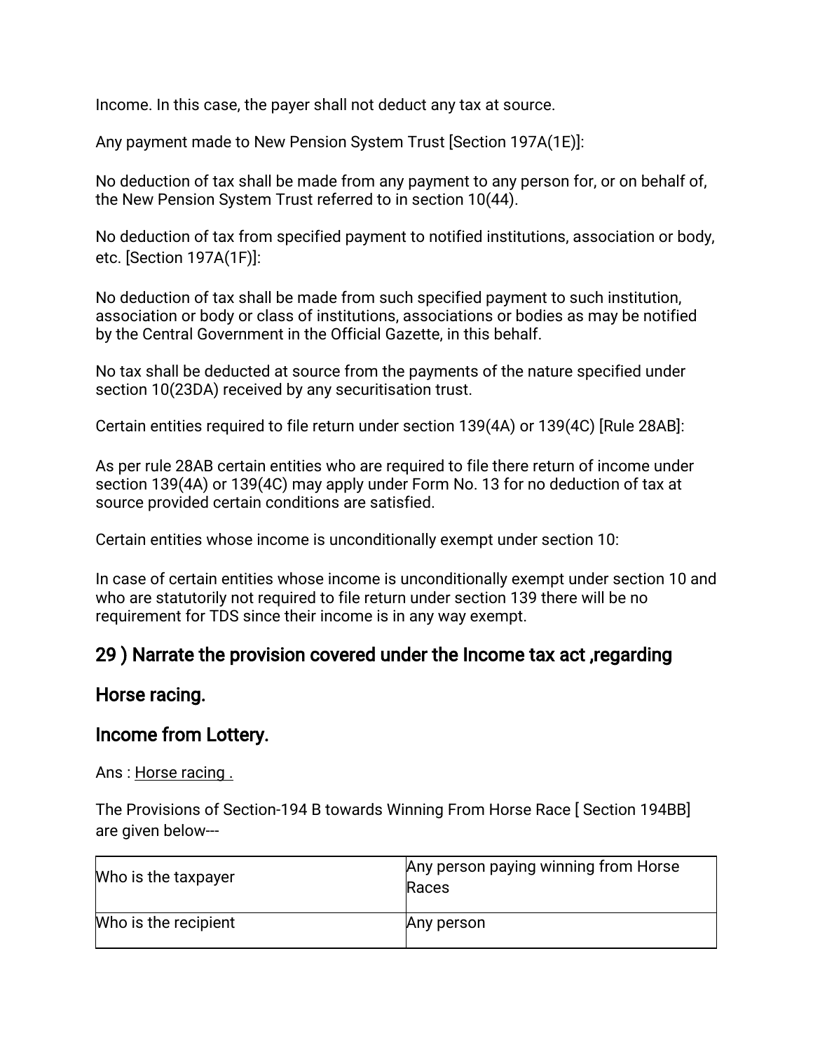Income. In this case, the payer shall not deduct any tax at source.

Any payment made to New Pension System Trust [Section 197A(1E)]:

No deduction of tax shall be made from any payment to any person for, or on behalf of, the New Pension System Trust referred to in section 10(44).

No deduction of tax from specified payment to notified institutions, association or body, etc. [Section 197A(1F)]:

No deduction of tax shall be made from such specified payment to such institution, association or body or class of institutions, associations or bodies as may be notified by the Central Government in the Official Gazette, in this behalf.

No tax shall be deducted at source from the payments of the nature specified under section 10(23DA) received by any securitisation trust.

Certain entities required to file return under section 139(4A) or 139(4C) [Rule 28AB]:

As per rule 28AB certain entities who are required to file there return of income under section 139(4A) or 139(4C) may apply under Form No. 13 for no deduction of tax at source provided certain conditions are satisfied.

Certain entities whose income is unconditionally exempt under section 10:

In case of certain entities whose income is unconditionally exempt under section 10 and who are statutorily not required to file return under section 139 there will be no requirement for TDS since their income is in any way exempt.

## 29 ) Narrate the provision covered under the Income tax act ,regarding

## Horse racing.

## Income from Lottery.

Ans : Horse racing .

The Provisions of Section-194 B towards Winning From Horse Race [ Section 194BB] are given below---

| Who is the taxpayer | Any person paying winning from Horse Races |
|---|---|
| Who is the recipient | Any person |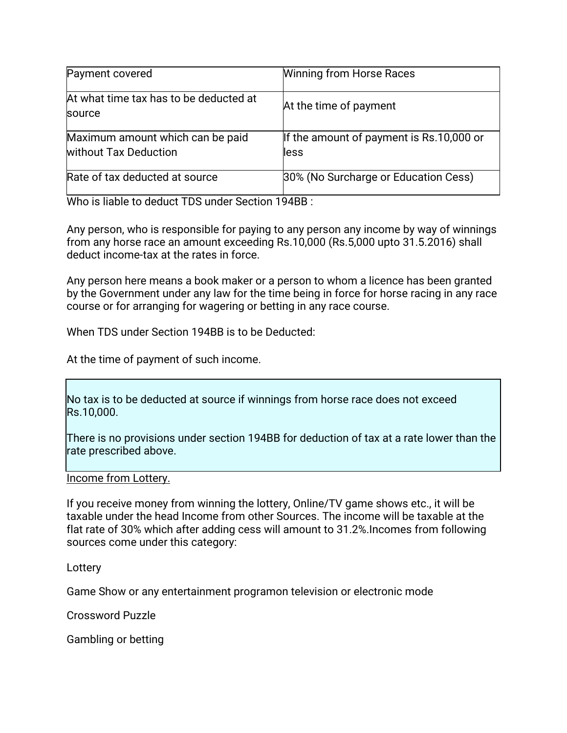| Payment covered | Winning from Horse Races |
|---|---|
| At what time tax has to be deducted at source | At the time of payment |
| Maximum amount which can be paid without Tax Deduction | If the amount of payment is Rs.10,000 or less |
| Rate of tax deducted at source | 30% (No Surcharge or Education Cess) |

Who is liable to deduct TDS under Section 194BB :

Any person, who is responsible for paying to any person any income by way of winnings from any horse race an amount exceeding Rs.10,000 (Rs.5,000 upto 31.5.2016) shall deduct income-tax at the rates in force.

Any person here means a book maker or a person to whom a licence has been granted by the Government under any law for the time being in force for horse racing in any race course or for arranging for wagering or betting in any race course.

When TDS under Section 194BB is to be Deducted:

At the time of payment of such income.

> No tax is to be deducted at source if winnings from horse race does not exceed Rs.10,000.
>
> There is no provisions under section 194BB for deduction of tax at a rate lower than the rate prescribed above.

Income from Lottery.

If you receive money from winning the lottery, Online/TV game shows etc., it will be taxable under the head Income from other Sources. The income will be taxable at the flat rate of 30% which after adding cess will amount to 31.2%.Incomes from following sources come under this category:

Lottery

Game Show or any entertainment programon television or electronic mode

Crossword Puzzle

Gambling or betting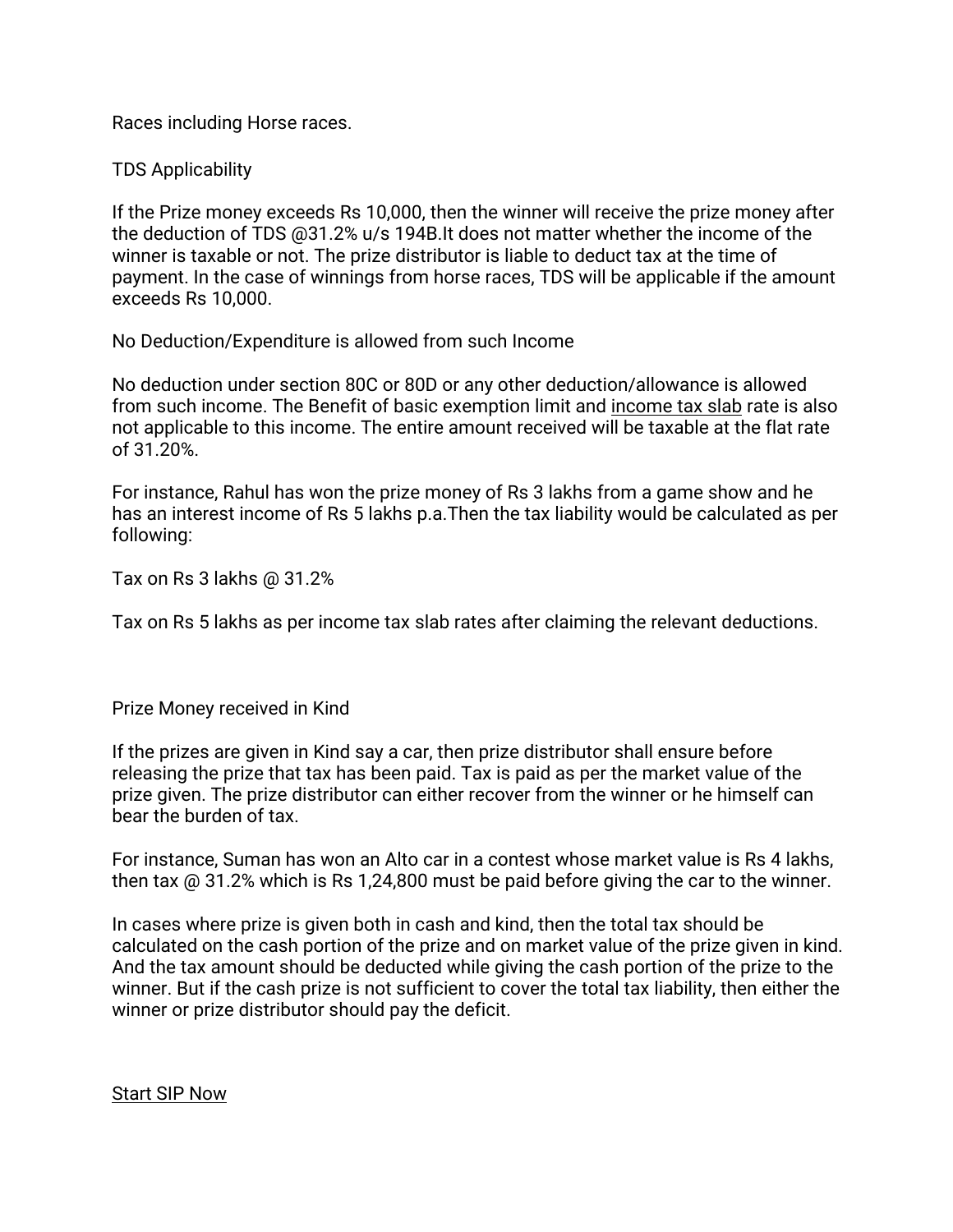Races including Horse races.

TDS Applicability

If the Prize money exceeds Rs 10,000, then the winner will receive the prize money after the deduction of TDS @31.2% u/s 194B.It does not matter whether the income of the winner is taxable or not. The prize distributor is liable to deduct tax at the time of payment. In the case of winnings from horse races, TDS will be applicable if the amount exceeds Rs 10,000.

No Deduction/Expenditure is allowed from such Income

No deduction under section 80C or 80D or any other deduction/allowance is allowed from such income. The Benefit of basic exemption limit and income tax slab rate is also not applicable to this income. The entire amount received will be taxable at the flat rate of 31.20%.

For instance, Rahul has won the prize money of Rs 3 lakhs from a game show and he has an interest income of Rs 5 lakhs p.a.Then the tax liability would be calculated as per following:

Tax on Rs 3 lakhs @ 31.2%

Tax on Rs 5 lakhs as per income tax slab rates after claiming the relevant deductions.

Prize Money received in Kind

If the prizes are given in Kind say a car, then prize distributor shall ensure before releasing the prize that tax has been paid. Tax is paid as per the market value of the prize given. The prize distributor can either recover from the winner or he himself can bear the burden of tax.

For instance, Suman has won an Alto car in a contest whose market value is Rs 4 lakhs, then tax @ 31.2% which is Rs 1,24,800 must be paid before giving the car to the winner.

In cases where prize is given both in cash and kind, then the total tax should be calculated on the cash portion of the prize and on market value of the prize given in kind. And the tax amount should be deducted while giving the cash portion of the prize to the winner. But if the cash prize is not sufficient to cover the total tax liability, then either the winner or prize distributor should pay the deficit.

Start SIP Now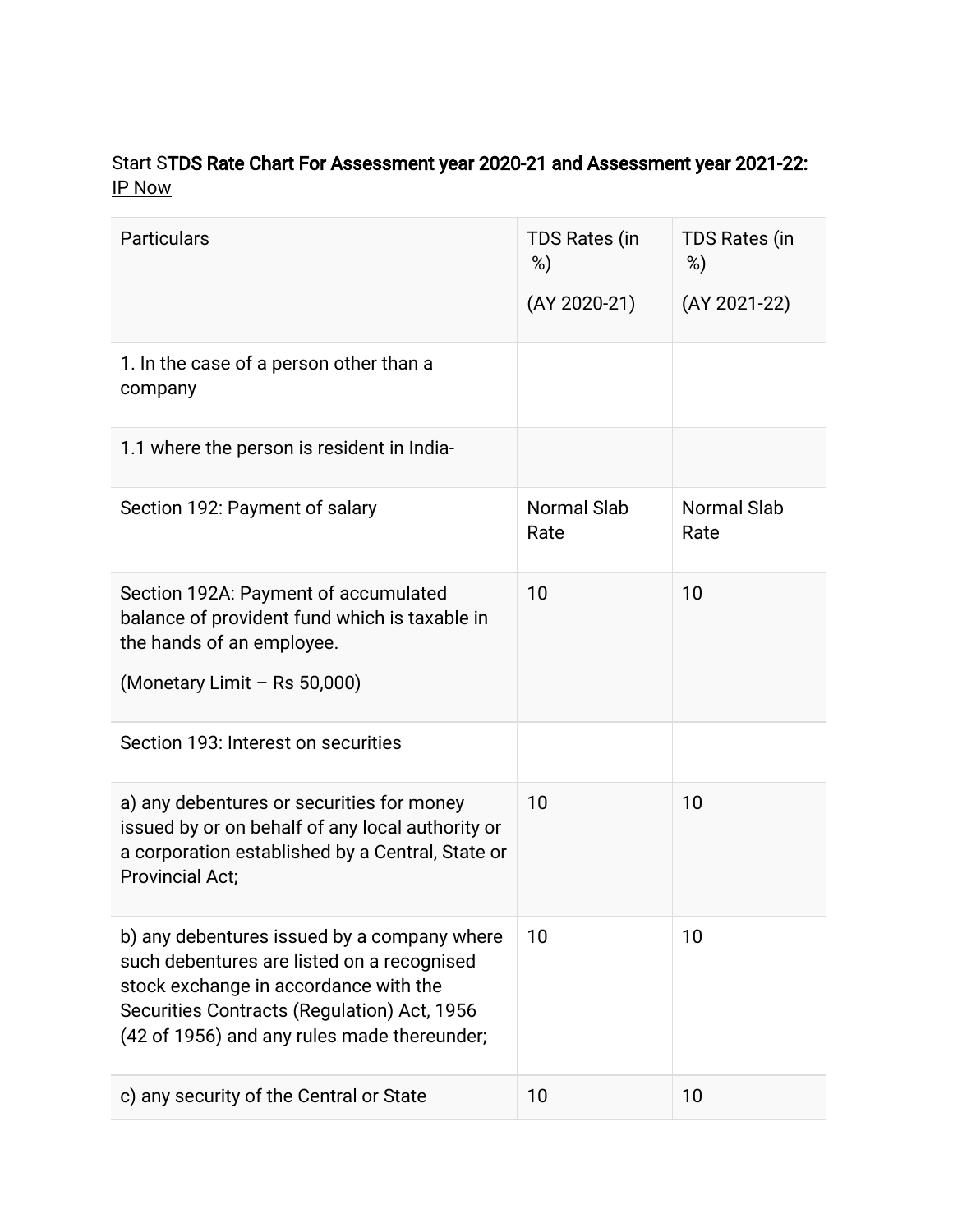Start STDS Rate Chart For Assessment year 2020-21 and Assessment year 2021-22: IP Now

| Particulars | TDS Rates (in %) (AY 2020-21) | TDS Rates (in %) (AY 2021-22) |
|---|---|---|
| 1. In the case of a person other than a company | | |
| 1.1 where the person is resident in India- | | |
| Section 192: Payment of salary | Normal Slab Rate | Normal Slab Rate |
| Section 192A: Payment of accumulated balance of provident fund which is taxable in the hands of an employee. (Monetary Limit – Rs 50,000) | 10 | 10 |
| Section 193: Interest on securities | | |
| a) any debentures or securities for money issued by or on behalf of any local authority or a corporation established by a Central, State or Provincial Act; | 10 | 10 |
| b) any debentures issued by a company where such debentures are listed on a recognised stock exchange in accordance with the Securities Contracts (Regulation) Act, 1956 (42 of 1956) and any rules made thereunder; | 10 | 10 |
| c) any security of the Central or State | 10 | 10 |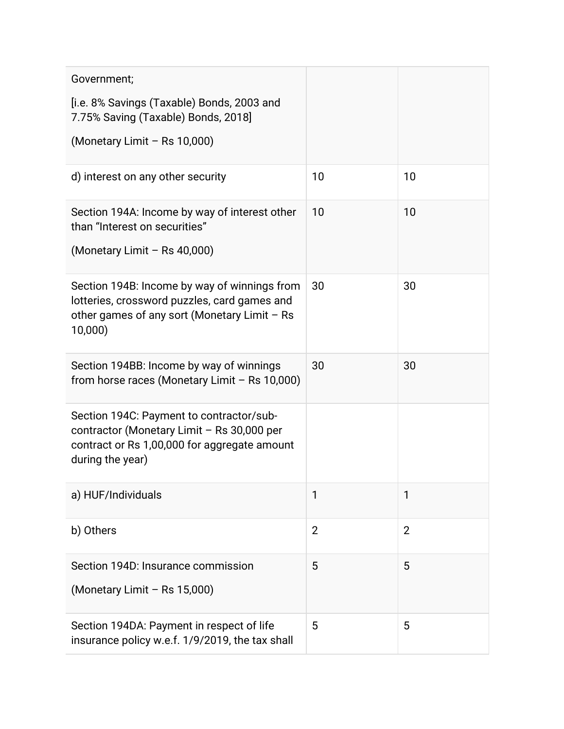| | | |
|---|---|---|
| Government; [i.e. 8% Savings (Taxable) Bonds, 2003 and 7.75% Saving (Taxable) Bonds, 2018] (Monetary Limit – Rs 10,000) | | |
| d) interest on any other security | 10 | 10 |
| Section 194A: Income by way of interest other than “Interest on securities” (Monetary Limit – Rs 40,000) | 10 | 10 |
| Section 194B: Income by way of winnings from lotteries, crossword puzzles, card games and other games of any sort (Monetary Limit – Rs 10,000) | 30 | 30 |
| Section 194BB: Income by way of winnings from horse races (Monetary Limit – Rs 10,000) | 30 | 30 |
| Section 194C: Payment to contractor/sub-contractor (Monetary Limit – Rs 30,000 per contract or Rs 1,00,000 for aggregate amount during the year) | | |
| a) HUF/Individuals | 1 | 1 |
| b) Others | 2 | 2 |
| Section 194D: Insurance commission (Monetary Limit – Rs 15,000) | 5 | 5 |
| Section 194DA: Payment in respect of life insurance policy w.e.f. 1/9/2019, the tax shall | 5 | 5 |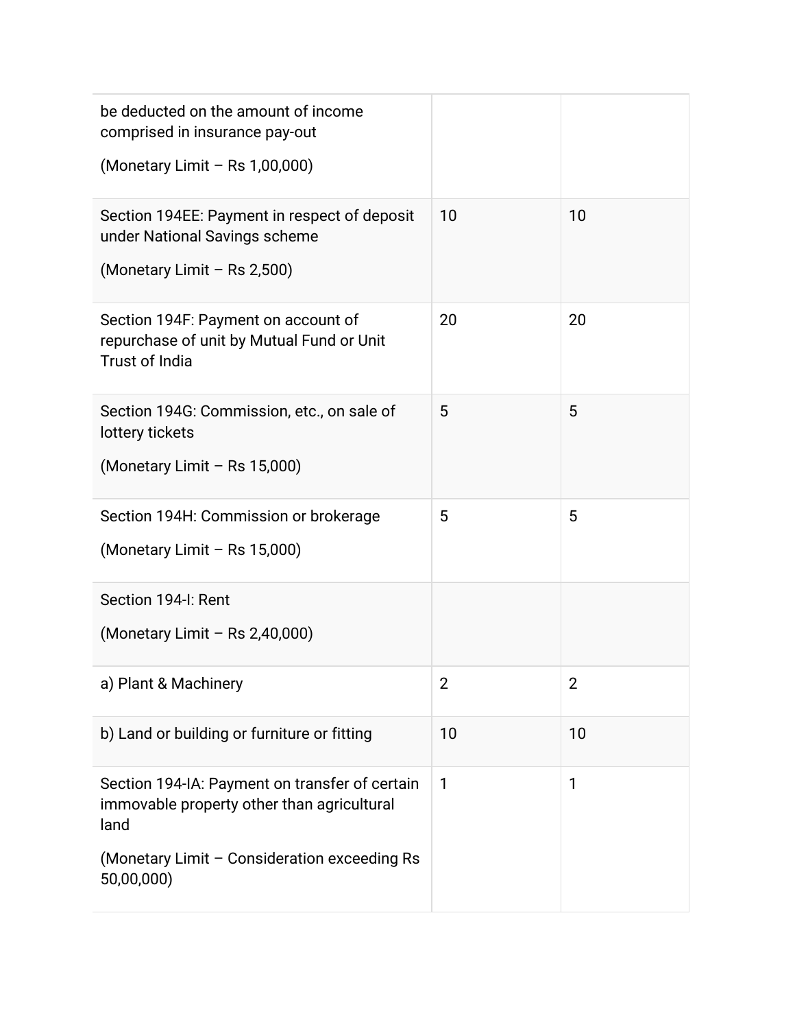| | | |
|---|---|---|
| be deducted on the amount of income comprised in insurance pay-out<br><br>(Monetary Limit – Rs 1,00,000) | | |
| Section 194EE: Payment in respect of deposit under National Savings scheme<br><br>(Monetary Limit – Rs 2,500) | 10 | 10 |
| Section 194F: Payment on account of repurchase of unit by Mutual Fund or Unit Trust of India | 20 | 20 |
| Section 194G: Commission, etc., on sale of lottery tickets<br><br>(Monetary Limit – Rs 15,000) | 5 | 5 |
| Section 194H: Commission or brokerage<br><br>(Monetary Limit – Rs 15,000) | 5 | 5 |
| Section 194-I: Rent<br><br>(Monetary Limit – Rs 2,40,000) | | |
| a) Plant & Machinery | 2 | 2 |
| b) Land or building or furniture or fitting | 10 | 10 |
| Section 194-IA: Payment on transfer of certain immovable property other than agricultural land<br><br>(Monetary Limit – Consideration exceeding Rs 50,00,000) | 1 | 1 |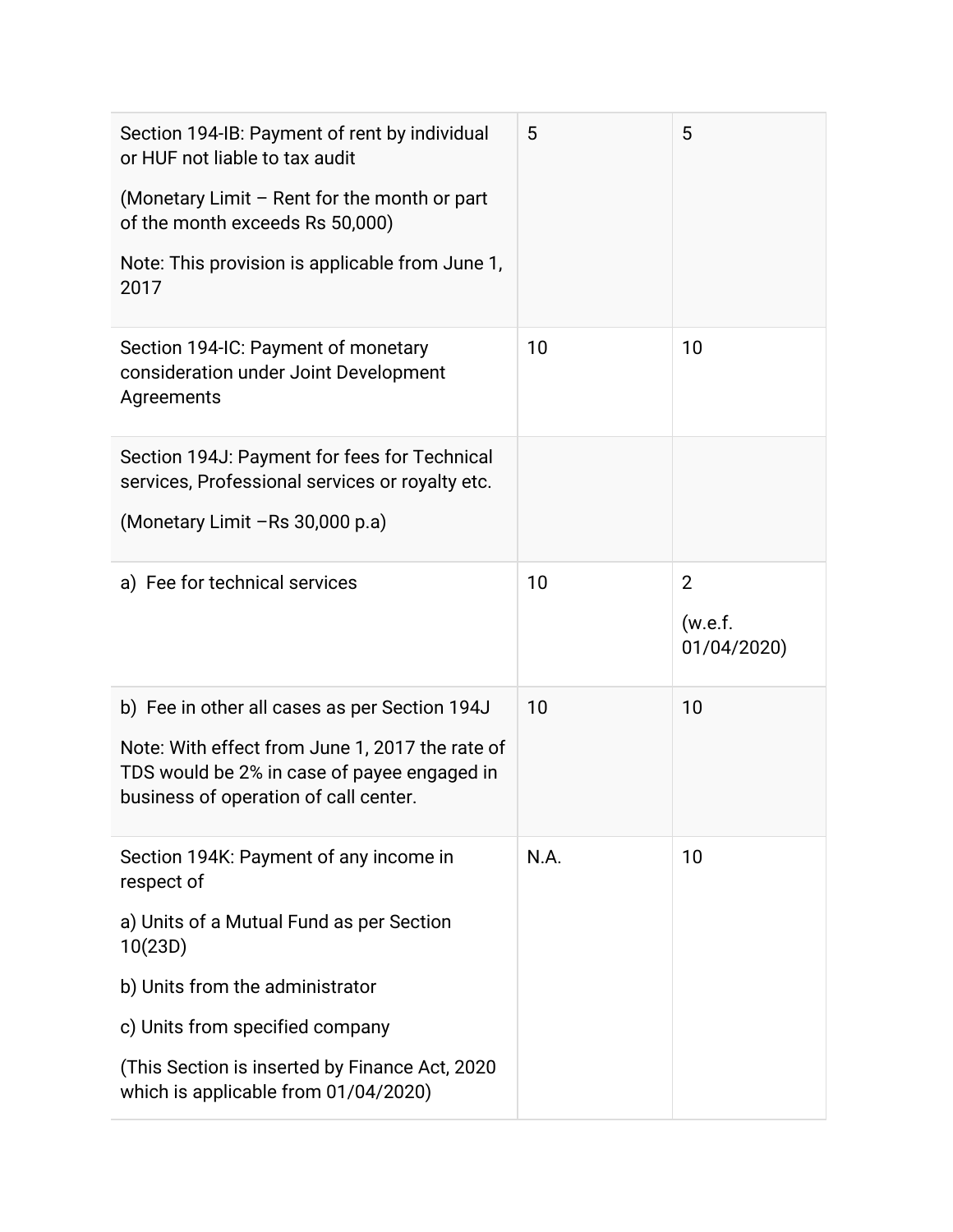| | | |
|---|---|---|
| Section 194-IB: Payment of rent by individual or HUF not liable to tax audit<br><br>(Monetary Limit – Rent for the month or part of the month exceeds Rs 50,000)<br><br>Note: This provision is applicable from June 1, 2017 | 5 | 5 |
| Section 194-IC: Payment of monetary consideration under Joint Development Agreements | 10 | 10 |
| Section 194J: Payment for fees for Technical services, Professional services or royalty etc.<br><br>(Monetary Limit –Rs 30,000 p.a) | | |
| a) Fee for technical services | 10 | 2<br><br>(w.e.f. 01/04/2020) |
| b) Fee in other all cases as per Section 194J<br><br>Note: With effect from June 1, 2017 the rate of TDS would be 2% in case of payee engaged in business of operation of call center. | 10 | 10 |
| Section 194K: Payment of any income in respect of<br><br>a) Units of a Mutual Fund as per Section 10(23D)<br><br>b) Units from the administrator<br><br>c) Units from specified company<br><br>(This Section is inserted by Finance Act, 2020 which is applicable from 01/04/2020) | N.A. | 10 |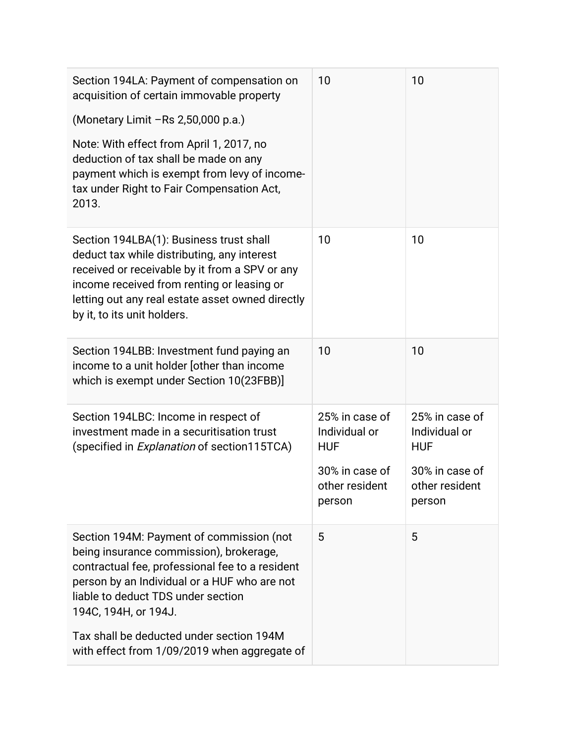| | | |
|---|---|---|
| Section 194LA: Payment of compensation on acquisition of certain immovable property<br><br>(Monetary Limit –Rs 2,50,000 p.a.)<br><br>Note: With effect from April 1, 2017, no deduction of tax shall be made on any payment which is exempt from levy of income-tax under Right to Fair Compensation Act, 2013. | 10 | 10 |
| Section 194LBA(1): Business trust shall deduct tax while distributing, any interest received or receivable by it from a SPV or any income received from renting or leasing or letting out any real estate asset owned directly by it, to its unit holders. | 10 | 10 |
| Section 194LBB: Investment fund paying an income to a unit holder [other than income which is exempt under Section 10(23FBB)] | 10 | 10 |
| Section 194LBC: Income in respect of investment made in a securitisation trust (specified in *Explanation* of section115TCA) | 25% in case of Individual or HUF<br><br>30% in case of other resident person | 25% in case of Individual or HUF<br><br>30% in case of other resident person |
| Section 194M: Payment of commission (not being insurance commission), brokerage, contractual fee, professional fee to a resident person by an Individual or a HUF who are not liable to deduct TDS under section 194C, 194H, or 194J.<br><br>Tax shall be deducted under section 194M with effect from 1/09/2019 when aggregate of | 5 | 5 |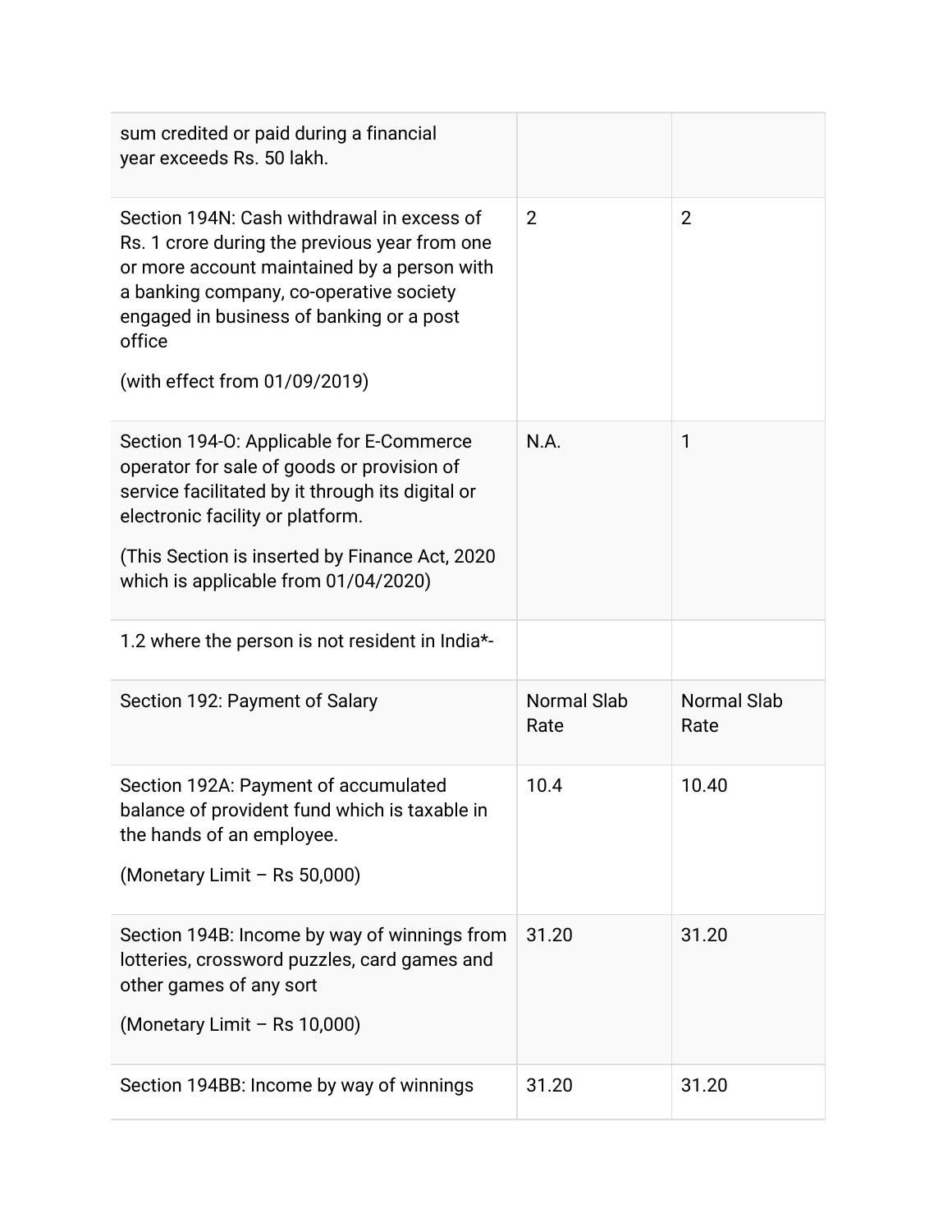| | | |
|---|---|---|
| sum credited or paid during a financial year exceeds Rs. 50 lakh. | | |
| Section 194N: Cash withdrawal in excess of Rs. 1 crore during the previous year from one or more account maintained by a person with a banking company, co-operative society engaged in business of banking or a post office<br><br>(with effect from 01/09/2019) | 2 | 2 |
| Section 194-O: Applicable for E-Commerce operator for sale of goods or provision of service facilitated by it through its digital or electronic facility or platform.<br><br>(This Section is inserted by Finance Act, 2020 which is applicable from 01/04/2020) | N.A. | 1 |
| 1.2 where the person is not resident in India*- | | |
| Section 192: Payment of Salary | Normal Slab Rate | Normal Slab Rate |
| Section 192A: Payment of accumulated balance of provident fund which is taxable in the hands of an employee.<br><br>(Monetary Limit – Rs 50,000) | 10.4 | 10.40 |
| Section 194B: Income by way of winnings from lotteries, crossword puzzles, card games and other games of any sort<br><br>(Monetary Limit – Rs 10,000) | 31.20 | 31.20 |
| Section 194BB: Income by way of winnings | 31.20 | 31.20 |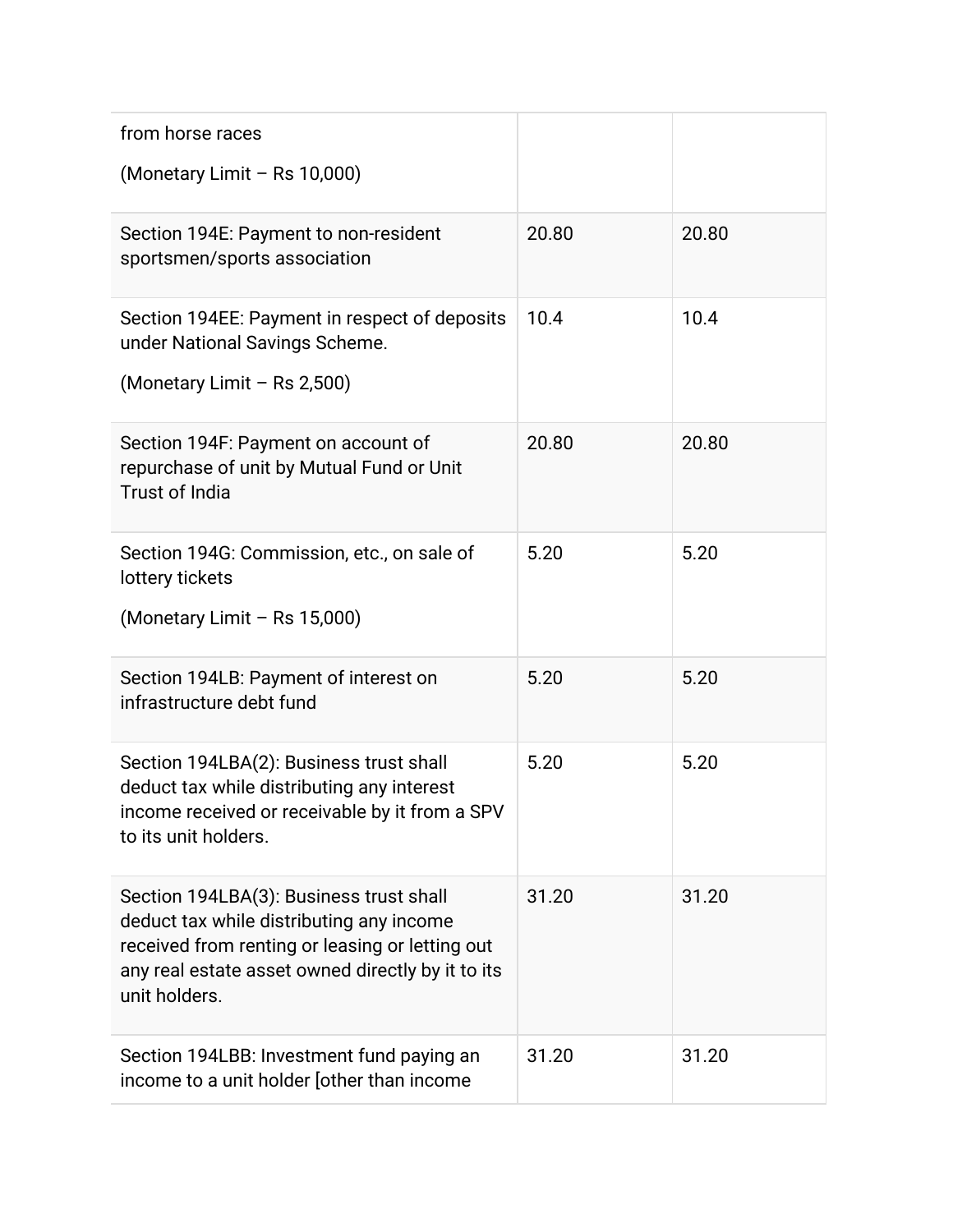| | | |
|---|---|---|
| from horse races<br><br>(Monetary Limit – Rs 10,000) | | |
| Section 194E: Payment to non-resident sportsmen/sports association | 20.80 | 20.80 |
| Section 194EE: Payment in respect of deposits under National Savings Scheme.<br><br>(Monetary Limit – Rs 2,500) | 10.4 | 10.4 |
| Section 194F: Payment on account of repurchase of unit by Mutual Fund or Unit Trust of India | 20.80 | 20.80 |
| Section 194G: Commission, etc., on sale of lottery tickets<br><br>(Monetary Limit – Rs 15,000) | 5.20 | 5.20 |
| Section 194LB: Payment of interest on infrastructure debt fund | 5.20 | 5.20 |
| Section 194LBA(2): Business trust shall deduct tax while distributing any interest income received or receivable by it from a SPV to its unit holders. | 5.20 | 5.20 |
| Section 194LBA(3): Business trust shall deduct tax while distributing any income received from renting or leasing or letting out any real estate asset owned directly by it to its unit holders. | 31.20 | 31.20 |
| Section 194LBB: Investment fund paying an income to a unit holder [other than income | 31.20 | 31.20 |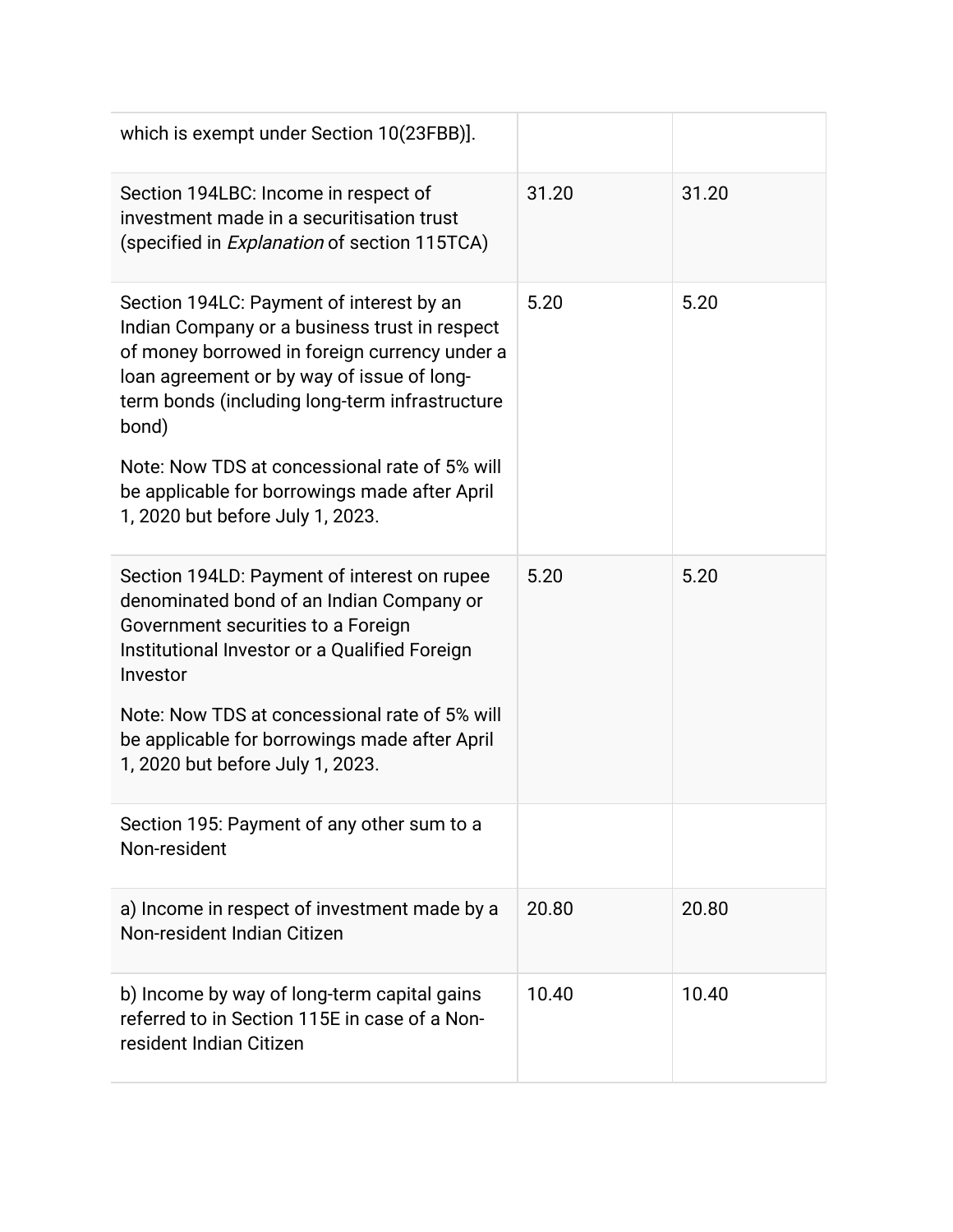| | | |
|---|---|---|
| which is exempt under Section 10(23FBB)]. | | |
| Section 194LBC: Income in respect of investment made in a securitisation trust (specified in *Explanation* of section 115TCA) | 31.20 | 31.20 |
| Section 194LC: Payment of interest by an Indian Company or a business trust in respect of money borrowed in foreign currency under a loan agreement or by way of issue of long-term bonds (including long-term infrastructure bond)<br><br>Note: Now TDS at concessional rate of 5% will be applicable for borrowings made after April 1, 2020 but before July 1, 2023. | 5.20 | 5.20 |
| Section 194LD: Payment of interest on rupee denominated bond of an Indian Company or Government securities to a Foreign Institutional Investor or a Qualified Foreign Investor<br><br>Note: Now TDS at concessional rate of 5% will be applicable for borrowings made after April 1, 2020 but before July 1, 2023. | 5.20 | 5.20 |
| Section 195: Payment of any other sum to a Non-resident | | |
| a) Income in respect of investment made by a Non-resident Indian Citizen | 20.80 | 20.80 |
| b) Income by way of long-term capital gains referred to in Section 115E in case of a Non-resident Indian Citizen | 10.40 | 10.40 |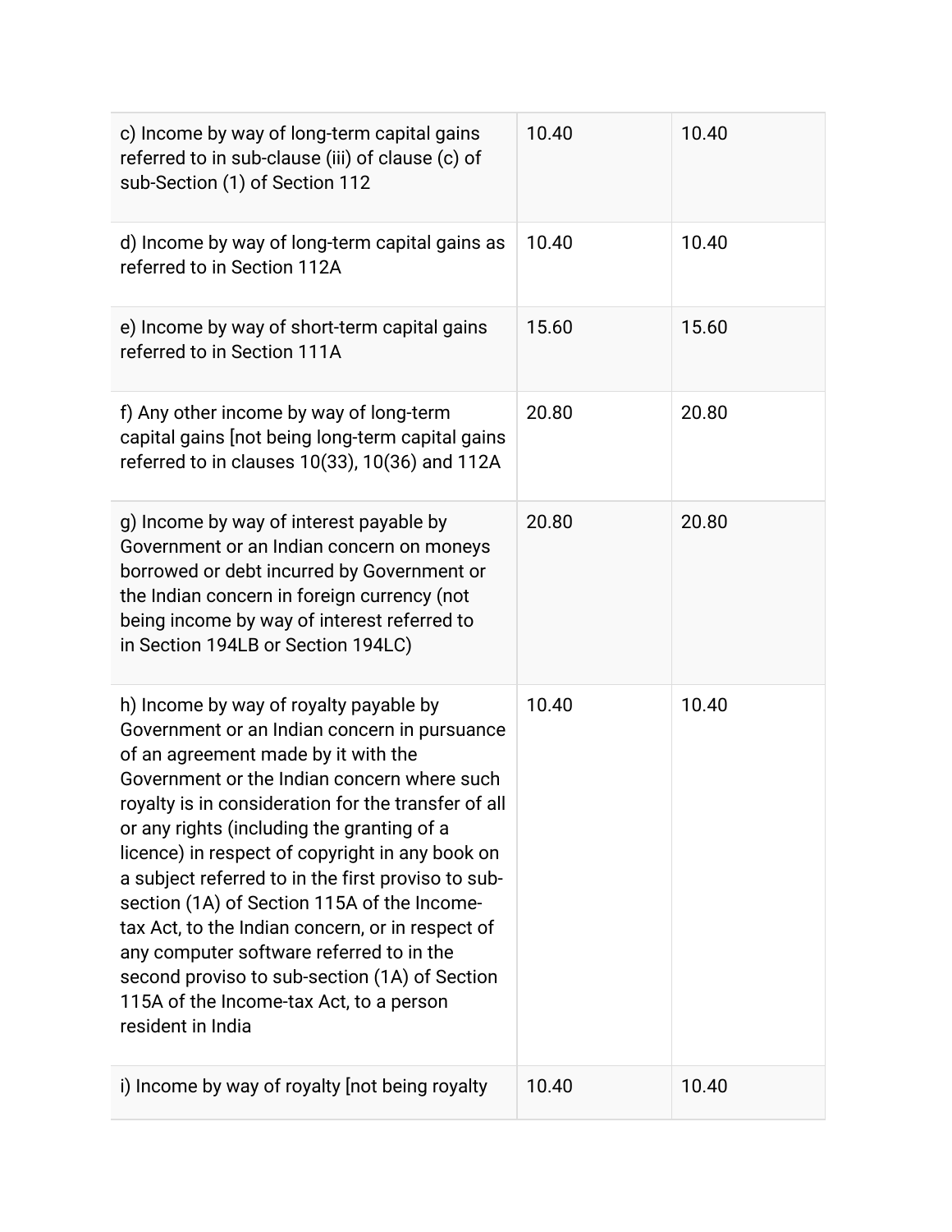| | | |
|---|---|---|
| c) Income by way of long-term capital gains referred to in sub-clause (iii) of clause (c) of sub-Section (1) of Section 112 | 10.40 | 10.40 |
| d) Income by way of long-term capital gains as referred to in Section 112A | 10.40 | 10.40 |
| e) Income by way of short-term capital gains referred to in Section 111A | 15.60 | 15.60 |
| f) Any other income by way of long-term capital gains [not being long-term capital gains referred to in clauses 10(33), 10(36) and 112A | 20.80 | 20.80 |
| g) Income by way of interest payable by Government or an Indian concern on moneys borrowed or debt incurred by Government or the Indian concern in foreign currency (not being income by way of interest referred to in Section 194LB or Section 194LC) | 20.80 | 20.80 |
| h) Income by way of royalty payable by Government or an Indian concern in pursuance of an agreement made by it with the Government or the Indian concern where such royalty is in consideration for the transfer of all or any rights (including the granting of a licence) in respect of copyright in any book on a subject referred to in the first proviso to sub-section (1A) of Section 115A of the Income-tax Act, to the Indian concern, or in respect of any computer software referred to in the second proviso to sub-section (1A) of Section 115A of the Income-tax Act, to a person resident in India | 10.40 | 10.40 |
| i) Income by way of royalty [not being royalty | 10.40 | 10.40 |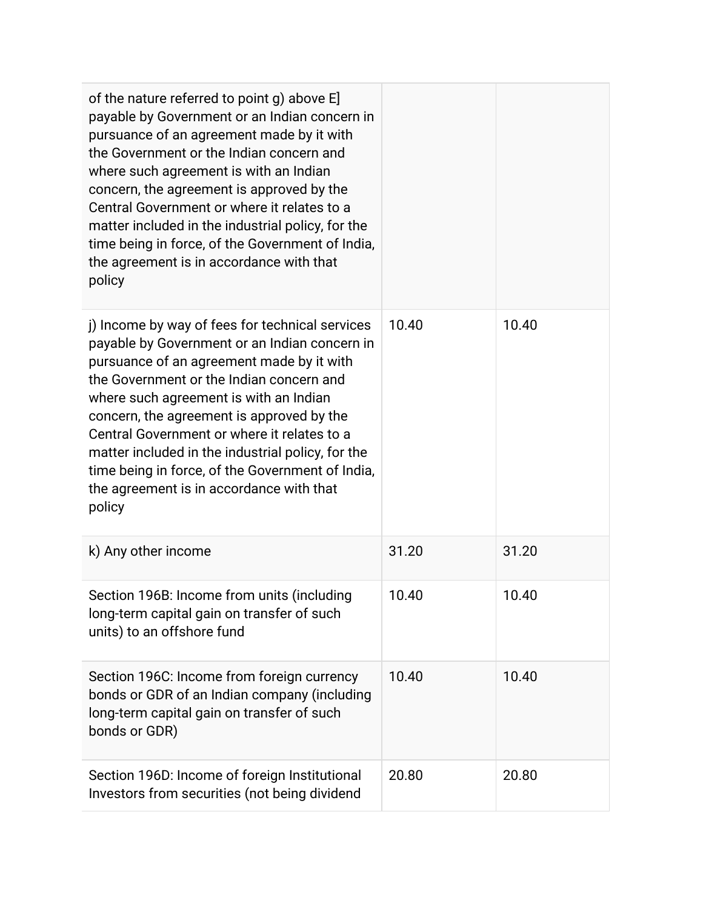| | | |
|---|---|---|
| of the nature referred to point g) above E] payable by Government or an Indian concern in pursuance of an agreement made by it with the Government or the Indian concern and where such agreement is with an Indian concern, the agreement is approved by the Central Government or where it relates to a matter included in the industrial policy, for the time being in force, of the Government of India, the agreement is in accordance with that policy | | |
| j) Income by way of fees for technical services payable by Government or an Indian concern in pursuance of an agreement made by it with the Government or the Indian concern and where such agreement is with an Indian concern, the agreement is approved by the Central Government or where it relates to a matter included in the industrial policy, for the time being in force, of the Government of India, the agreement is in accordance with that policy | 10.40 | 10.40 |
| k) Any other income | 31.20 | 31.20 |
| Section 196B: Income from units (including long-term capital gain on transfer of such units) to an offshore fund | 10.40 | 10.40 |
| Section 196C: Income from foreign currency bonds or GDR of an Indian company (including long-term capital gain on transfer of such bonds or GDR) | 10.40 | 10.40 |
| Section 196D: Income of foreign Institutional Investors from securities (not being dividend | 20.80 | 20.80 |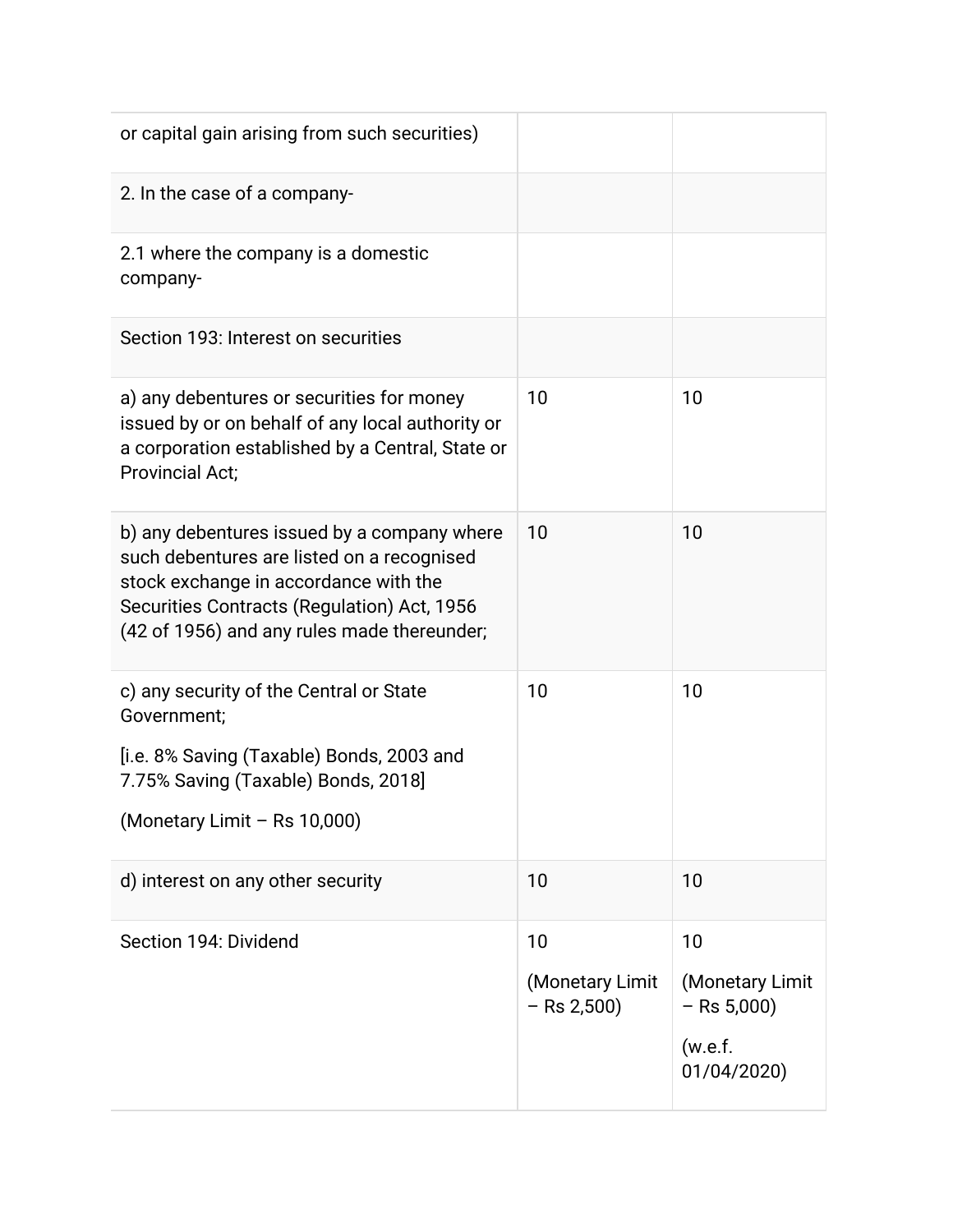| | | |
|---|---|---|
| or capital gain arising from such securities) | | |
| 2. In the case of a company- | | |
| 2.1 where the company is a domestic company- | | |
| Section 193: Interest on securities | | |
| a) any debentures or securities for money issued by or on behalf of any local authority or a corporation established by a Central, State or Provincial Act; | 10 | 10 |
| b) any debentures issued by a company where such debentures are listed on a recognised stock exchange in accordance with the Securities Contracts (Regulation) Act, 1956 (42 of 1956) and any rules made thereunder; | 10 | 10 |
| c) any security of the Central or State Government;<br><br>[i.e. 8% Saving (Taxable) Bonds, 2003 and 7.75% Saving (Taxable) Bonds, 2018]<br><br>(Monetary Limit – Rs 10,000) | 10 | 10 |
| d) interest on any other security | 10 | 10 |
| Section 194: Dividend | 10<br><br>(Monetary Limit – Rs 2,500) | 10<br><br>(Monetary Limit – Rs 5,000)<br><br>(w.e.f. 01/04/2020) |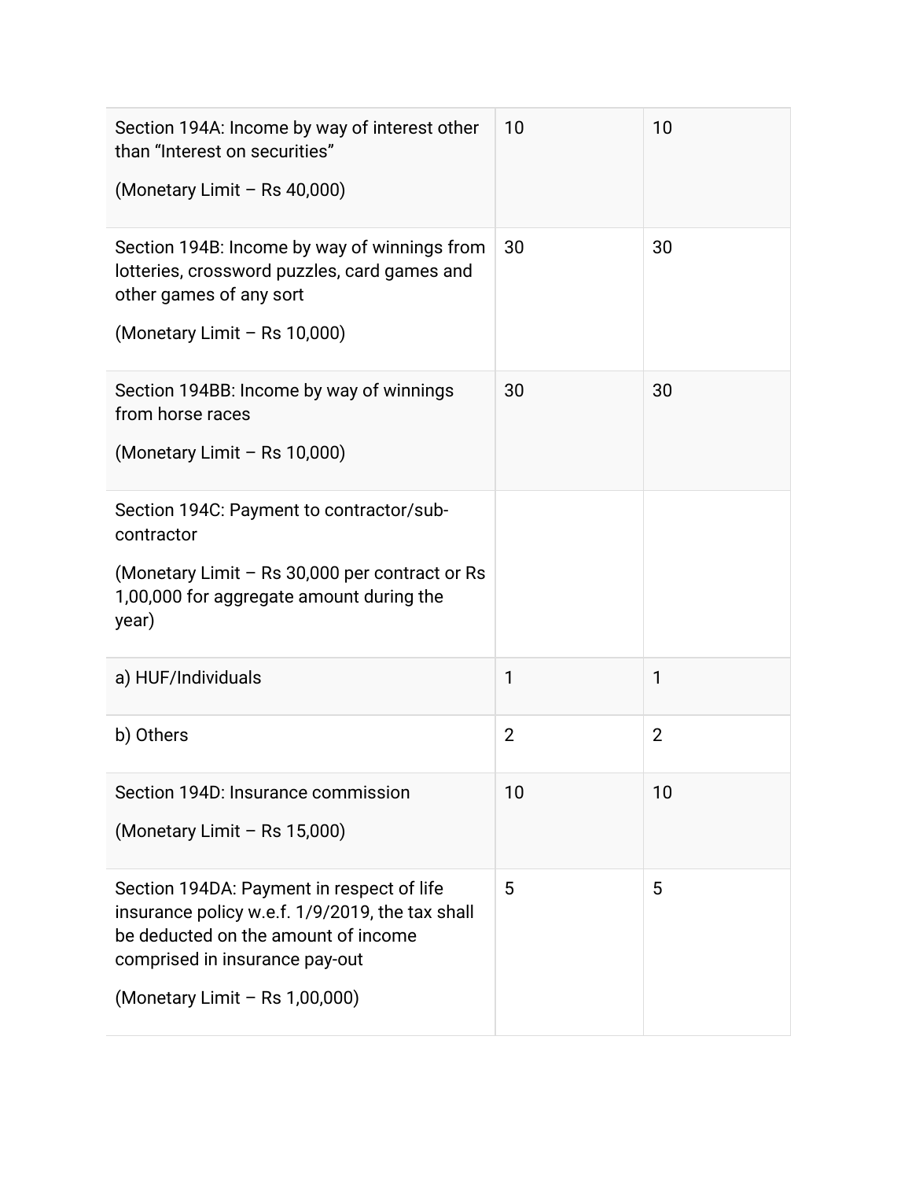| | | |
|---|---|---|
| Section 194A: Income by way of interest other than “Interest on securities”<br><br>(Monetary Limit – Rs 40,000) | 10 | 10 |
| Section 194B: Income by way of winnings from lotteries, crossword puzzles, card games and other games of any sort<br><br>(Monetary Limit – Rs 10,000) | 30 | 30 |
| Section 194BB: Income by way of winnings from horse races<br><br>(Monetary Limit – Rs 10,000) | 30 | 30 |
| Section 194C: Payment to contractor/sub-contractor<br><br>(Monetary Limit – Rs 30,000 per contract or Rs 1,00,000 for aggregate amount during the year) | | |
| a) HUF/Individuals | 1 | 1 |
| b) Others | 2 | 2 |
| Section 194D: Insurance commission<br><br>(Monetary Limit – Rs 15,000) | 10 | 10 |
| Section 194DA: Payment in respect of life insurance policy w.e.f. 1/9/2019, the tax shall be deducted on the amount of income comprised in insurance pay-out<br><br>(Monetary Limit – Rs 1,00,000) | 5 | 5 |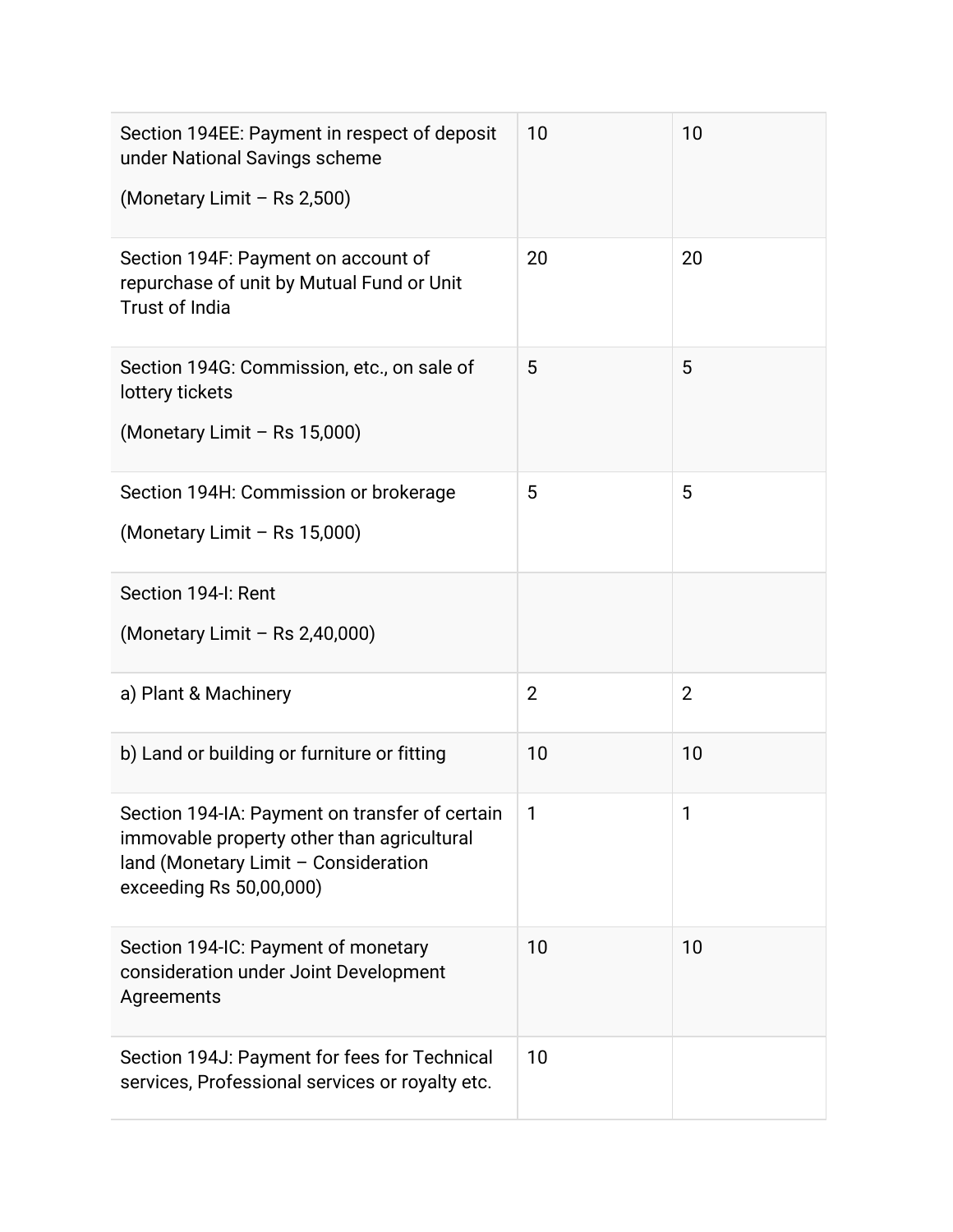| | | |
|---|---|---|
| Section 194EE: Payment in respect of deposit under National Savings scheme<br><br>(Monetary Limit – Rs 2,500) | 10 | 10 |
| Section 194F: Payment on account of repurchase of unit by Mutual Fund or Unit Trust of India | 20 | 20 |
| Section 194G: Commission, etc., on sale of lottery tickets<br><br>(Monetary Limit – Rs 15,000) | 5 | 5 |
| Section 194H: Commission or brokerage<br><br>(Monetary Limit – Rs 15,000) | 5 | 5 |
| Section 194-I: Rent<br><br>(Monetary Limit – Rs 2,40,000) | | |
| a) Plant & Machinery | 2 | 2 |
| b) Land or building or furniture or fitting | 10 | 10 |
| Section 194-IA: Payment on transfer of certain immovable property other than agricultural land (Monetary Limit – Consideration exceeding Rs 50,00,000) | 1 | 1 |
| Section 194-IC: Payment of monetary consideration under Joint Development Agreements | 10 | 10 |
| Section 194J: Payment for fees for Technical services, Professional services or royalty etc. | 10 | |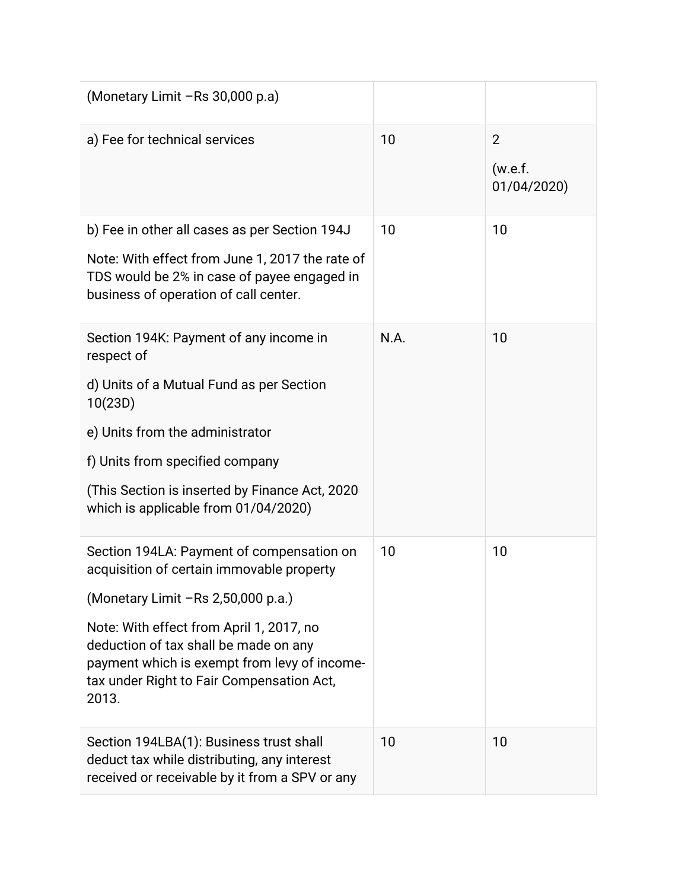| | | |
|---|---|---|
| (Monetary Limit –Rs 30,000 p.a) | | |
| a) Fee for technical services | 10 | 2<br><br>(w.e.f. 01/04/2020) |
| b) Fee in other all cases as per Section 194J<br><br>Note: With effect from June 1, 2017 the rate of TDS would be 2% in case of payee engaged in business of operation of call center. | 10 | 10 |
| Section 194K: Payment of any income in respect of<br><br>d) Units of a Mutual Fund as per Section 10(23D)<br><br>e) Units from the administrator<br><br>f) Units from specified company<br><br>(This Section is inserted by Finance Act, 2020 which is applicable from 01/04/2020) | N.A. | 10 |
| Section 194LA: Payment of compensation on acquisition of certain immovable property<br><br>(Monetary Limit –Rs 2,50,000 p.a.)<br><br>Note: With effect from April 1, 2017, no deduction of tax shall be made on any payment which is exempt from levy of income-tax under Right to Fair Compensation Act, 2013. | 10 | 10 |
| Section 194LBA(1): Business trust shall deduct tax while distributing, any interest received or receivable by it from a SPV or any | 10 | 10 |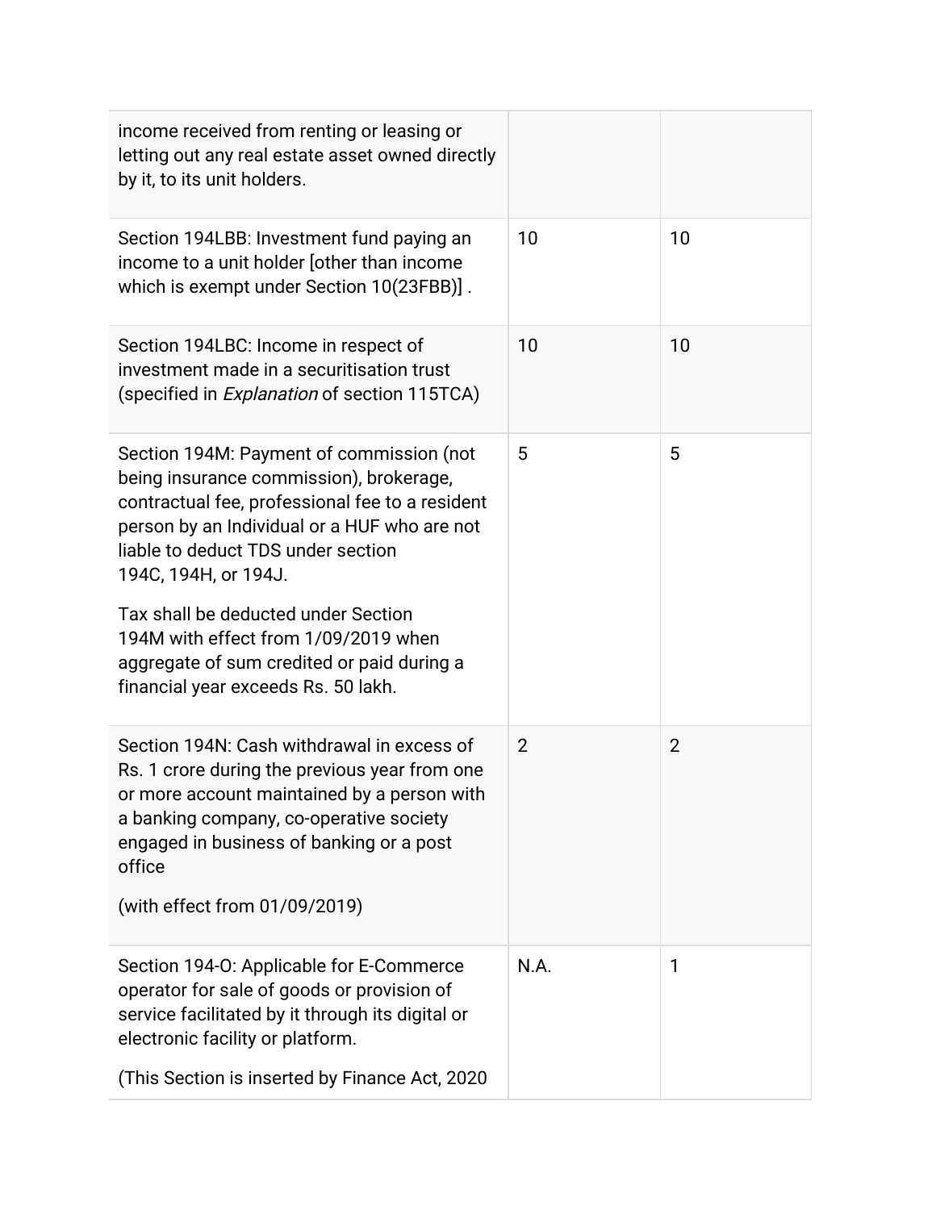| | | |
|---|---|---|
| income received from renting or leasing or letting out any real estate asset owned directly by it, to its unit holders. | | |
| Section 194LBB: Investment fund paying an income to a unit holder [other than income which is exempt under Section 10(23FBB)] . | 10 | 10 |
| Section 194LBC: Income in respect of investment made in a securitisation trust (specified in *Explanation* of section 115TCA) | 10 | 10 |
| Section 194M: Payment of commission (not being insurance commission), brokerage, contractual fee, professional fee to a resident person by an Individual or a HUF who are not liable to deduct TDS under section 194C, 194H, or 194J.<br><br>Tax shall be deducted under Section 194M with effect from 1/09/2019 when aggregate of sum credited or paid during a financial year exceeds Rs. 50 lakh. | 5 | 5 |
| Section 194N: Cash withdrawal in excess of Rs. 1 crore during the previous year from one or more account maintained by a person with a banking company, co-operative society engaged in business of banking or a post office<br><br>(with effect from 01/09/2019) | 2 | 2 |
| Section 194-O: Applicable for E-Commerce operator for sale of goods or provision of service facilitated by it through its digital or electronic facility or platform.<br><br>(This Section is inserted by Finance Act, 2020 | N.A. | 1 |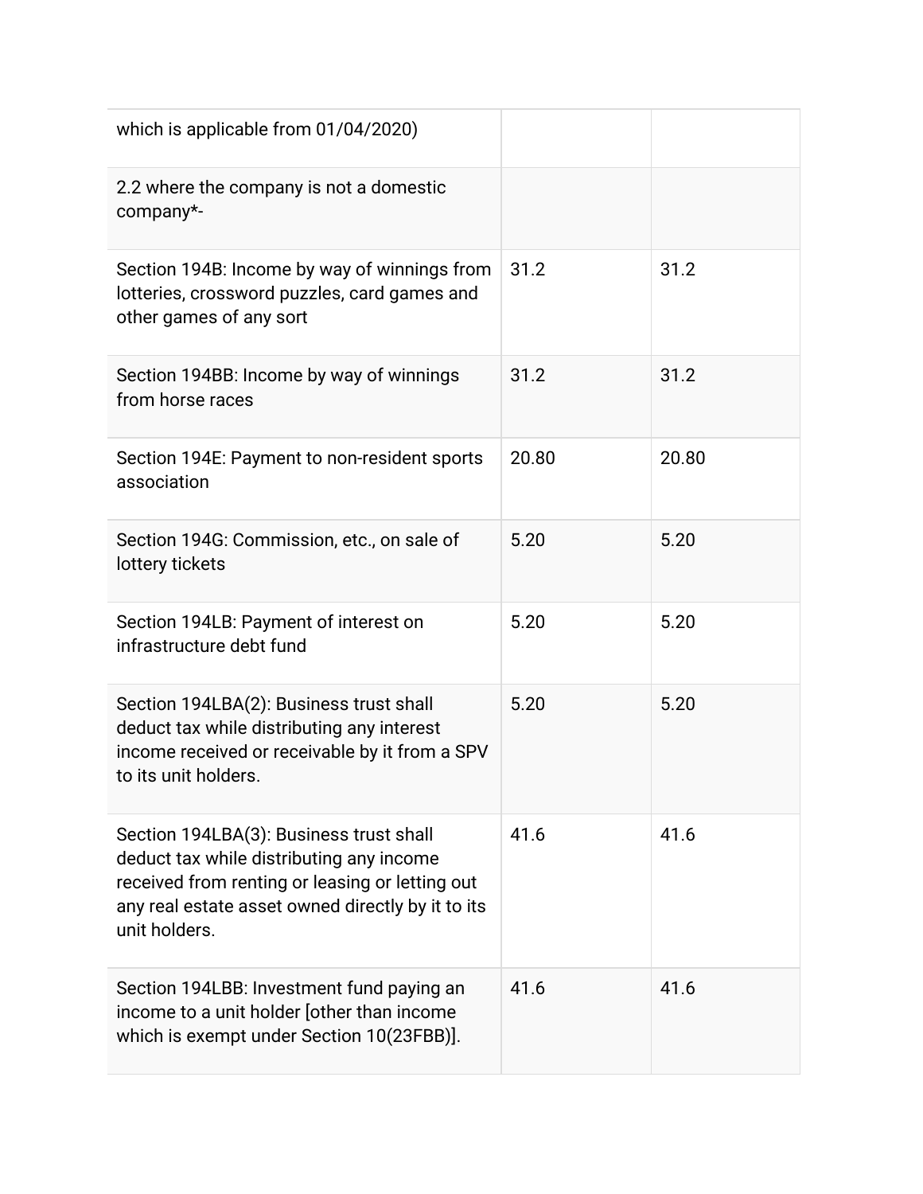| | | |
|---|---|---|
| which is applicable from 01/04/2020) | | |
| 2.2 where the company is not a domestic company*- | | |
| Section 194B: Income by way of winnings from lotteries, crossword puzzles, card games and other games of any sort | 31.2 | 31.2 |
| Section 194BB: Income by way of winnings from horse races | 31.2 | 31.2 |
| Section 194E: Payment to non-resident sports association | 20.80 | 20.80 |
| Section 194G: Commission, etc., on sale of lottery tickets | 5.20 | 5.20 |
| Section 194LB: Payment of interest on infrastructure debt fund | 5.20 | 5.20 |
| Section 194LBA(2): Business trust shall deduct tax while distributing any interest income received or receivable by it from a SPV to its unit holders. | 5.20 | 5.20 |
| Section 194LBA(3): Business trust shall deduct tax while distributing any income received from renting or leasing or letting out any real estate asset owned directly by it to its unit holders. | 41.6 | 41.6 |
| Section 194LBB: Investment fund paying an income to a unit holder [other than income which is exempt under Section 10(23FBB)]. | 41.6 | 41.6 |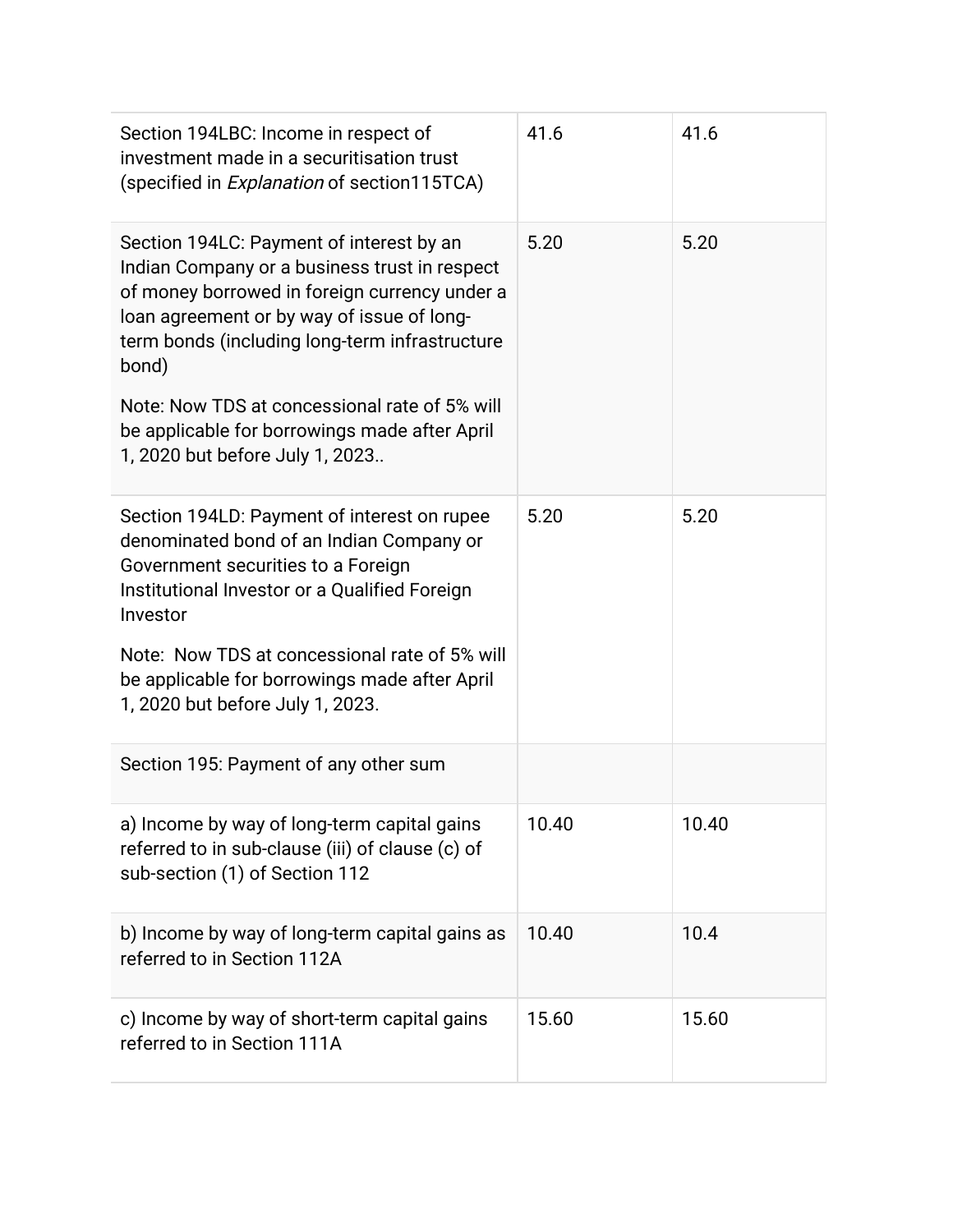| | | |
|---|---|---|
| Section 194LBC: Income in respect of investment made in a securitisation trust (specified in *Explanation* of section115TCA) | 41.6 | 41.6 |
| Section 194LC: Payment of interest by an Indian Company or a business trust in respect of money borrowed in foreign currency under a loan agreement or by way of issue of long-term bonds (including long-term infrastructure bond)<br><br>Note: Now TDS at concessional rate of 5% will be applicable for borrowings made after April 1, 2020 but before July 1, 2023.. | 5.20 | 5.20 |
| Section 194LD: Payment of interest on rupee denominated bond of an Indian Company or Government securities to a Foreign Institutional Investor or a Qualified Foreign Investor<br><br>Note: Now TDS at concessional rate of 5% will be applicable for borrowings made after April 1, 2020 but before July 1, 2023. | 5.20 | 5.20 |
| Section 195: Payment of any other sum | | |
| a) Income by way of long-term capital gains referred to in sub-clause (iii) of clause (c) of sub-section (1) of Section 112 | 10.40 | 10.40 |
| b) Income by way of long-term capital gains as referred to in Section 112A | 10.40 | 10.4 |
| c) Income by way of short-term capital gains referred to in Section 111A | 15.60 | 15.60 |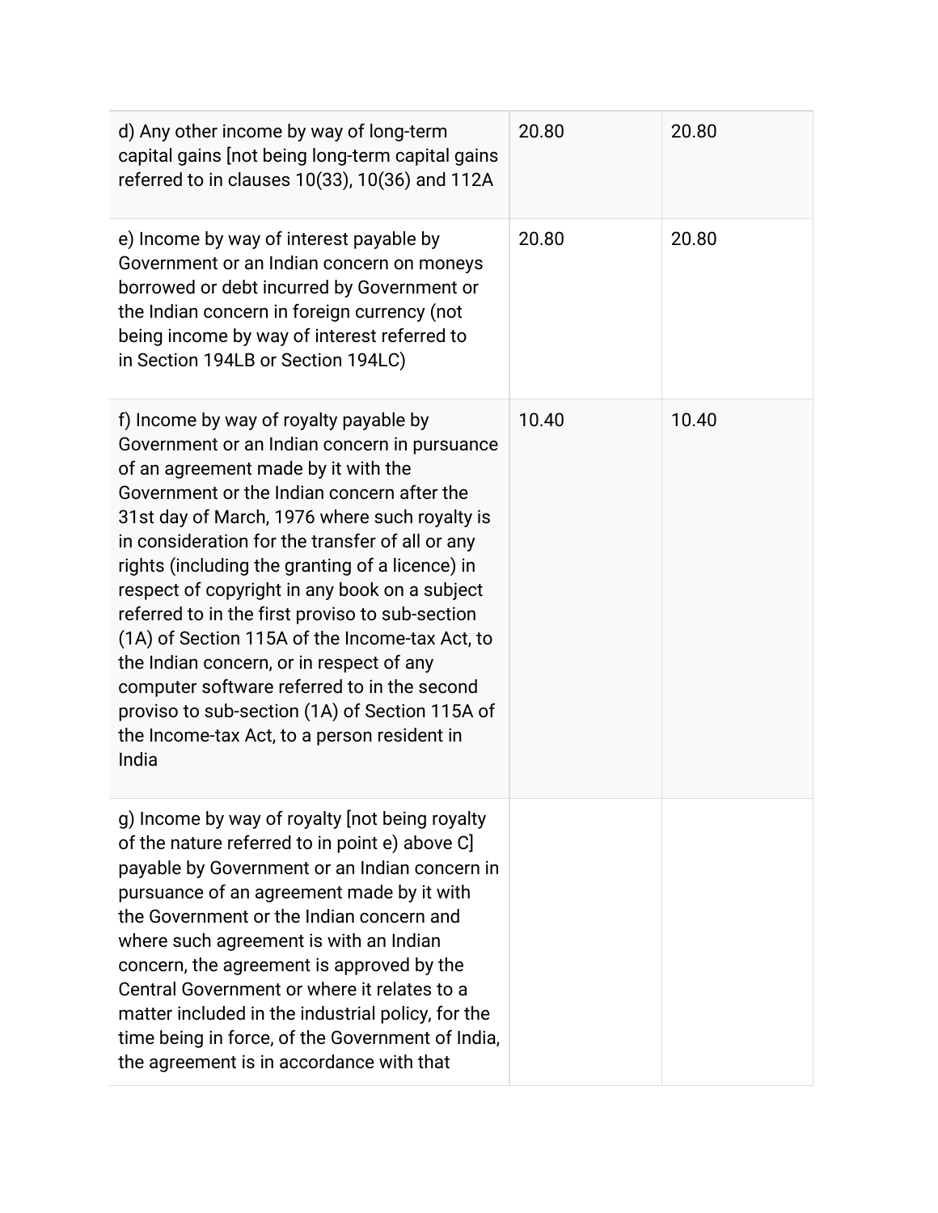| | | |
|---|---|---|
| d) Any other income by way of long-term capital gains [not being long-term capital gains referred to in clauses 10(33), 10(36) and 112A | 20.80 | 20.80 |
| e) Income by way of interest payable by Government or an Indian concern on moneys borrowed or debt incurred by Government or the Indian concern in foreign currency (not being income by way of interest referred to in Section 194LB or Section 194LC) | 20.80 | 20.80 |
| f) Income by way of royalty payable by Government or an Indian concern in pursuance of an agreement made by it with the Government or the Indian concern after the 31st day of March, 1976 where such royalty is in consideration for the transfer of all or any rights (including the granting of a licence) in respect of copyright in any book on a subject referred to in the first proviso to sub-section (1A) of Section 115A of the Income-tax Act, to the Indian concern, or in respect of any computer software referred to in the second proviso to sub-section (1A) of Section 115A of the Income-tax Act, to a person resident in India | 10.40 | 10.40 |
| g) Income by way of royalty [not being royalty of the nature referred to in point e) above C] payable by Government or an Indian concern in pursuance of an agreement made by it with the Government or the Indian concern and where such agreement is with an Indian concern, the agreement is approved by the Central Government or where it relates to a matter included in the industrial policy, for the time being in force, of the Government of India, the agreement is in accordance with that | | |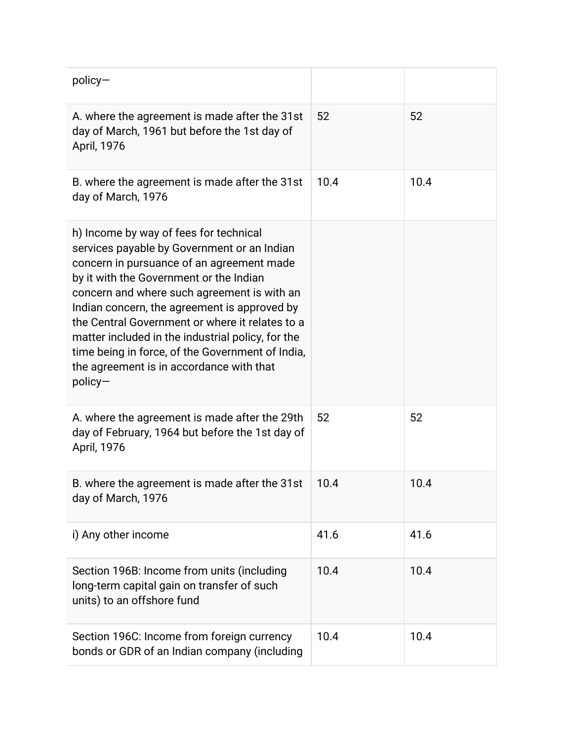| | | |
|---|---|---|
| policy— | | |
| A. where the agreement is made after the 31st day of March, 1961 but before the 1st day of April, 1976 | 52 | 52 |
| B. where the agreement is made after the 31st day of March, 1976 | 10.4 | 10.4 |
| h) Income by way of fees for technical services payable by Government or an Indian concern in pursuance of an agreement made by it with the Government or the Indian concern and where such agreement is with an Indian concern, the agreement is approved by the Central Government or where it relates to a matter included in the industrial policy, for the time being in force, of the Government of India, the agreement is in accordance with that policy— | | |
| A. where the agreement is made after the 29th day of February, 1964 but before the 1st day of April, 1976 | 52 | 52 |
| B. where the agreement is made after the 31st day of March, 1976 | 10.4 | 10.4 |
| i) Any other income | 41.6 | 41.6 |
| Section 196B: Income from units (including long-term capital gain on transfer of such units) to an offshore fund | 10.4 | 10.4 |
| Section 196C: Income from foreign currency bonds or GDR of an Indian company (including | 10.4 | 10.4 |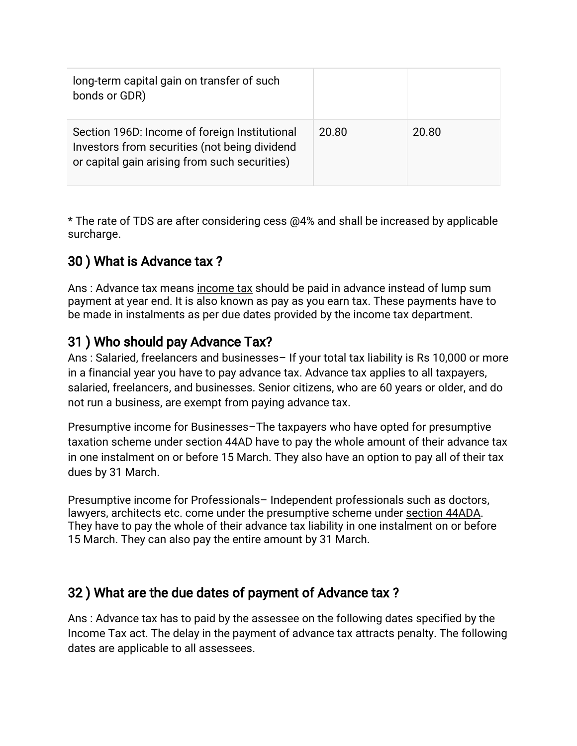| | | |
|---|---|---|
| long-term capital gain on transfer of such bonds or GDR) | | |
| Section 196D: Income of foreign Institutional Investors from securities (not being dividend or capital gain arising from such securities) | 20.80 | 20.80 |

* The rate of TDS are after considering cess @4% and shall be increased by applicable surcharge.

## 30 ) What is Advance tax ?

Ans : Advance tax means income tax should be paid in advance instead of lump sum payment at year end. It is also known as pay as you earn tax. These payments have to be made in instalments as per due dates provided by the income tax department.

## 31 ) Who should pay Advance Tax?

Ans : Salaried, freelancers and businesses– If your total tax liability is Rs 10,000 or more in a financial year you have to pay advance tax. Advance tax applies to all taxpayers, salaried, freelancers, and businesses. Senior citizens, who are 60 years or older, and do not run a business, are exempt from paying advance tax.

Presumptive income for Businesses–The taxpayers who have opted for presumptive taxation scheme under section 44AD have to pay the whole amount of their advance tax in one instalment on or before 15 March. They also have an option to pay all of their tax dues by 31 March.

Presumptive income for Professionals– Independent professionals such as doctors, lawyers, architects etc. come under the presumptive scheme under section 44ADA. They have to pay the whole of their advance tax liability in one instalment on or before 15 March. They can also pay the entire amount by 31 March.

## 32 ) What are the due dates of payment of Advance tax ?

Ans : Advance tax has to paid by the assessee on the following dates specified by the Income Tax act. The delay in the payment of advance tax attracts penalty. The following dates are applicable to all assessees.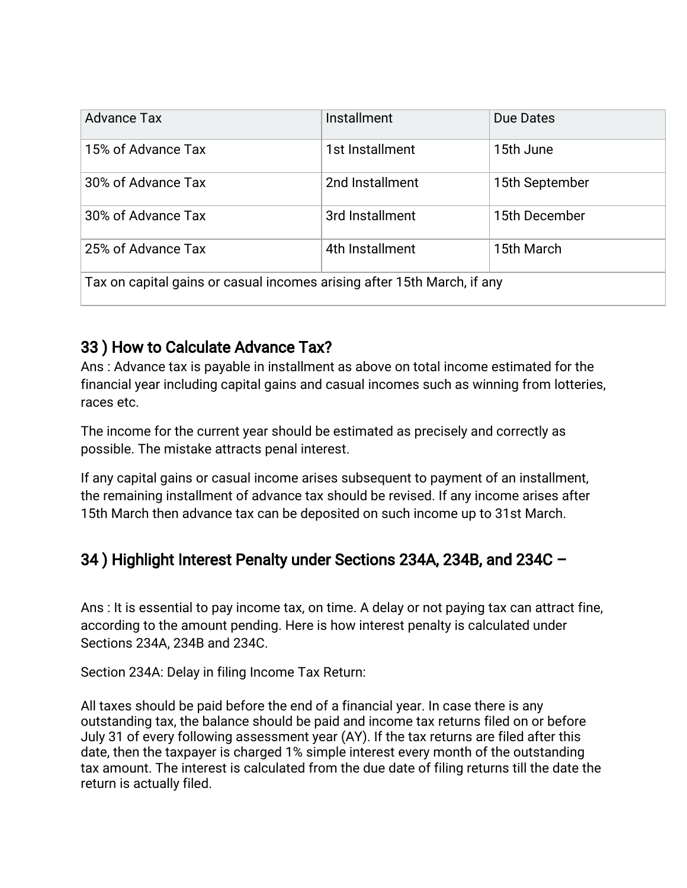| Advance Tax | Installment | Due Dates |
|---|---|---|
| 15% of Advance Tax | 1st Installment | 15th June |
| 30% of Advance Tax | 2nd Installment | 15th September |
| 30% of Advance Tax | 3rd Installment | 15th December |
| 25% of Advance Tax | 4th Installment | 15th March |
| Tax on capital gains or casual incomes arising after 15th March, if any | | |

## 33 ) How to Calculate Advance Tax?

Ans : Advance tax is payable in installment as above on total income estimated for the financial year including capital gains and casual incomes such as winning from lotteries, races etc.

The income for the current year should be estimated as precisely and correctly as possible. The mistake attracts penal interest.

If any capital gains or casual income arises subsequent to payment of an installment, the remaining installment of advance tax should be revised. If any income arises after 15th March then advance tax can be deposited on such income up to 31st March.

## 34 ) Highlight Interest Penalty under Sections 234A, 234B, and 234C –

Ans : It is essential to pay income tax, on time. A delay or not paying tax can attract fine, according to the amount pending. Here is how interest penalty is calculated under Sections 234A, 234B and 234C.

Section 234A: Delay in filing Income Tax Return:

All taxes should be paid before the end of a financial year. In case there is any outstanding tax, the balance should be paid and income tax returns filed on or before July 31 of every following assessment year (AY). If the tax returns are filed after this date, then the taxpayer is charged 1% simple interest every month of the outstanding tax amount. The interest is calculated from the due date of filing returns till the date the return is actually filed.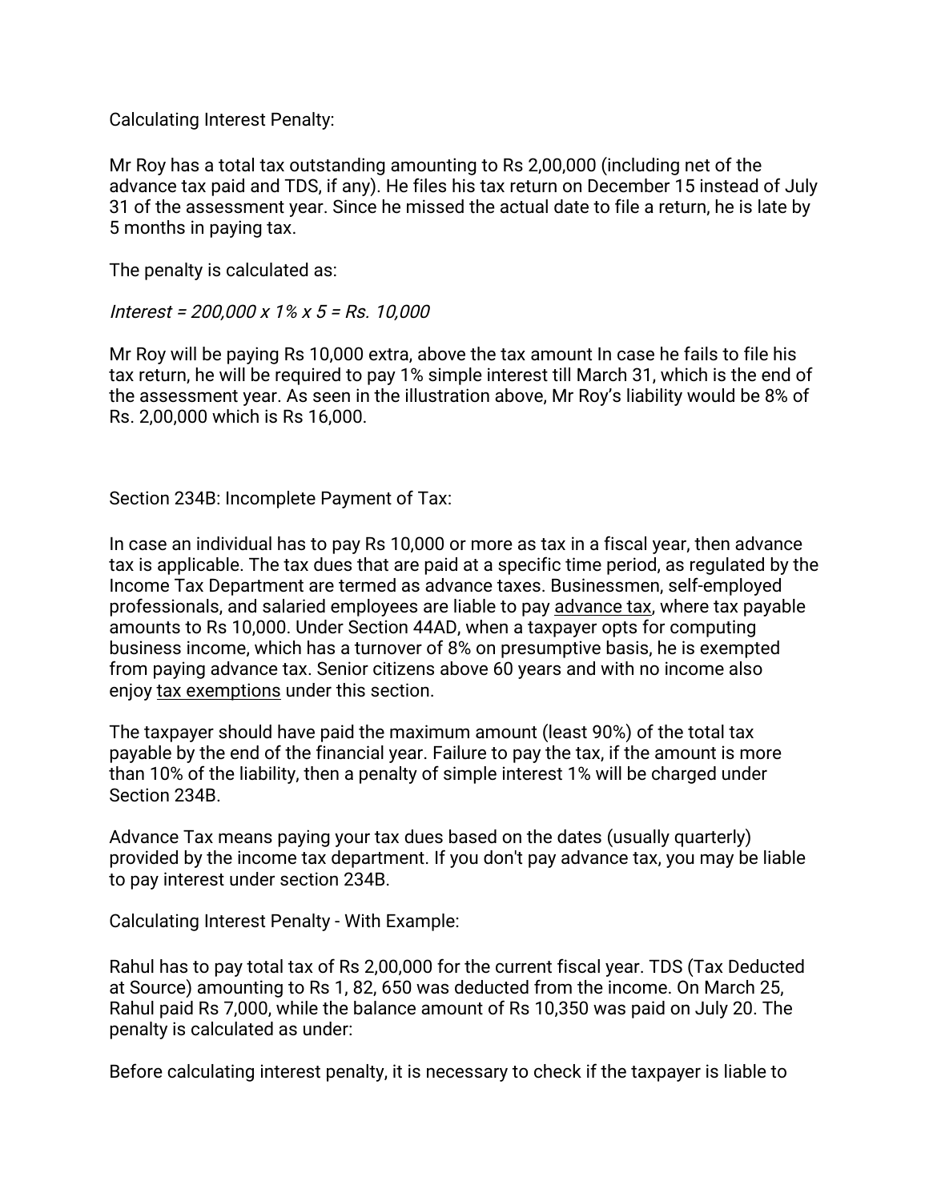Calculating Interest Penalty:

Mr Roy has a total tax outstanding amounting to Rs 2,00,000 (including net of the advance tax paid and TDS, if any). He files his tax return on December 15 instead of July 31 of the assessment year. Since he missed the actual date to file a return, he is late by 5 months in paying tax.

The penalty is calculated as:

*Interest = 200,000 x 1% x 5 = Rs. 10,000*

Mr Roy will be paying Rs 10,000 extra, above the tax amount In case he fails to file his tax return, he will be required to pay 1% simple interest till March 31, which is the end of the assessment year. As seen in the illustration above, Mr Roy's liability would be 8% of Rs. 2,00,000 which is Rs 16,000.

Section 234B: Incomplete Payment of Tax:

In case an individual has to pay Rs 10,000 or more as tax in a fiscal year, then advance tax is applicable. The tax dues that are paid at a specific time period, as regulated by the Income Tax Department are termed as advance taxes. Businessmen, self-employed professionals, and salaried employees are liable to pay advance tax, where tax payable amounts to Rs 10,000. Under Section 44AD, when a taxpayer opts for computing business income, which has a turnover of 8% on presumptive basis, he is exempted from paying advance tax. Senior citizens above 60 years and with no income also enjoy tax exemptions under this section.

The taxpayer should have paid the maximum amount (least 90%) of the total tax payable by the end of the financial year. Failure to pay the tax, if the amount is more than 10% of the liability, then a penalty of simple interest 1% will be charged under Section 234B.

Advance Tax means paying your tax dues based on the dates (usually quarterly) provided by the income tax department. If you don't pay advance tax, you may be liable to pay interest under section 234B.

Calculating Interest Penalty - With Example:

Rahul has to pay total tax of Rs 2,00,000 for the current fiscal year. TDS (Tax Deducted at Source) amounting to Rs 1, 82, 650 was deducted from the income. On March 25, Rahul paid Rs 7,000, while the balance amount of Rs 10,350 was paid on July 20. The penalty is calculated as under:

Before calculating interest penalty, it is necessary to check if the taxpayer is liable to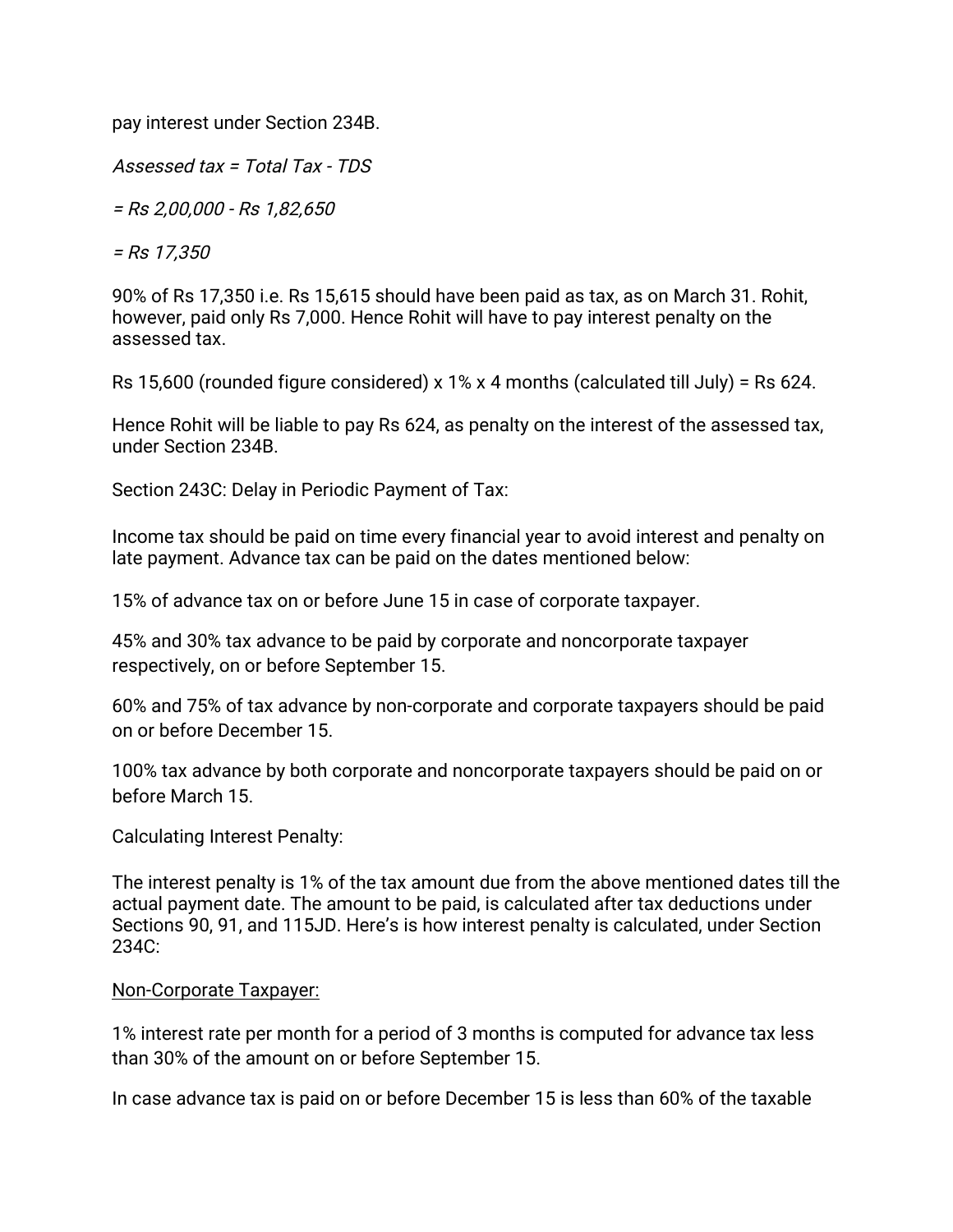pay interest under Section 234B.

*Assessed tax = Total Tax - TDS*

*= Rs 2,00,000 - Rs 1,82,650*

*= Rs 17,350*

90% of Rs 17,350 i.e. Rs 15,615 should have been paid as tax, as on March 31. Rohit, however, paid only Rs 7,000. Hence Rohit will have to pay interest penalty on the assessed tax.

Rs 15,600 (rounded figure considered) x 1% x 4 months (calculated till July) = Rs 624.

Hence Rohit will be liable to pay Rs 624, as penalty on the interest of the assessed tax, under Section 234B.

Section 243C: Delay in Periodic Payment of Tax:

Income tax should be paid on time every financial year to avoid interest and penalty on late payment. Advance tax can be paid on the dates mentioned below:

15% of advance tax on or before June 15 in case of corporate taxpayer.

45% and 30% tax advance to be paid by corporate and noncorporate taxpayer respectively, on or before September 15.

60% and 75% of tax advance by non-corporate and corporate taxpayers should be paid on or before December 15.

100% tax advance by both corporate and noncorporate taxpayers should be paid on or before March 15.

Calculating Interest Penalty:

The interest penalty is 1% of the tax amount due from the above mentioned dates till the actual payment date. The amount to be paid, is calculated after tax deductions under Sections 90, 91, and 115JD. Here's is how interest penalty is calculated, under Section 234C:

<u>Non-Corporate Taxpayer:</u>

1% interest rate per month for a period of 3 months is computed for advance tax less than 30% of the amount on or before September 15.

In case advance tax is paid on or before December 15 is less than 60% of the taxable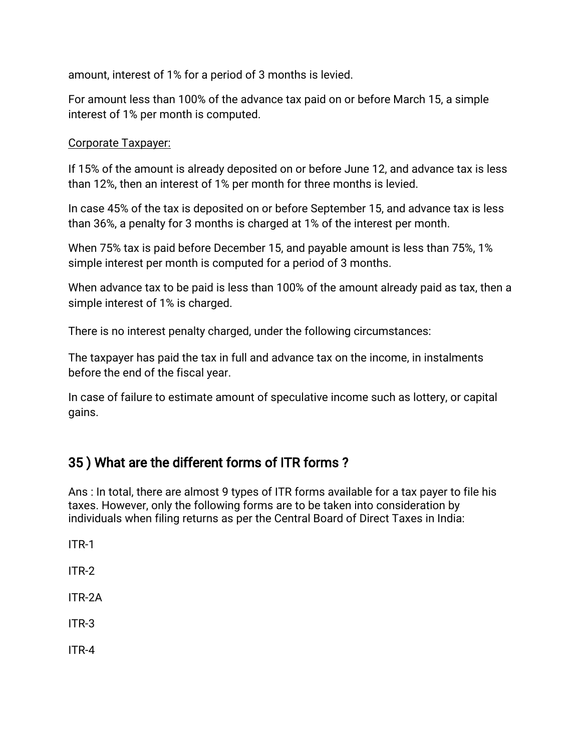amount, interest of 1% for a period of 3 months is levied.

For amount less than 100% of the advance tax paid on or before March 15, a simple interest of 1% per month is computed.

<u>Corporate Taxpayer:</u>

If 15% of the amount is already deposited on or before June 12, and advance tax is less than 12%, then an interest of 1% per month for three months is levied.

In case 45% of the tax is deposited on or before September 15, and advance tax is less than 36%, a penalty for 3 months is charged at 1% of the interest per month.

When 75% tax is paid before December 15, and payable amount is less than 75%, 1% simple interest per month is computed for a period of 3 months.

When advance tax to be paid is less than 100% of the amount already paid as tax, then a simple interest of 1% is charged.

There is no interest penalty charged, under the following circumstances:

The taxpayer has paid the tax in full and advance tax on the income, in instalments before the end of the fiscal year.

In case of failure to estimate amount of speculative income such as lottery, or capital gains.

## 35 ) What are the different forms of ITR forms ?

Ans : In total, there are almost 9 types of ITR forms available for a tax payer to file his taxes. However, only the following forms are to be taken into consideration by individuals when filing returns as per the Central Board of Direct Taxes in India:

ITR-1

ITR-2

ITR-2A

ITR-3

ITR-4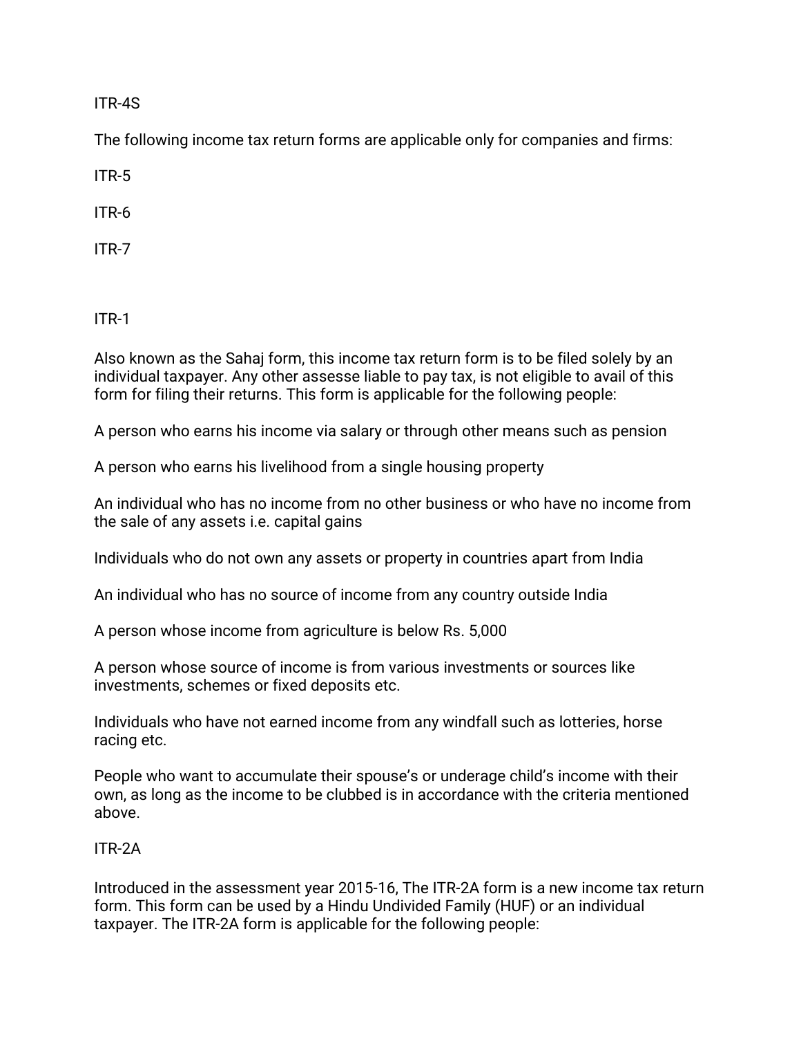ITR-4S

The following income tax return forms are applicable only for companies and firms:

ITR-5

ITR-6

ITR-7

ITR-1

Also known as the Sahaj form, this income tax return form is to be filed solely by an individual taxpayer. Any other assesse liable to pay tax, is not eligible to avail of this form for filing their returns. This form is applicable for the following people:

A person who earns his income via salary or through other means such as pension

A person who earns his livelihood from a single housing property

An individual who has no income from no other business or who have no income from the sale of any assets i.e. capital gains

Individuals who do not own any assets or property in countries apart from India

An individual who has no source of income from any country outside India

A person whose income from agriculture is below Rs. 5,000

A person whose source of income is from various investments or sources like investments, schemes or fixed deposits etc.

Individuals who have not earned income from any windfall such as lotteries, horse racing etc.

People who want to accumulate their spouse's or underage child's income with their own, as long as the income to be clubbed is in accordance with the criteria mentioned above.

ITR-2A

Introduced in the assessment year 2015-16, The ITR-2A form is a new income tax return form. This form can be used by a Hindu Undivided Family (HUF) or an individual taxpayer. The ITR-2A form is applicable for the following people: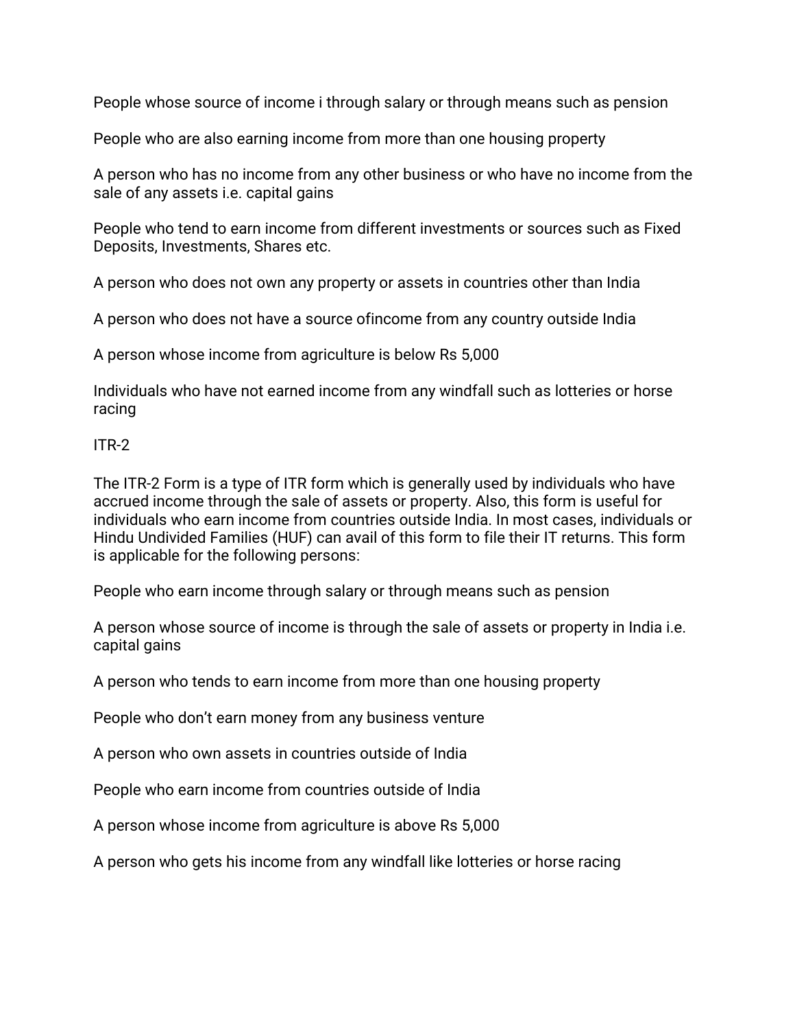People whose source of income i through salary or through means such as pension

People who are also earning income from more than one housing property

A person who has no income from any other business or who have no income from the sale of any assets i.e. capital gains

People who tend to earn income from different investments or sources such as Fixed Deposits, Investments, Shares etc.

A person who does not own any property or assets in countries other than India

A person who does not have a source ofincome from any country outside India

A person whose income from agriculture is below Rs 5,000

Individuals who have not earned income from any windfall such as lotteries or horse racing

ITR-2

The ITR-2 Form is a type of ITR form which is generally used by individuals who have accrued income through the sale of assets or property. Also, this form is useful for individuals who earn income from countries outside India. In most cases, individuals or Hindu Undivided Families (HUF) can avail of this form to file their IT returns. This form is applicable for the following persons:

People who earn income through salary or through means such as pension

A person whose source of income is through the sale of assets or property in India i.e. capital gains

A person who tends to earn income from more than one housing property

People who don't earn money from any business venture

A person who own assets in countries outside of India

People who earn income from countries outside of India

A person whose income from agriculture is above Rs 5,000

A person who gets his income from any windfall like lotteries or horse racing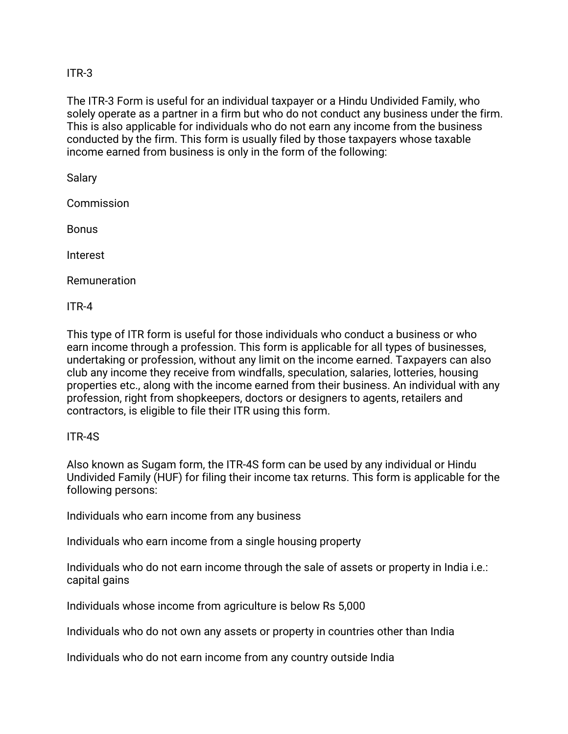ITR-3

The ITR-3 Form is useful for an individual taxpayer or a Hindu Undivided Family, who solely operate as a partner in a firm but who do not conduct any business under the firm. This is also applicable for individuals who do not earn any income from the business conducted by the firm. This form is usually filed by those taxpayers whose taxable income earned from business is only in the form of the following:

Salary

Commission

Bonus

Interest

Remuneration

ITR-4

This type of ITR form is useful for those individuals who conduct a business or who earn income through a profession. This form is applicable for all types of businesses, undertaking or profession, without any limit on the income earned. Taxpayers can also club any income they receive from windfalls, speculation, salaries, lotteries, housing properties etc., along with the income earned from their business. An individual with any profession, right from shopkeepers, doctors or designers to agents, retailers and contractors, is eligible to file their ITR using this form.

ITR-4S

Also known as Sugam form, the ITR-4S form can be used by any individual or Hindu Undivided Family (HUF) for filing their income tax returns. This form is applicable for the following persons:

Individuals who earn income from any business

Individuals who earn income from a single housing property

Individuals who do not earn income through the sale of assets or property in India i.e.: capital gains

Individuals whose income from agriculture is below Rs 5,000

Individuals who do not own any assets or property in countries other than India

Individuals who do not earn income from any country outside India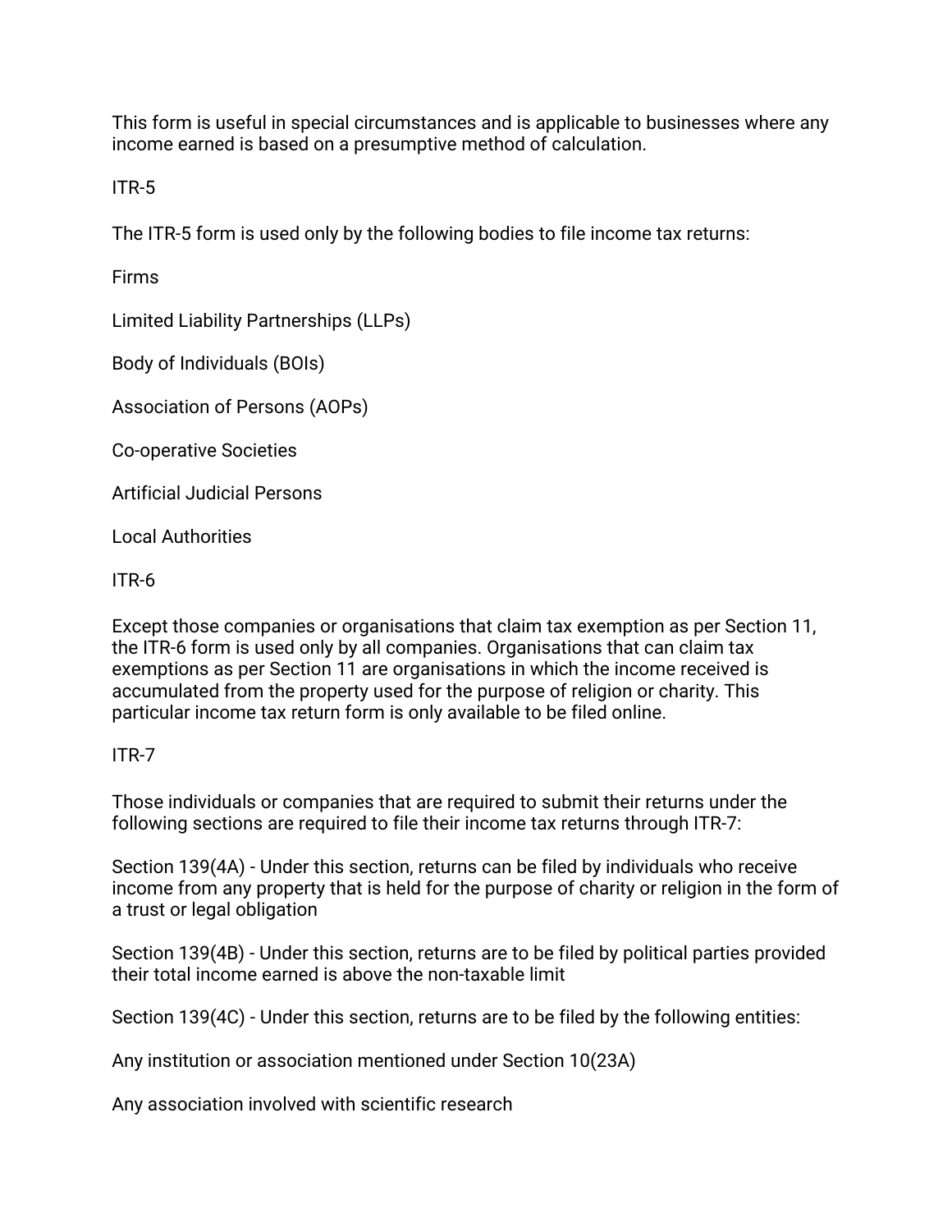This form is useful in special circumstances and is applicable to businesses where any income earned is based on a presumptive method of calculation.

## ITR-5

The ITR-5 form is used only by the following bodies to file income tax returns:

- Firms
- Limited Liability Partnerships (LLPs)
- Body of Individuals (BOIs)
- Association of Persons (AOPs)
- Co-operative Societies
- Artificial Judicial Persons
- Local Authorities

## ITR-6

Except those companies or organisations that claim tax exemption as per Section 11, the ITR-6 form is used only by all companies. Organisations that can claim tax exemptions as per Section 11 are organisations in which the income received is accumulated from the property used for the purpose of religion or charity. This particular income tax return form is only available to be filed online.

## ITR-7

Those individuals or companies that are required to submit their returns under the following sections are required to file their income tax returns through ITR-7:

Section 139(4A) - Under this section, returns can be filed by individuals who receive income from any property that is held for the purpose of charity or religion in the form of a trust or legal obligation

Section 139(4B) - Under this section, returns are to be filed by political parties provided their total income earned is above the non-taxable limit

Section 139(4C) - Under this section, returns are to be filed by the following entities:

- Any institution or association mentioned under Section 10(23A)
- Any association involved with scientific research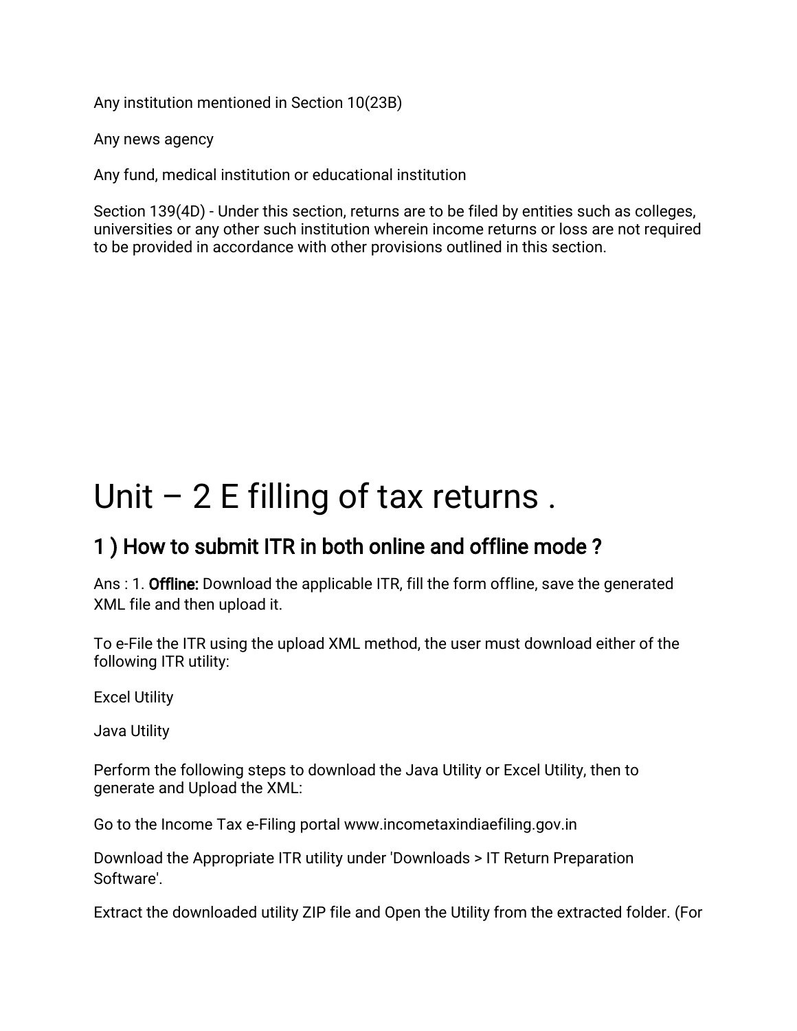Any institution mentioned in Section 10(23B)

Any news agency

Any fund, medical institution or educational institution

Section 139(4D) - Under this section, returns are to be filed by entities such as colleges, universities or any other such institution wherein income returns or loss are not required to be provided in accordance with other provisions outlined in this section.

# Unit – 2 E filling of tax returns .

## 1 ) How to submit ITR in both online and offline mode ?

Ans : 1. **Offline:** Download the applicable ITR, fill the form offline, save the generated XML file and then upload it.

To e-File the ITR using the upload XML method, the user must download either of the following ITR utility:

Excel Utility

Java Utility

Perform the following steps to download the Java Utility or Excel Utility, then to generate and Upload the XML:

Go to the Income Tax e-Filing portal www.incometaxindiaefiling.gov.in

Download the Appropriate ITR utility under 'Downloads > IT Return Preparation Software'.

Extract the downloaded utility ZIP file and Open the Utility from the extracted folder. (For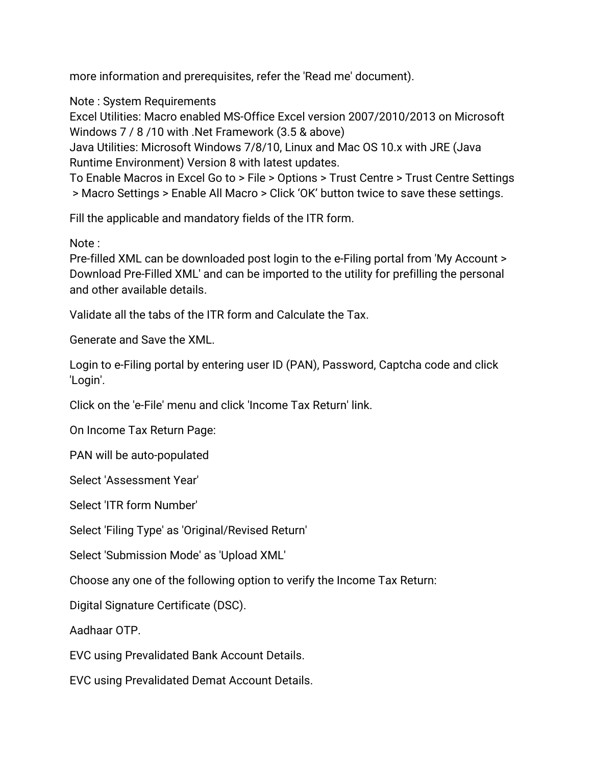more information and prerequisites, refer the 'Read me' document).

Note : System Requirements
Excel Utilities: Macro enabled MS-Office Excel version 2007/2010/2013 on Microsoft Windows 7 / 8 /10 with .Net Framework (3.5 & above)
Java Utilities: Microsoft Windows 7/8/10, Linux and Mac OS 10.x with JRE (Java Runtime Environment) Version 8 with latest updates.
To Enable Macros in Excel Go to > File > Options > Trust Centre > Trust Centre Settings > Macro Settings > Enable All Macro > Click 'OK' button twice to save these settings.

Fill the applicable and mandatory fields of the ITR form.

Note :
Pre-filled XML can be downloaded post login to the e-Filing portal from 'My Account > Download Pre-Filled XML' and can be imported to the utility for prefilling the personal and other available details.

Validate all the tabs of the ITR form and Calculate the Tax.

Generate and Save the XML.

Login to e-Filing portal by entering user ID (PAN), Password, Captcha code and click 'Login'.

Click on the 'e-File' menu and click 'Income Tax Return' link.

On Income Tax Return Page:

PAN will be auto-populated

Select 'Assessment Year'

Select 'ITR form Number'

Select 'Filing Type' as 'Original/Revised Return'

Select 'Submission Mode' as 'Upload XML'

Choose any one of the following option to verify the Income Tax Return:

Digital Signature Certificate (DSC).

Aadhaar OTP.

EVC using Prevalidated Bank Account Details.

EVC using Prevalidated Demat Account Details.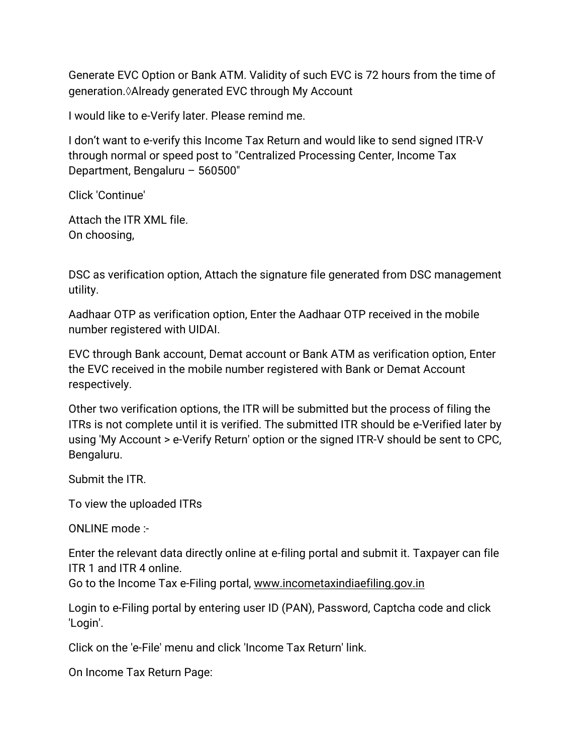Generate EVC Option or Bank ATM. Validity of such EVC is 72 hours from the time of generation.◊Already generated EVC through My Account

I would like to e-Verify later. Please remind me.

I don't want to e-verify this Income Tax Return and would like to send signed ITR-V through normal or speed post to "Centralized Processing Center, Income Tax Department, Bengaluru – 560500"

Click 'Continue'

Attach the ITR XML file.
On choosing,

DSC as verification option, Attach the signature file generated from DSC management utility.

Aadhaar OTP as verification option, Enter the Aadhaar OTP received in the mobile number registered with UIDAI.

EVC through Bank account, Demat account or Bank ATM as verification option, Enter the EVC received in the mobile number registered with Bank or Demat Account respectively.

Other two verification options, the ITR will be submitted but the process of filing the ITRs is not complete until it is verified. The submitted ITR should be e-Verified later by using 'My Account > e-Verify Return' option or the signed ITR-V should be sent to CPC, Bengaluru.

Submit the ITR.

To view the uploaded ITRs

ONLINE mode :-

Enter the relevant data directly online at e-filing portal and submit it. Taxpayer can file ITR 1 and ITR 4 online.
Go to the Income Tax e-Filing portal, www.incometaxindiaefiling.gov.in

Login to e-Filing portal by entering user ID (PAN), Password, Captcha code and click 'Login'.

Click on the 'e-File' menu and click 'Income Tax Return' link.

On Income Tax Return Page: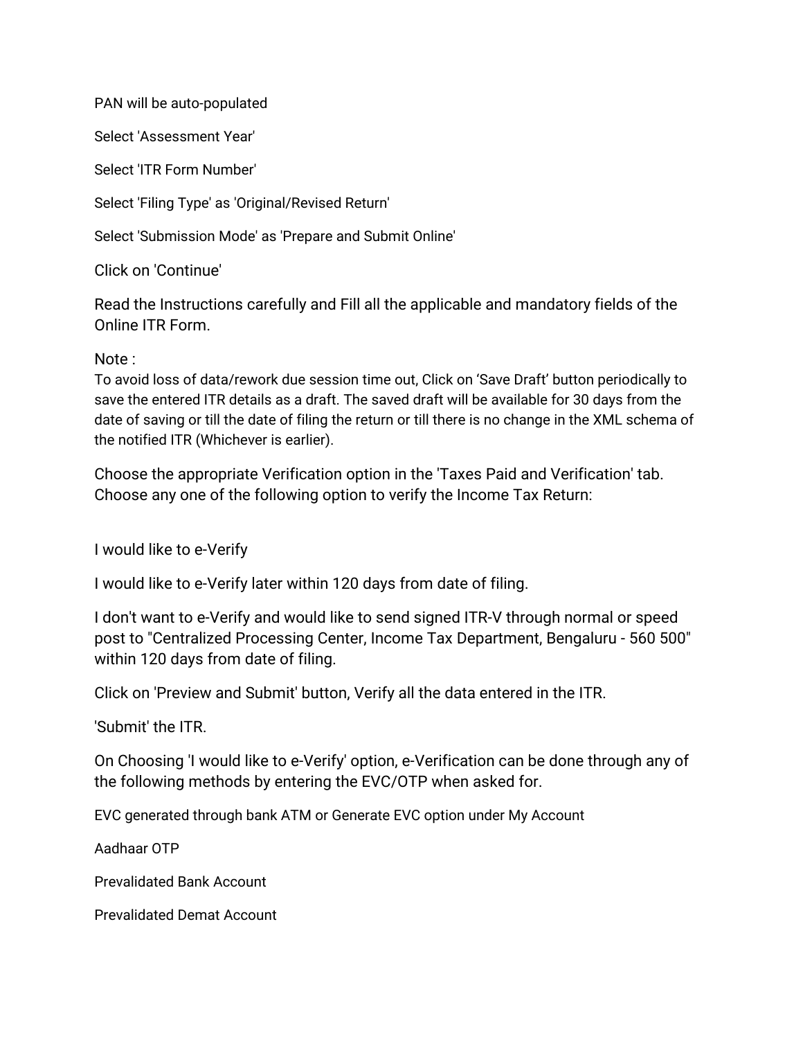PAN will be auto-populated

Select 'Assessment Year'

Select 'ITR Form Number'

Select 'Filing Type' as 'Original/Revised Return'

Select 'Submission Mode' as 'Prepare and Submit Online'

Click on 'Continue'

Read the Instructions carefully and Fill all the applicable and mandatory fields of the Online ITR Form.

Note :
To avoid loss of data/rework due session time out, Click on 'Save Draft' button periodically to save the entered ITR details as a draft. The saved draft will be available for 30 days from the date of saving or till the date of filing the return or till there is no change in the XML schema of the notified ITR (Whichever is earlier).

Choose the appropriate Verification option in the 'Taxes Paid and Verification' tab. Choose any one of the following option to verify the Income Tax Return:

I would like to e-Verify

I would like to e-Verify later within 120 days from date of filing.

I don't want to e-Verify and would like to send signed ITR-V through normal or speed post to "Centralized Processing Center, Income Tax Department, Bengaluru - 560 500" within 120 days from date of filing.

Click on 'Preview and Submit' button, Verify all the data entered in the ITR.

'Submit' the ITR.

On Choosing 'I would like to e-Verify' option, e-Verification can be done through any of the following methods by entering the EVC/OTP when asked for.

EVC generated through bank ATM or Generate EVC option under My Account

Aadhaar OTP

Prevalidated Bank Account

Prevalidated Demat Account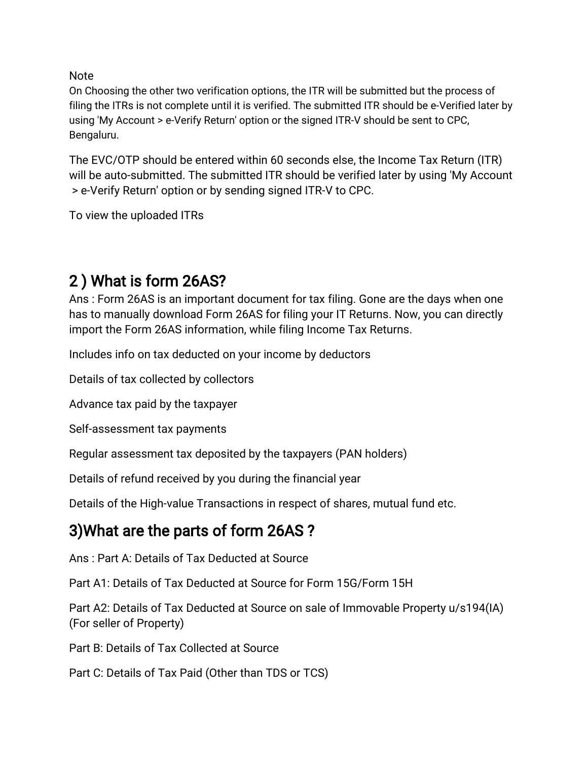Note

On Choosing the other two verification options, the ITR will be submitted but the process of filing the ITRs is not complete until it is verified. The submitted ITR should be e-Verified later by using 'My Account > e-Verify Return' option or the signed ITR-V should be sent to CPC, Bengaluru.

The EVC/OTP should be entered within 60 seconds else, the Income Tax Return (ITR) will be auto-submitted. The submitted ITR should be verified later by using 'My Account > e-Verify Return' option or by sending signed ITR-V to CPC.

To view the uploaded ITRs

## 2 ) What is form 26AS?

Ans : Form 26AS is an important document for tax filing. Gone are the days when one has to manually download Form 26AS for filing your IT Returns. Now, you can directly import the Form 26AS information, while filing Income Tax Returns.

Includes info on tax deducted on your income by deductors

Details of tax collected by collectors

Advance tax paid by the taxpayer

Self-assessment tax payments

Regular assessment tax deposited by the taxpayers (PAN holders)

Details of refund received by you during the financial year

Details of the High-value Transactions in respect of shares, mutual fund etc.

## 3)What are the parts of form 26AS ?

Ans : Part A: Details of Tax Deducted at Source

Part A1: Details of Tax Deducted at Source for Form 15G/Form 15H

Part A2: Details of Tax Deducted at Source on sale of Immovable Property u/s194(IA) (For seller of Property)

Part B: Details of Tax Collected at Source

Part C: Details of Tax Paid (Other than TDS or TCS)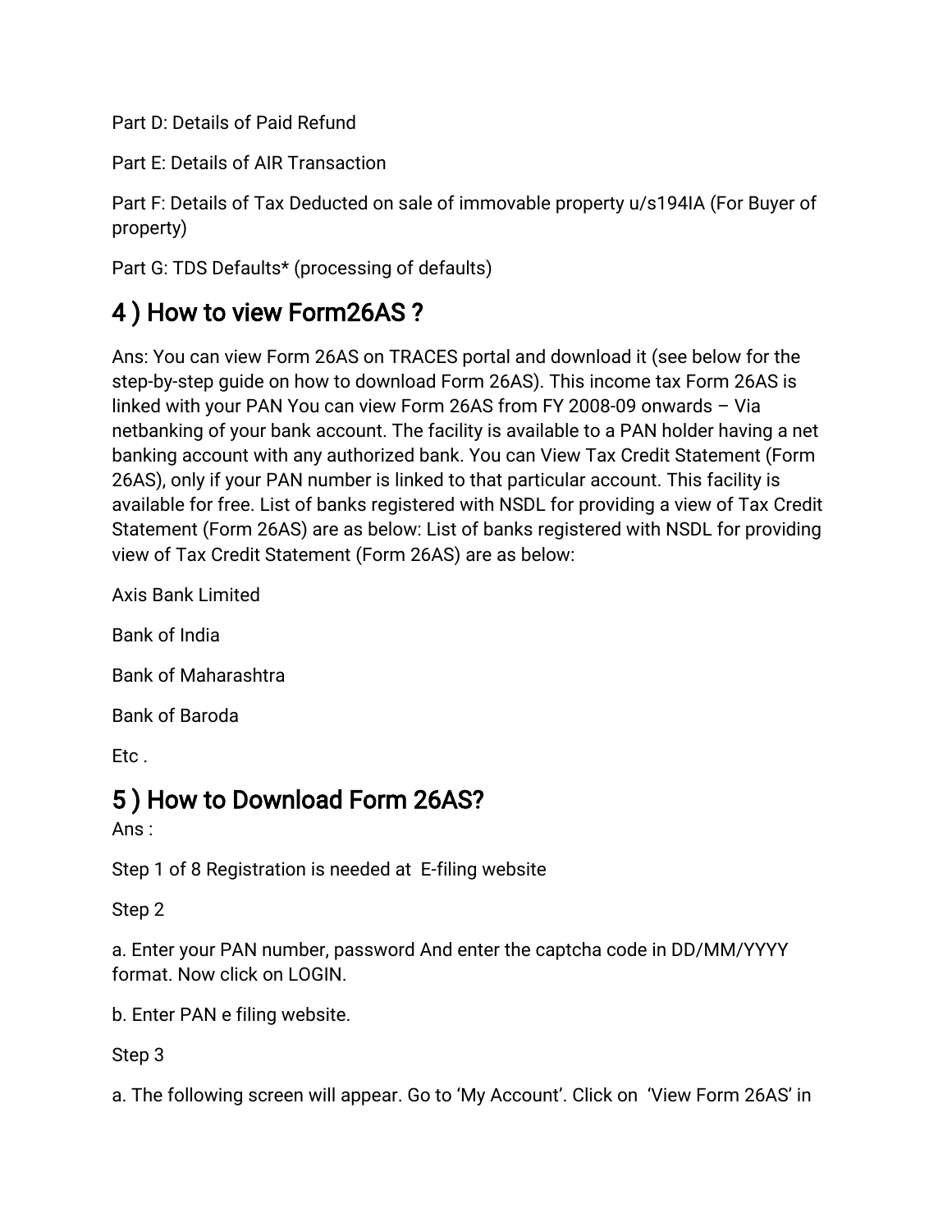Part D: Details of Paid Refund

Part E: Details of AIR Transaction

Part F: Details of Tax Deducted on sale of immovable property u/s194IA (For Buyer of property)

Part G: TDS Defaults* (processing of defaults)

## 4 ) How to view Form26AS ?

Ans: You can view Form 26AS on TRACES portal and download it (see below for the step-by-step guide on how to download Form 26AS). This income tax Form 26AS is linked with your PAN You can view Form 26AS from FY 2008-09 onwards – Via netbanking of your bank account. The facility is available to a PAN holder having a net banking account with any authorized bank. You can View Tax Credit Statement (Form 26AS), only if your PAN number is linked to that particular account. This facility is available for free. List of banks registered with NSDL for providing a view of Tax Credit Statement (Form 26AS) are as below: List of banks registered with NSDL for providing view of Tax Credit Statement (Form 26AS) are as below:

Axis Bank Limited

Bank of India

Bank of Maharashtra

Bank of Baroda

Etc .

## 5 ) How to Download Form 26AS?

Ans :

Step 1 of 8 Registration is needed at E-filing website

Step 2

a. Enter your PAN number, password And enter the captcha code in DD/MM/YYYY format. Now click on LOGIN.

b. Enter PAN e filing website.

Step 3

a. The following screen will appear. Go to 'My Account'. Click on 'View Form 26AS' in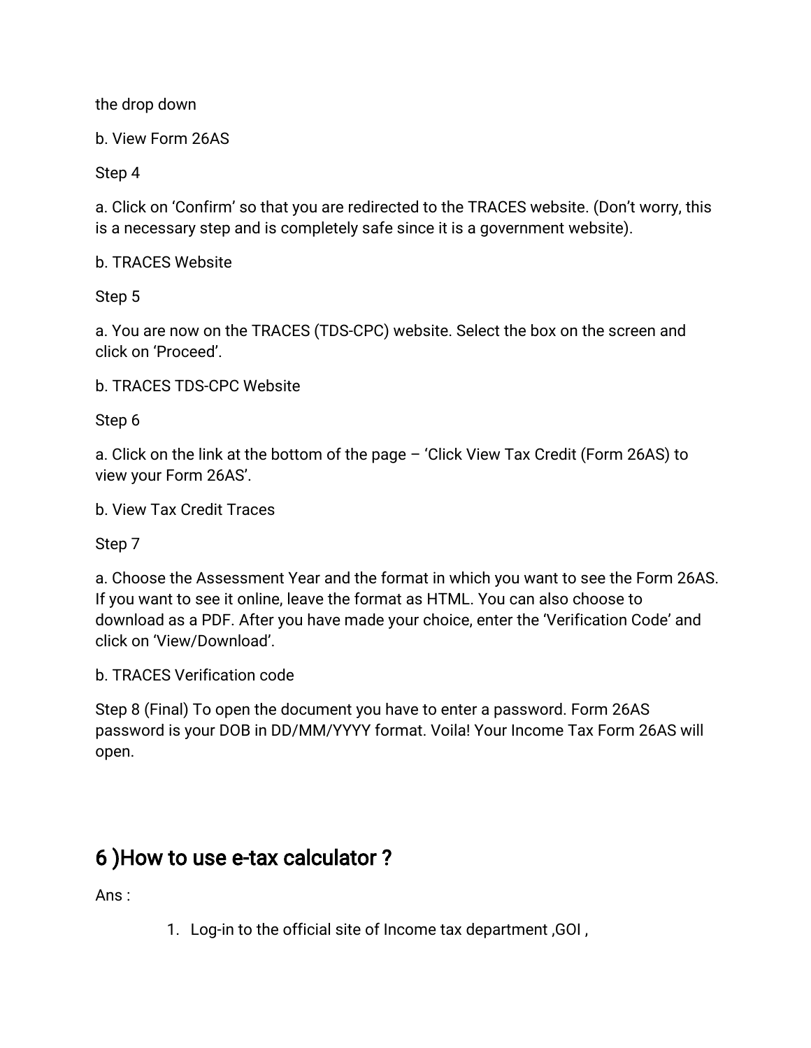the drop down

b. View Form 26AS

Step 4

a. Click on 'Confirm' so that you are redirected to the TRACES website. (Don't worry, this is a necessary step and is completely safe since it is a government website).

b. TRACES Website

Step 5

a. You are now on the TRACES (TDS-CPC) website. Select the box on the screen and click on 'Proceed'.

b. TRACES TDS-CPC Website

Step 6

a. Click on the link at the bottom of the page – 'Click View Tax Credit (Form 26AS) to view your Form 26AS'.

b. View Tax Credit Traces

Step 7

a. Choose the Assessment Year and the format in which you want to see the Form 26AS. If you want to see it online, leave the format as HTML. You can also choose to download as a PDF. After you have made your choice, enter the 'Verification Code' and click on 'View/Download'.

b. TRACES Verification code

Step 8 (Final) To open the document you have to enter a password. Form 26AS password is your DOB in DD/MM/YYYY format. Voila! Your Income Tax Form 26AS will open.

## 6 )How to use e-tax calculator ?

Ans :

1. Log-in to the official site of Income tax department ,GOI ,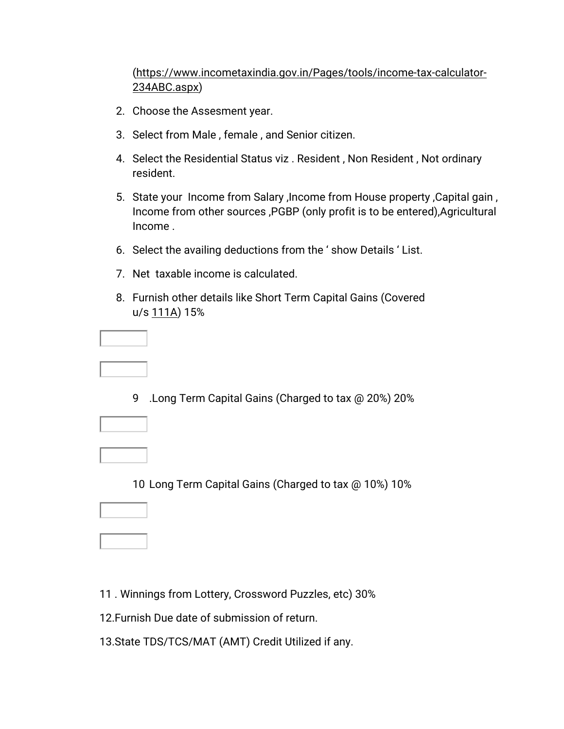(https://www.incometaxindia.gov.in/Pages/tools/income-tax-calculator-234ABC.aspx)

2. Choose the Assesment year.
3. Select from Male , female , and Senior citizen.
4. Select the Residential Status viz . Resident , Non Resident , Not ordinary resident.
5. State your Income from Salary ,Income from House property ,Capital gain , Income from other sources ,PGBP (only profit is to be entered),Agricultural Income .
6. Select the availing deductions from the ' show Details ' List.
7. Net taxable income is calculated.
8. Furnish other details like Short Term Capital Gains (Covered u/s 111A) 15%

9 .Long Term Capital Gains (Charged to tax @ 20%) 20%

10 Long Term Capital Gains (Charged to tax @ 10%) 10%

11 . Winnings from Lottery, Crossword Puzzles, etc) 30%

12.Furnish Due date of submission of return.

13.State TDS/TCS/MAT (AMT) Credit Utilized if any.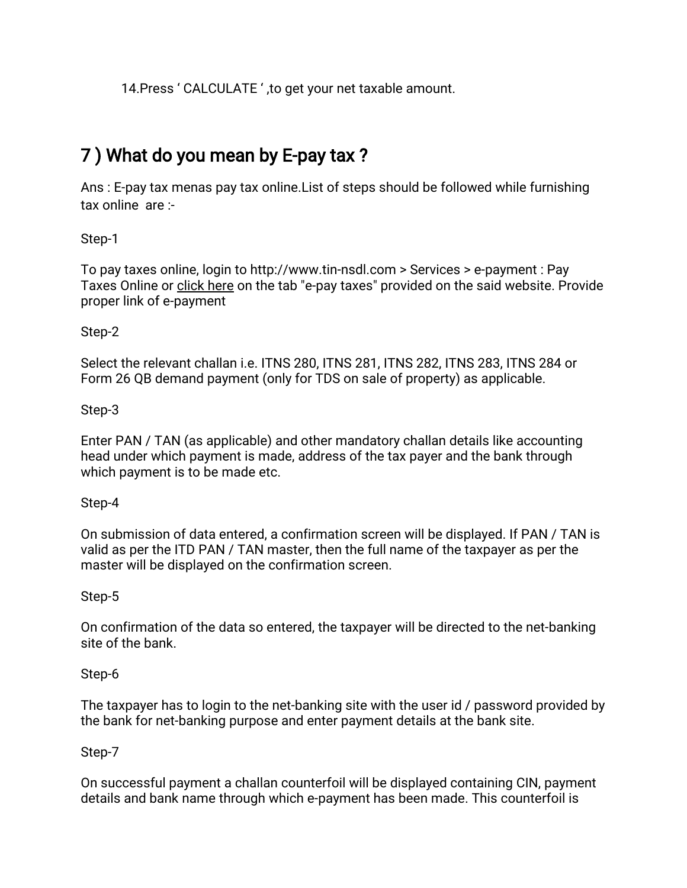14.Press ‘ CALCULATE ‘ ,to get your net taxable amount.

## 7 ) What do you mean by E-pay tax ?

Ans : E-pay tax menas pay tax online.List of steps should be followed while furnishing tax online are :-

Step-1

To pay taxes online, login to http://www.tin-nsdl.com > Services > e-payment : Pay Taxes Online or click here on the tab "e-pay taxes" provided on the said website. Provide proper link of e-payment

Step-2

Select the relevant challan i.e. ITNS 280, ITNS 281, ITNS 282, ITNS 283, ITNS 284 or Form 26 QB demand payment (only for TDS on sale of property) as applicable.

Step-3

Enter PAN / TAN (as applicable) and other mandatory challan details like accounting head under which payment is made, address of the tax payer and the bank through which payment is to be made etc.

Step-4

On submission of data entered, a confirmation screen will be displayed. If PAN / TAN is valid as per the ITD PAN / TAN master, then the full name of the taxpayer as per the master will be displayed on the confirmation screen.

Step-5

On confirmation of the data so entered, the taxpayer will be directed to the net-banking site of the bank.

Step-6

The taxpayer has to login to the net-banking site with the user id / password provided by the bank for net-banking purpose and enter payment details at the bank site.

Step-7

On successful payment a challan counterfoil will be displayed containing CIN, payment details and bank name through which e-payment has been made. This counterfoil is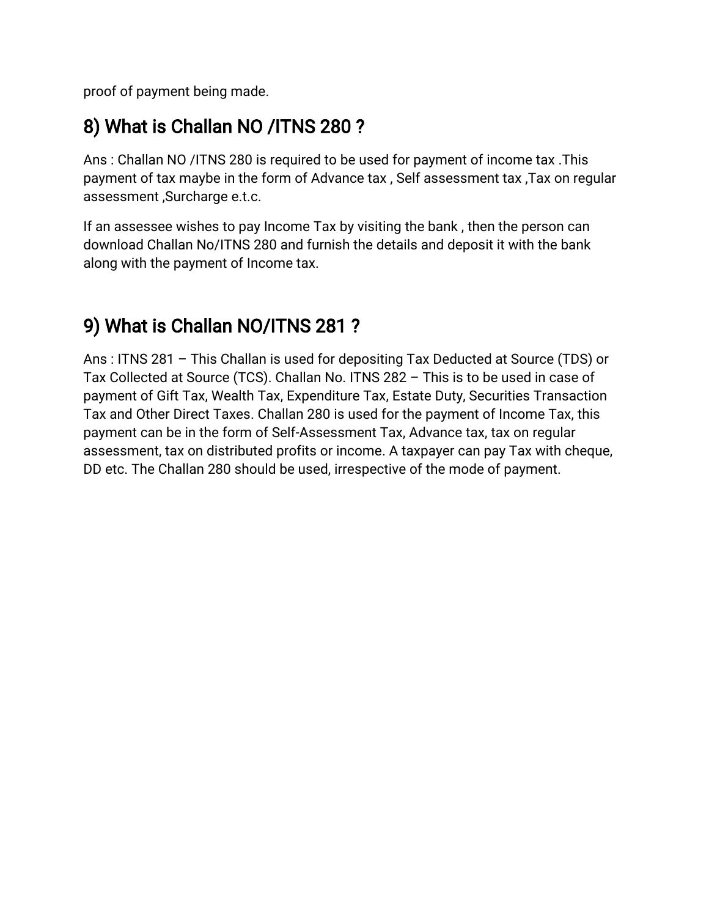proof of payment being made.

## 8) What is Challan NO /ITNS 280 ?

Ans : Challan NO /ITNS 280 is required to be used for payment of income tax .This payment of tax maybe in the form of Advance tax , Self assessment tax ,Tax on regular assessment ,Surcharge e.t.c.

If an assessee wishes to pay Income Tax by visiting the bank , then the person can download Challan No/ITNS 280 and furnish the details and deposit it with the bank along with the payment of Income tax.

## 9) What is Challan NO/ITNS 281 ?

Ans : ITNS 281 – This Challan is used for depositing Tax Deducted at Source (TDS) or Tax Collected at Source (TCS). Challan No. ITNS 282 – This is to be used in case of payment of Gift Tax, Wealth Tax, Expenditure Tax, Estate Duty, Securities Transaction Tax and Other Direct Taxes. Challan 280 is used for the payment of Income Tax, this payment can be in the form of Self-Assessment Tax, Advance tax, tax on regular assessment, tax on distributed profits or income. A taxpayer can pay Tax with cheque, DD etc. The Challan 280 should be used, irrespective of the mode of payment.